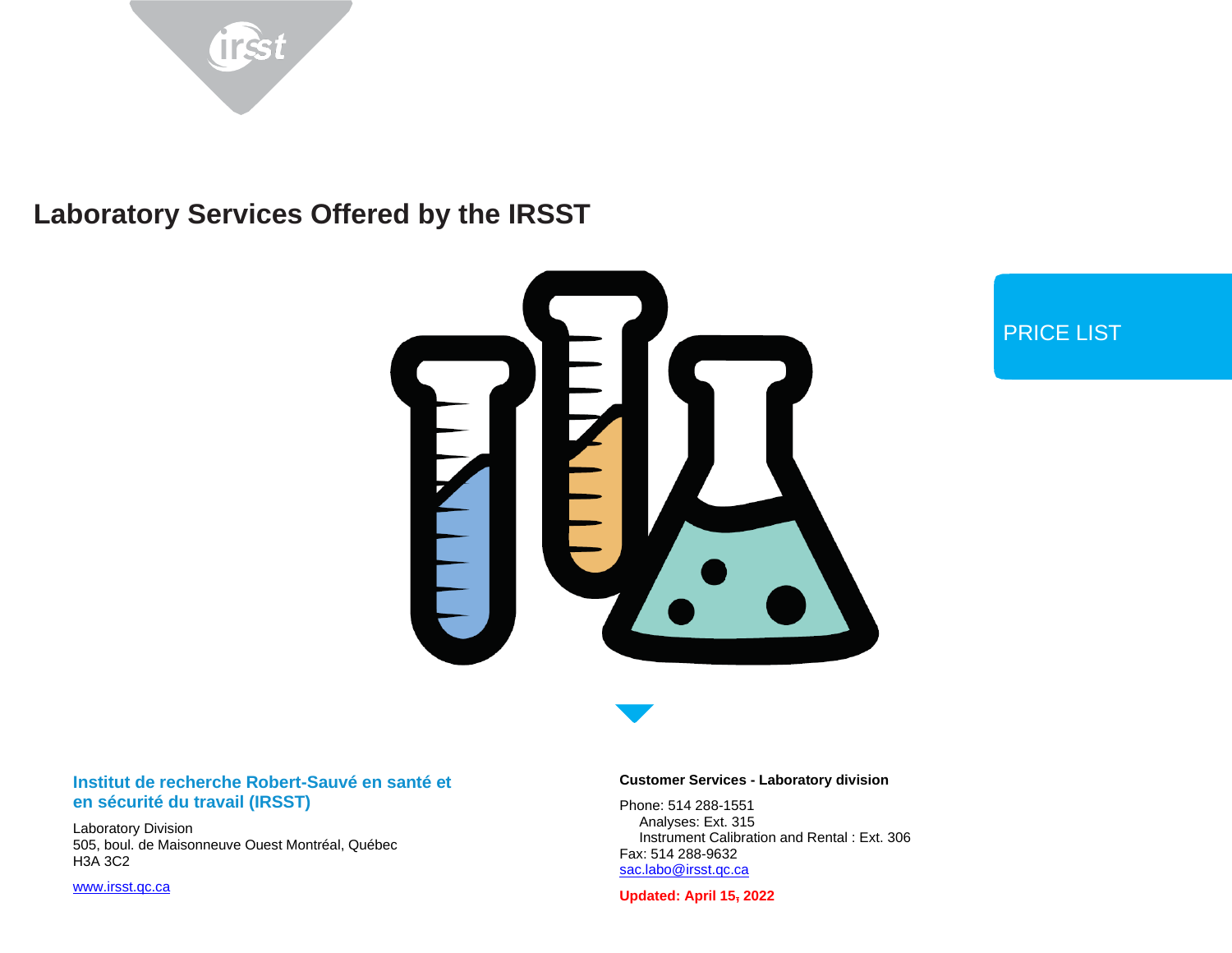# Laboratory Services Offered by the IRSST

PRICE LIST

**Institut de recherche Robert-Sauvé en santé et en sécurité du travail (IRSST)**

Laboratory Division
505, boul. de Maisonneuve Ouest Montréal, Québec
H3A 3C2

www.irsst.qc.ca

**Customer Services - Laboratory division**

Phone: 514 288-1551
Analyses: Ext. 315
Instrument Calibration and Rental : Ext. 306
Fax: 514 288-9632
sac.labo@irsst.qc.ca

**Updated: April 15, 2022**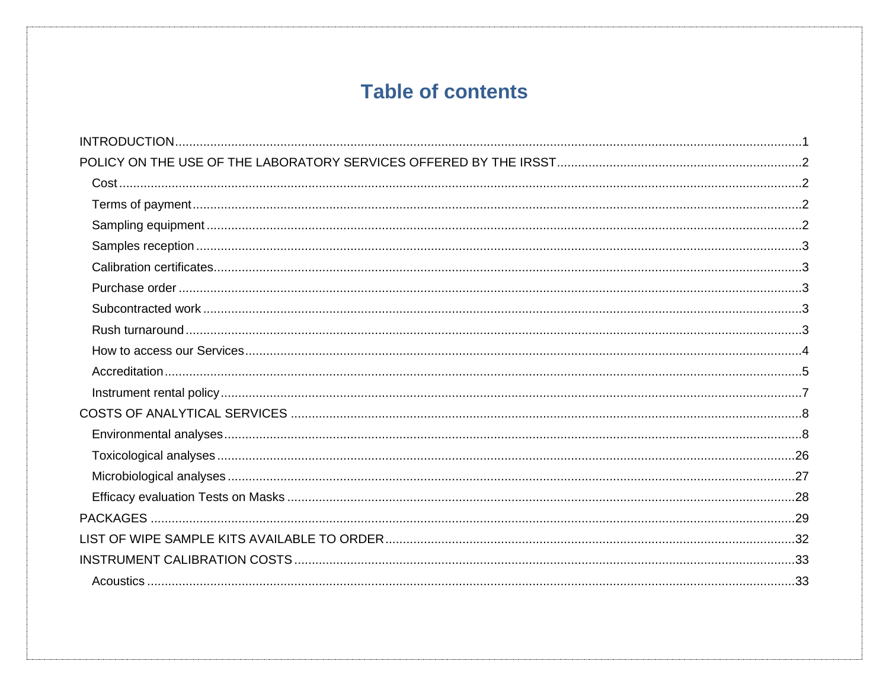# Table of contents

INTRODUCTION .......... 1

POLICY ON THE USE OF THE LABORATORY SERVICES OFFERED BY THE IRSST .......... 2

- Cost .......... 2
- Terms of payment .......... 2
- Sampling equipment .......... 2
- Samples reception .......... 3
- Calibration certificates .......... 3
- Purchase order .......... 3
- Subcontracted work .......... 3
- Rush turnaround .......... 3
- How to access our Services .......... 4
- Accreditation .......... 5
- Instrument rental policy .......... 7

COSTS OF ANALYTICAL SERVICES .......... 8

- Environmental analyses .......... 8
- Toxicological analyses .......... 26
- Microbiological analyses .......... 27
- Efficacy evaluation Tests on Masks .......... 28

PACKAGES .......... 29

LIST OF WIPE SAMPLE KITS AVAILABLE TO ORDER .......... 32

INSTRUMENT CALIBRATION COSTS .......... 33

- Acoustics .......... 33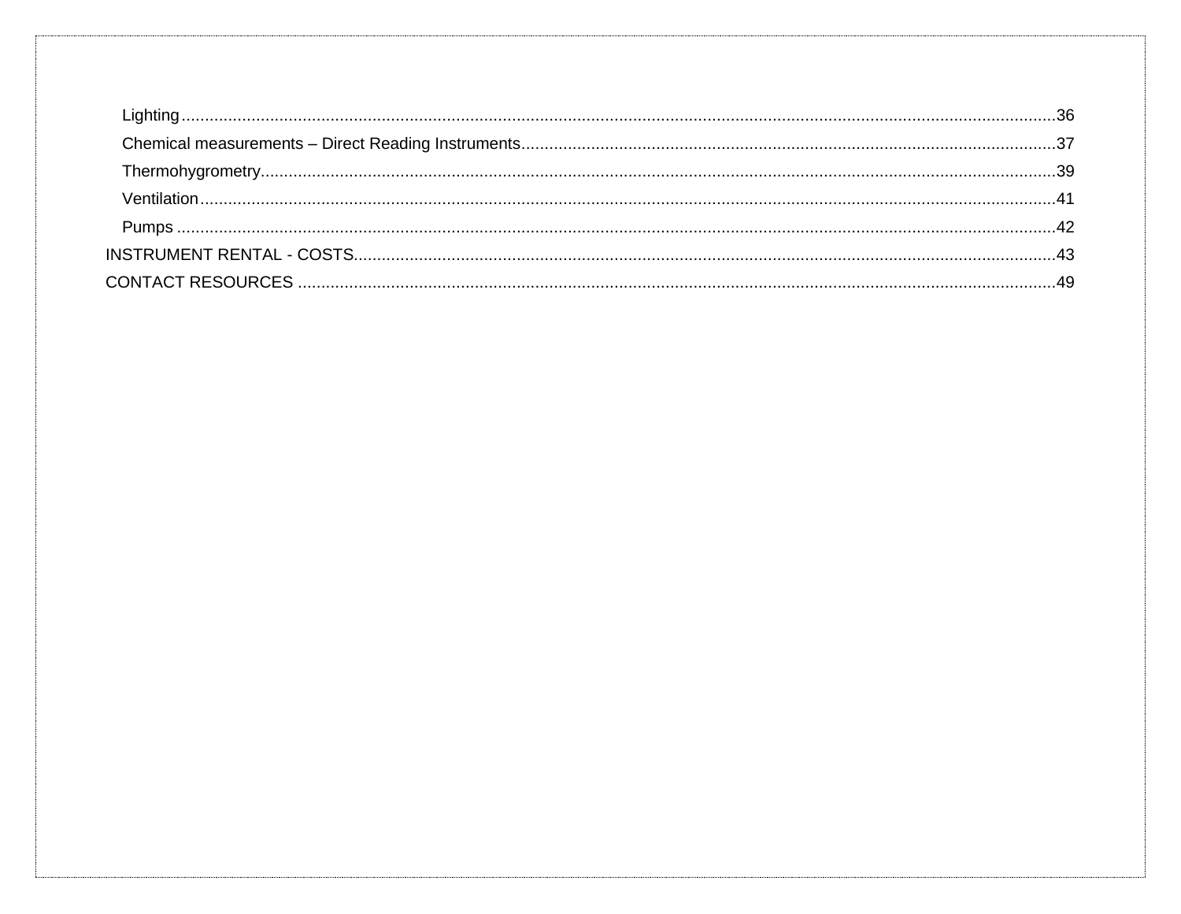- Lighting ........................................................................ 36
- Chemical measurements – Direct Reading Instruments ........................................................................ 37
- Thermohygrometry ........................................................................ 39
- Ventilation ........................................................................ 41
- Pumps ........................................................................ 42

INSTRUMENT RENTAL - COSTS ........................................................................ 43

CONTACT RESOURCES ........................................................................ 49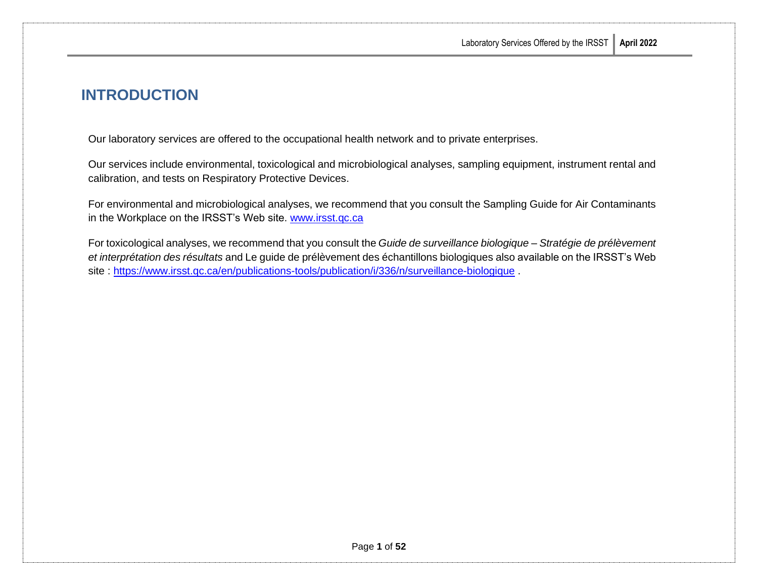# INTRODUCTION

Our laboratory services are offered to the occupational health network and to private enterprises.

Our services include environmental, toxicological and microbiological analyses, sampling equipment, instrument rental and calibration, and tests on Respiratory Protective Devices.

For environmental and microbiological analyses, we recommend that you consult the Sampling Guide for Air Contaminants in the Workplace on the IRSST's Web site. [www.irsst.qc.ca](www.irsst.qc.ca)

For toxicological analyses, we recommend that you consult the *Guide de surveillance biologique – Stratégie de prélèvement et interprétation des résultats* and Le guide de prélèvement des échantillons biologiques also available on the IRSST's Web site : [https://www.irsst.qc.ca/en/publications-tools/publication/i/336/n/surveillance-biologique](https://www.irsst.qc.ca/en/publications-tools/publication/i/336/n/surveillance-biologique) .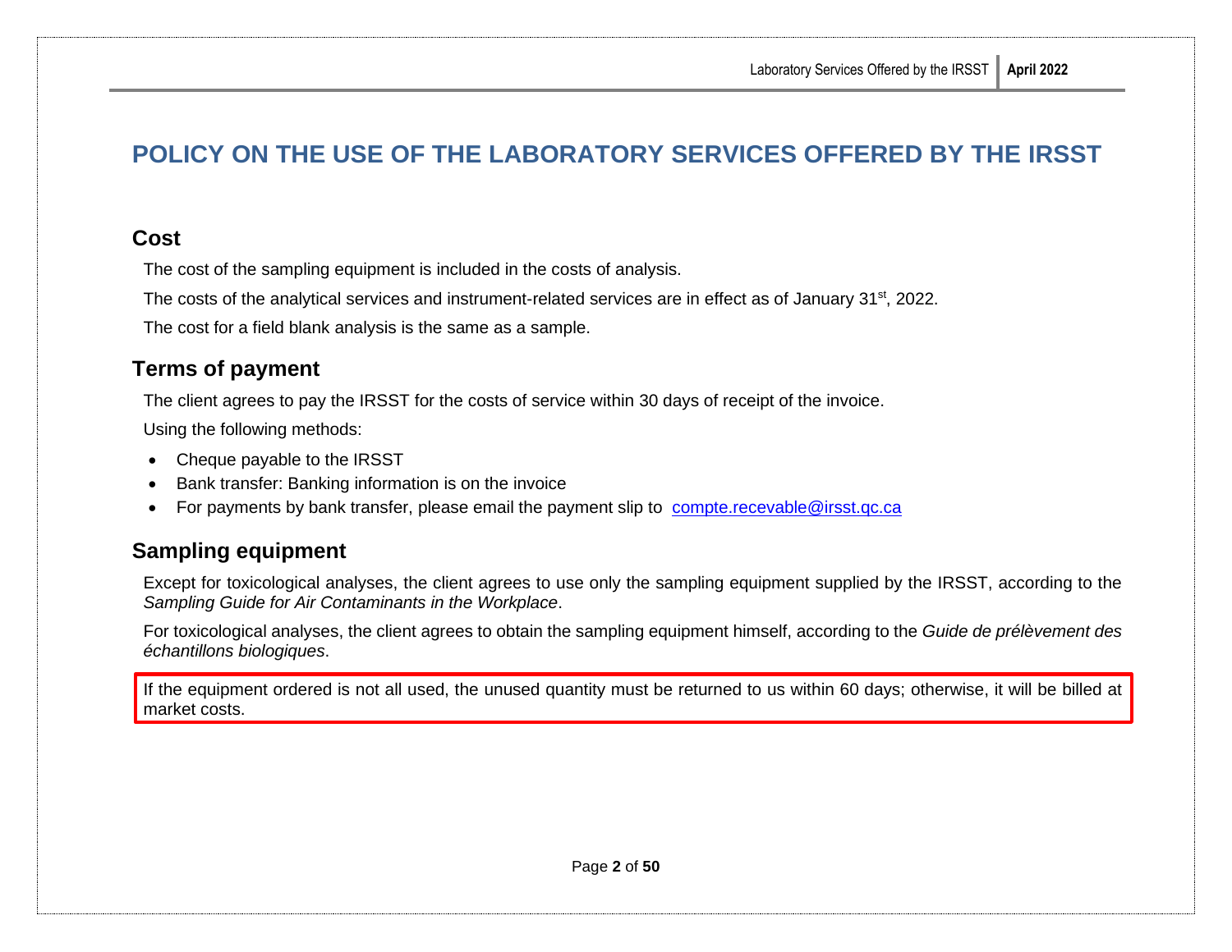# POLICY ON THE USE OF THE LABORATORY SERVICES OFFERED BY THE IRSST

## Cost

The cost of the sampling equipment is included in the costs of analysis.

The costs of the analytical services and instrument-related services are in effect as of January 31st, 2022.

The cost for a field blank analysis is the same as a sample.

## Terms of payment

The client agrees to pay the IRSST for the costs of service within 30 days of receipt of the invoice.

Using the following methods:

- Cheque payable to the IRSST
- Bank transfer: Banking information is on the invoice
- For payments by bank transfer, please email the payment slip to compte.recevable@irsst.qc.ca

## Sampling equipment

Except for toxicological analyses, the client agrees to use only the sampling equipment supplied by the IRSST, according to the *Sampling Guide for Air Contaminants in the Workplace*.

For toxicological analyses, the client agrees to obtain the sampling equipment himself, according to the *Guide de prélèvement des échantillons biologiques*.

If the equipment ordered is not all used, the unused quantity must be returned to us within 60 days; otherwise, it will be billed at market costs.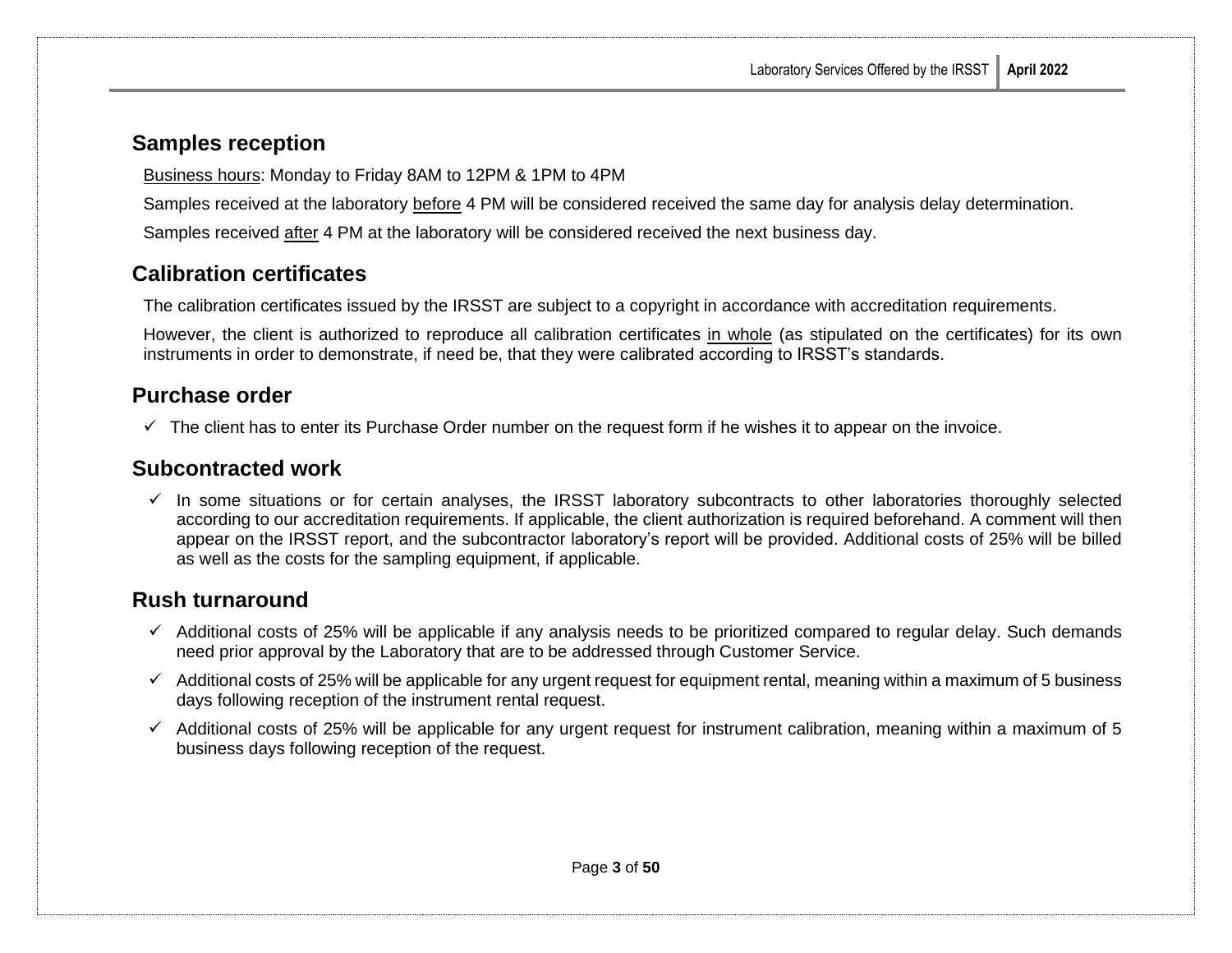## Samples reception

Business hours: Monday to Friday 8AM to 12PM & 1PM to 4PM

Samples received at the laboratory before 4 PM will be considered received the same day for analysis delay determination.

Samples received after 4 PM at the laboratory will be considered received the next business day.

## Calibration certificates

The calibration certificates issued by the IRSST are subject to a copyright in accordance with accreditation requirements.

However, the client is authorized to reproduce all calibration certificates in whole (as stipulated on the certificates) for its own instruments in order to demonstrate, if need be, that they were calibrated according to IRSST's standards.

## Purchase order

- ✓ The client has to enter its Purchase Order number on the request form if he wishes it to appear on the invoice.

## Subcontracted work

- ✓ In some situations or for certain analyses, the IRSST laboratory subcontracts to other laboratories thoroughly selected according to our accreditation requirements. If applicable, the client authorization is required beforehand. A comment will then appear on the IRSST report, and the subcontractor laboratory's report will be provided. Additional costs of 25% will be billed as well as the costs for the sampling equipment, if applicable.

## Rush turnaround

- ✓ Additional costs of 25% will be applicable if any analysis needs to be prioritized compared to regular delay. Such demands need prior approval by the Laboratory that are to be addressed through Customer Service.
- ✓ Additional costs of 25% will be applicable for any urgent request for equipment rental, meaning within a maximum of 5 business days following reception of the instrument rental request.
- ✓ Additional costs of 25% will be applicable for any urgent request for instrument calibration, meaning within a maximum of 5 business days following reception of the request.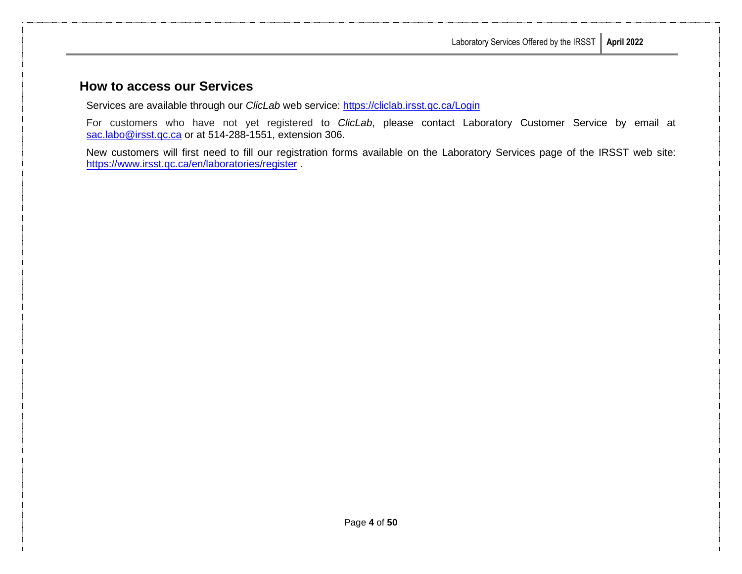## How to access our Services

Services are available through our *ClicLab* web service: https://cliclab.irsst.qc.ca/Login

For customers who have not yet registered to *ClicLab*, please contact Laboratory Customer Service by email at sac.labo@irsst.qc.ca or at 514-288-1551, extension 306.

New customers will first need to fill our registration forms available on the Laboratory Services page of the IRSST web site: https://www.irsst.qc.ca/en/laboratories/register .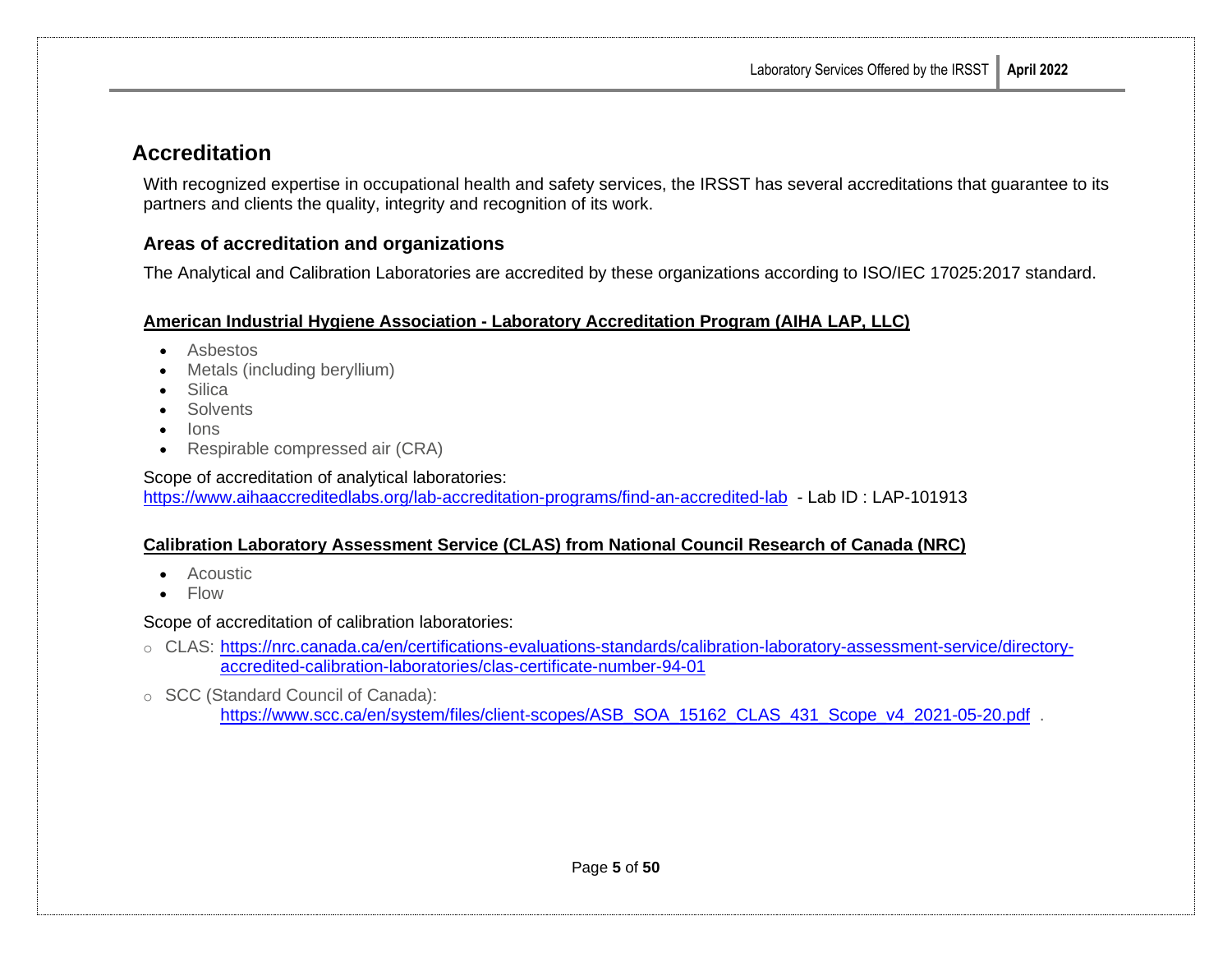## Accreditation

With recognized expertise in occupational health and safety services, the IRSST has several accreditations that guarantee to its partners and clients the quality, integrity and recognition of its work.

### Areas of accreditation and organizations

The Analytical and Calibration Laboratories are accredited by these organizations according to ISO/IEC 17025:2017 standard.

**American Industrial Hygiene Association - Laboratory Accreditation Program (AIHA LAP, LLC)**

- Asbestos
- Metals (including beryllium)
- Silica
- Solvents
- Ions
- Respirable compressed air (CRA)

Scope of accreditation of analytical laboratories:
https://www.aihaaccreditedlabs.org/lab-accreditation-programs/find-an-accredited-lab - Lab ID : LAP-101913

**Calibration Laboratory Assessment Service (CLAS) from National Council Research of Canada (NRC)**

- Acoustic
- Flow

Scope of accreditation of calibration laboratories:

- CLAS: https://nrc.canada.ca/en/certifications-evaluations-standards/calibration-laboratory-assessment-service/directory-accredited-calibration-laboratories/clas-certificate-number-94-01
- SCC (Standard Council of Canada):
  https://www.scc.ca/en/system/files/client-scopes/ASB_SOA_15162_CLAS_431_Scope_v4_2021-05-20.pdf .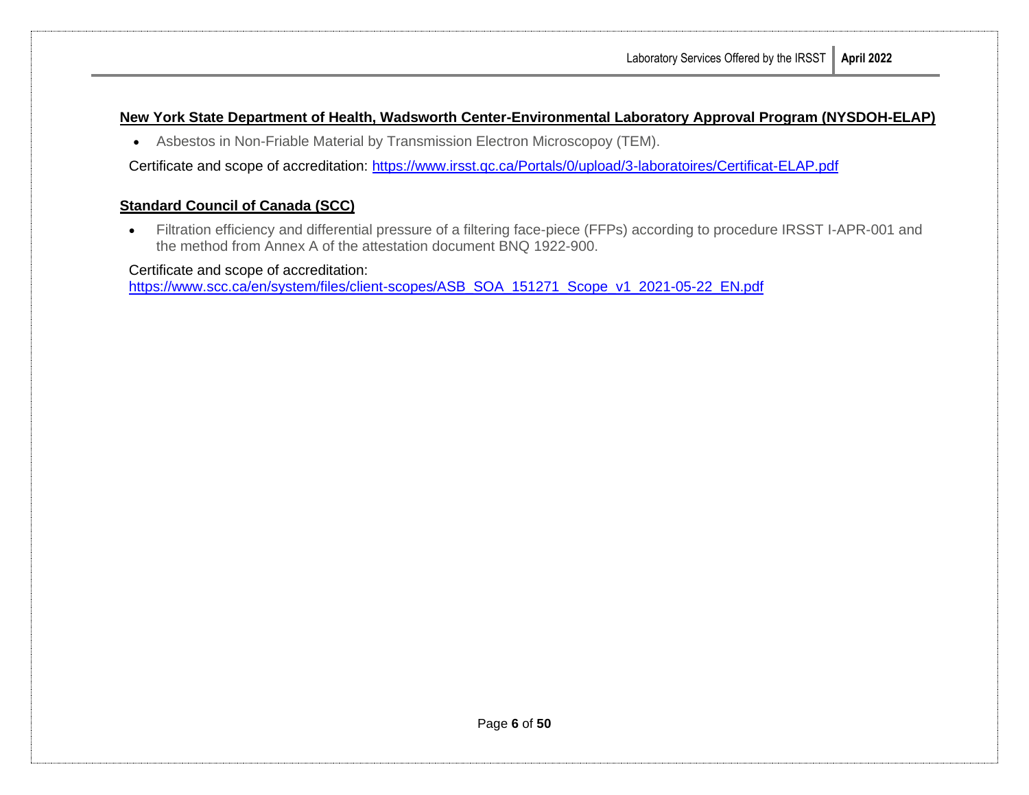## New York State Department of Health, Wadsworth Center-Environmental Laboratory Approval Program (NYSDOH-ELAP)

- Asbestos in Non-Friable Material by Transmission Electron Microscopoy (TEM).

Certificate and scope of accreditation: https://www.irsst.qc.ca/Portals/0/upload/3-laboratoires/Certificat-ELAP.pdf

## Standard Council of Canada (SCC)

- Filtration efficiency and differential pressure of a filtering face-piece (FFPs) according to procedure IRSST I-APR-001 and the method from Annex A of the attestation document BNQ 1922-900.

Certificate and scope of accreditation:
https://www.scc.ca/en/system/files/client-scopes/ASB_SOA_151271_Scope_v1_2021-05-22_EN.pdf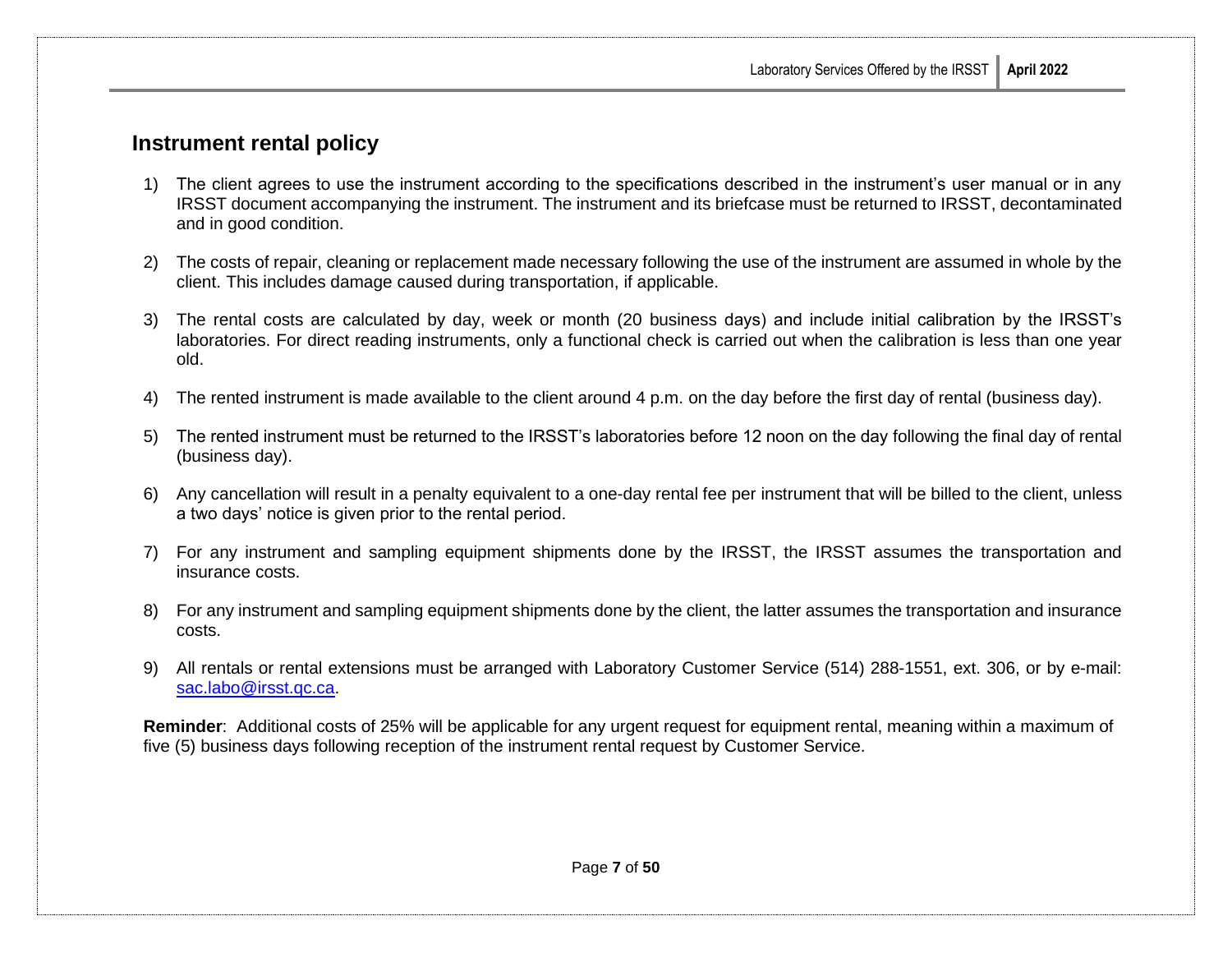## Instrument rental policy

1) The client agrees to use the instrument according to the specifications described in the instrument's user manual or in any IRSST document accompanying the instrument. The instrument and its briefcase must be returned to IRSST, decontaminated and in good condition.

2) The costs of repair, cleaning or replacement made necessary following the use of the instrument are assumed in whole by the client. This includes damage caused during transportation, if applicable.

3) The rental costs are calculated by day, week or month (20 business days) and include initial calibration by the IRSST's laboratories. For direct reading instruments, only a functional check is carried out when the calibration is less than one year old.

4) The rented instrument is made available to the client around 4 p.m. on the day before the first day of rental (business day).

5) The rented instrument must be returned to the IRSST's laboratories before 12 noon on the day following the final day of rental (business day).

6) Any cancellation will result in a penalty equivalent to a one-day rental fee per instrument that will be billed to the client, unless a two days' notice is given prior to the rental period.

7) For any instrument and sampling equipment shipments done by the IRSST, the IRSST assumes the transportation and insurance costs.

8) For any instrument and sampling equipment shipments done by the client, the latter assumes the transportation and insurance costs.

9) All rentals or rental extensions must be arranged with Laboratory Customer Service (514) 288-1551, ext. 306, or by e-mail: sac.labo@irsst.qc.ca.

**Reminder**: Additional costs of 25% will be applicable for any urgent request for equipment rental, meaning within a maximum of five (5) business days following reception of the instrument rental request by Customer Service.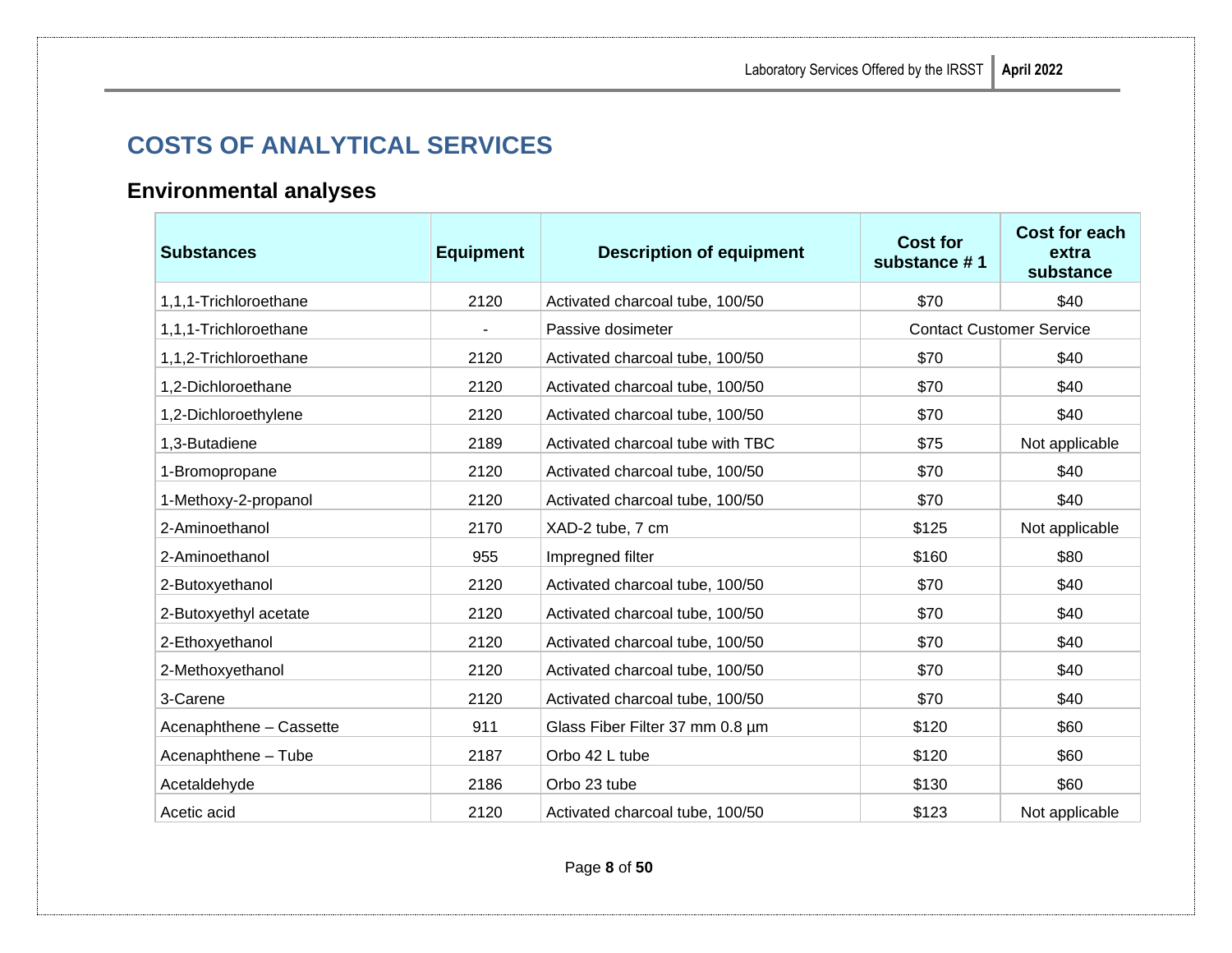## COSTS OF ANALYTICAL SERVICES

### Environmental analyses

| Substances | Equipment | Description of equipment | Cost for substance # 1 | Cost for each extra substance |
|---|---|---|---|---|
| 1,1,1-Trichloroethane | 2120 | Activated charcoal tube, 100/50 | $70 | $40 |
| 1,1,1-Trichloroethane | - | Passive dosimeter | Contact Customer Service | |
| 1,1,2-Trichloroethane | 2120 | Activated charcoal tube, 100/50 | $70 | $40 |
| 1,2-Dichloroethane | 2120 | Activated charcoal tube, 100/50 | $70 | $40 |
| 1,2-Dichloroethylene | 2120 | Activated charcoal tube, 100/50 | $70 | $40 |
| 1,3-Butadiene | 2189 | Activated charcoal tube with TBC | $75 | Not applicable |
| 1-Bromopropane | 2120 | Activated charcoal tube, 100/50 | $70 | $40 |
| 1-Methoxy-2-propanol | 2120 | Activated charcoal tube, 100/50 | $70 | $40 |
| 2-Aminoethanol | 2170 | XAD-2 tube, 7 cm | $125 | Not applicable |
| 2-Aminoethanol | 955 | Impregned filter | $160 | $80 |
| 2-Butoxyethanol | 2120 | Activated charcoal tube, 100/50 | $70 | $40 |
| 2-Butoxyethyl acetate | 2120 | Activated charcoal tube, 100/50 | $70 | $40 |
| 2-Ethoxyethanol | 2120 | Activated charcoal tube, 100/50 | $70 | $40 |
| 2-Methoxyethanol | 2120 | Activated charcoal tube, 100/50 | $70 | $40 |
| 3-Carene | 2120 | Activated charcoal tube, 100/50 | $70 | $40 |
| Acenaphthene – Cassette | 911 | Glass Fiber Filter 37 mm 0.8 µm | $120 | $60 |
| Acenaphthene – Tube | 2187 | Orbo 42 L tube | $120 | $60 |
| Acetaldehyde | 2186 | Orbo 23 tube | $130 | $60 |
| Acetic acid | 2120 | Activated charcoal tube, 100/50 | $123 | Not applicable |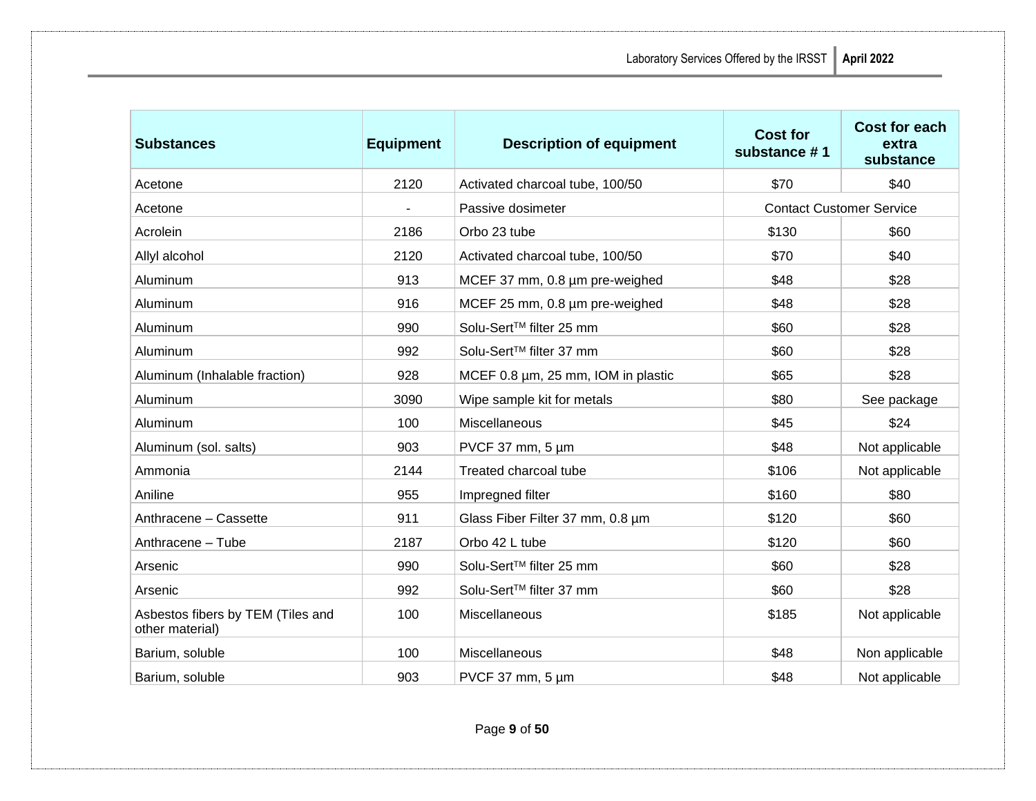| Substances | Equipment | Description of equipment | Cost for substance # 1 | Cost for each extra substance |
|---|---|---|---|---|
| Acetone | 2120 | Activated charcoal tube, 100/50 | $70 | $40 |
| Acetone | - | Passive dosimeter | Contact Customer Service | |
| Acrolein | 2186 | Orbo 23 tube | $130 | $60 |
| Allyl alcohol | 2120 | Activated charcoal tube, 100/50 | $70 | $40 |
| Aluminum | 913 | MCEF 37 mm, 0.8 µm pre-weighed | $48 | $28 |
| Aluminum | 916 | MCEF 25 mm, 0.8 µm pre-weighed | $48 | $28 |
| Aluminum | 990 | Solu-Sert™ filter 25 mm | $60 | $28 |
| Aluminum | 992 | Solu-Sert™ filter 37 mm | $60 | $28 |
| Aluminum (Inhalable fraction) | 928 | MCEF 0.8 µm, 25 mm, IOM in plastic | $65 | $28 |
| Aluminum | 3090 | Wipe sample kit for metals | $80 | See package |
| Aluminum | 100 | Miscellaneous | $45 | $24 |
| Aluminum (sol. salts) | 903 | PVCF 37 mm, 5 µm | $48 | Not applicable |
| Ammonia | 2144 | Treated charcoal tube | $106 | Not applicable |
| Aniline | 955 | Impregned filter | $160 | $80 |
| Anthracene – Cassette | 911 | Glass Fiber Filter 37 mm, 0.8 µm | $120 | $60 |
| Anthracene – Tube | 2187 | Orbo 42 L tube | $120 | $60 |
| Arsenic | 990 | Solu-Sert™ filter 25 mm | $60 | $28 |
| Arsenic | 992 | Solu-Sert™ filter 37 mm | $60 | $28 |
| Asbestos fibers by TEM (Tiles and other material) | 100 | Miscellaneous | $185 | Not applicable |
| Barium, soluble | 100 | Miscellaneous | $48 | Non applicable |
| Barium, soluble | 903 | PVCF 37 mm, 5 µm | $48 | Not applicable |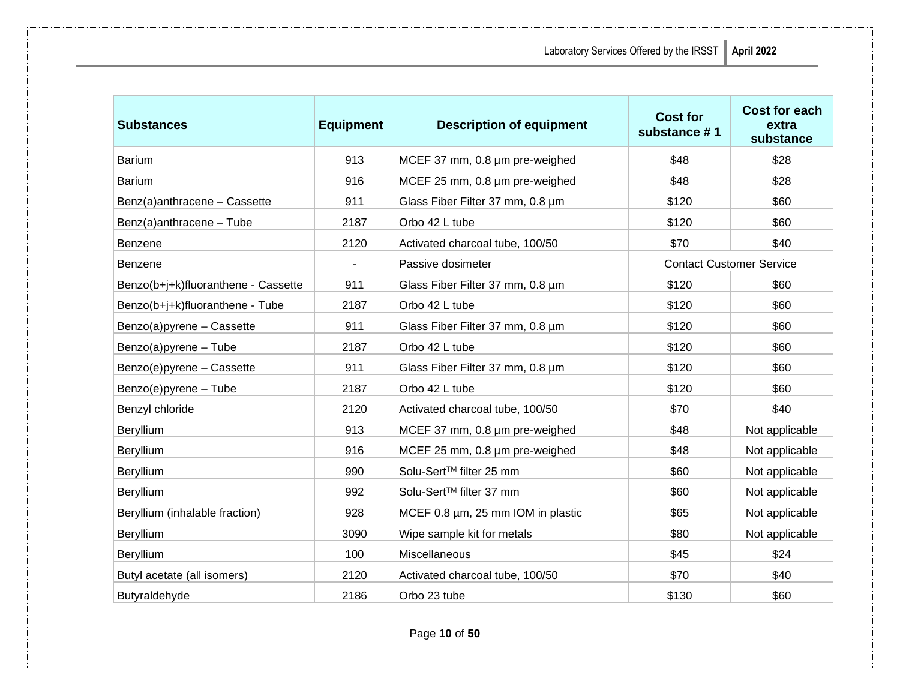| Substances | Equipment | Description of equipment | Cost for substance # 1 | Cost for each extra substance |
|---|---|---|---|---|
| Barium | 913 | MCEF 37 mm, 0.8 µm pre-weighed | $48 | $28 |
| Barium | 916 | MCEF 25 mm, 0.8 µm pre-weighed | $48 | $28 |
| Benz(a)anthracene – Cassette | 911 | Glass Fiber Filter 37 mm, 0.8 µm | $120 | $60 |
| Benz(a)anthracene – Tube | 2187 | Orbo 42 L tube | $120 | $60 |
| Benzene | 2120 | Activated charcoal tube, 100/50 | $70 | $40 |
| Benzene | - | Passive dosimeter | Contact Customer Service | |
| Benzo(b+j+k)fluoranthene - Cassette | 911 | Glass Fiber Filter 37 mm, 0.8 µm | $120 | $60 |
| Benzo(b+j+k)fluoranthene - Tube | 2187 | Orbo 42 L tube | $120 | $60 |
| Benzo(a)pyrene – Cassette | 911 | Glass Fiber Filter 37 mm, 0.8 µm | $120 | $60 |
| Benzo(a)pyrene – Tube | 2187 | Orbo 42 L tube | $120 | $60 |
| Benzo(e)pyrene – Cassette | 911 | Glass Fiber Filter 37 mm, 0.8 µm | $120 | $60 |
| Benzo(e)pyrene – Tube | 2187 | Orbo 42 L tube | $120 | $60 |
| Benzyl chloride | 2120 | Activated charcoal tube, 100/50 | $70 | $40 |
| Beryllium | 913 | MCEF 37 mm, 0.8 µm pre-weighed | $48 | Not applicable |
| Beryllium | 916 | MCEF 25 mm, 0.8 µm pre-weighed | $48 | Not applicable |
| Beryllium | 990 | Solu-Sert™ filter 25 mm | $60 | Not applicable |
| Beryllium | 992 | Solu-Sert™ filter 37 mm | $60 | Not applicable |
| Beryllium (inhalable fraction) | 928 | MCEF 0.8 µm, 25 mm IOM in plastic | $65 | Not applicable |
| Beryllium | 3090 | Wipe sample kit for metals | $80 | Not applicable |
| Beryllium | 100 | Miscellaneous | $45 | $24 |
| Butyl acetate (all isomers) | 2120 | Activated charcoal tube, 100/50 | $70 | $40 |
| Butyraldehyde | 2186 | Orbo 23 tube | $130 | $60 |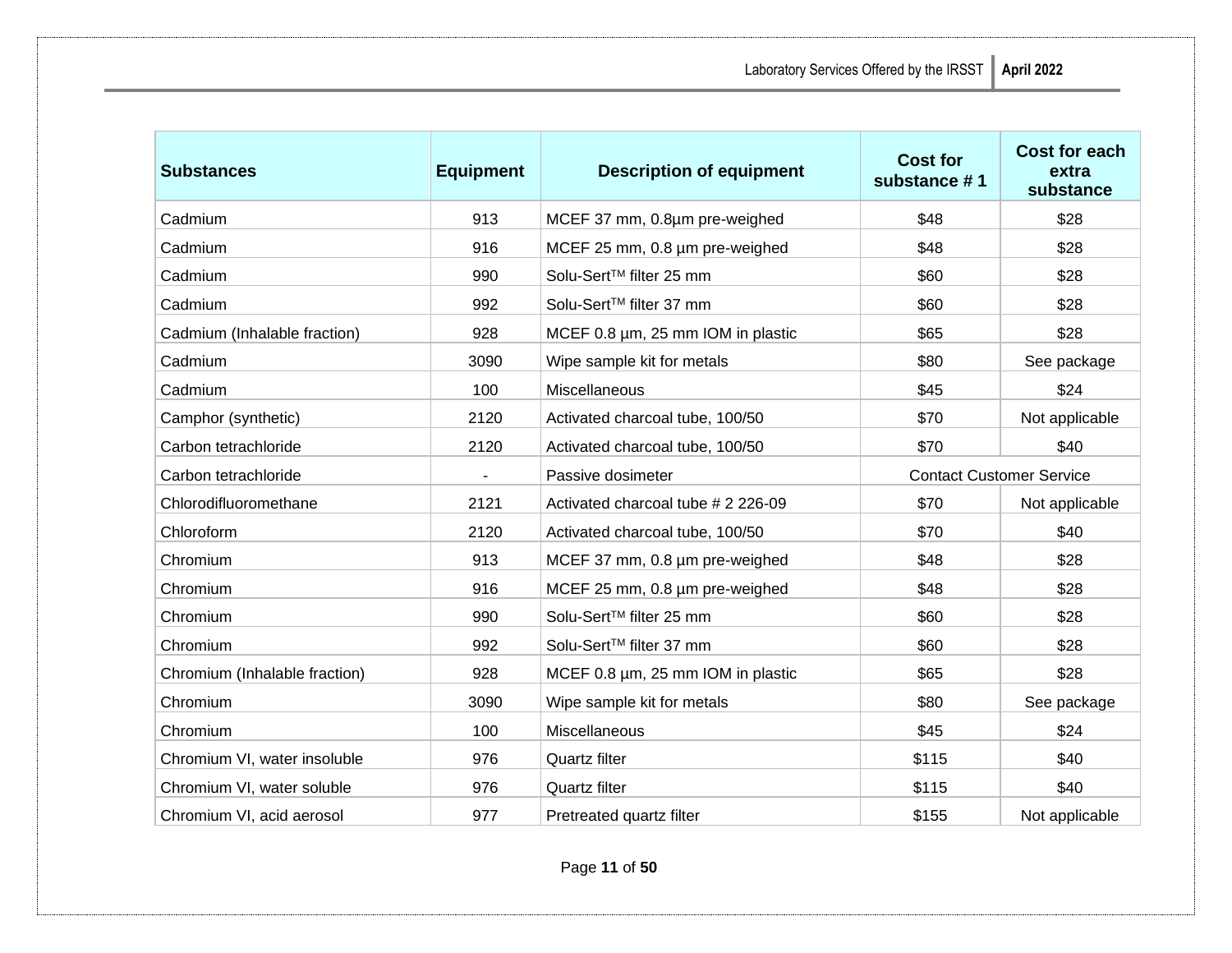| Substances | Equipment | Description of equipment | Cost for substance # 1 | Cost for each extra substance |
| --- | --- | --- | --- | --- |
| Cadmium | 913 | MCEF 37 mm, 0.8µm pre-weighed | $48 | $28 |
| Cadmium | 916 | MCEF 25 mm, 0.8 µm pre-weighed | $48 | $28 |
| Cadmium | 990 | Solu-Sert™ filter 25 mm | $60 | $28 |
| Cadmium | 992 | Solu-Sert™ filter 37 mm | $60 | $28 |
| Cadmium (Inhalable fraction) | 928 | MCEF 0.8 µm, 25 mm IOM in plastic | $65 | $28 |
| Cadmium | 3090 | Wipe sample kit for metals | $80 | See package |
| Cadmium | 100 | Miscellaneous | $45 | $24 |
| Camphor (synthetic) | 2120 | Activated charcoal tube, 100/50 | $70 | Not applicable |
| Carbon tetrachloride | 2120 | Activated charcoal tube, 100/50 | $70 | $40 |
| Carbon tetrachloride | - | Passive dosimeter | Contact Customer Service | |
| Chlorodifluoromethane | 2121 | Activated charcoal tube # 2 226-09 | $70 | Not applicable |
| Chloroform | 2120 | Activated charcoal tube, 100/50 | $70 | $40 |
| Chromium | 913 | MCEF 37 mm, 0.8 µm pre-weighed | $48 | $28 |
| Chromium | 916 | MCEF 25 mm, 0.8 µm pre-weighed | $48 | $28 |
| Chromium | 990 | Solu-Sert™ filter 25 mm | $60 | $28 |
| Chromium | 992 | Solu-Sert™ filter 37 mm | $60 | $28 |
| Chromium (Inhalable fraction) | 928 | MCEF 0.8 µm, 25 mm IOM in plastic | $65 | $28 |
| Chromium | 3090 | Wipe sample kit for metals | $80 | See package |
| Chromium | 100 | Miscellaneous | $45 | $24 |
| Chromium VI, water insoluble | 976 | Quartz filter | $115 | $40 |
| Chromium VI, water soluble | 976 | Quartz filter | $115 | $40 |
| Chromium VI, acid aerosol | 977 | Pretreated quartz filter | $155 | Not applicable |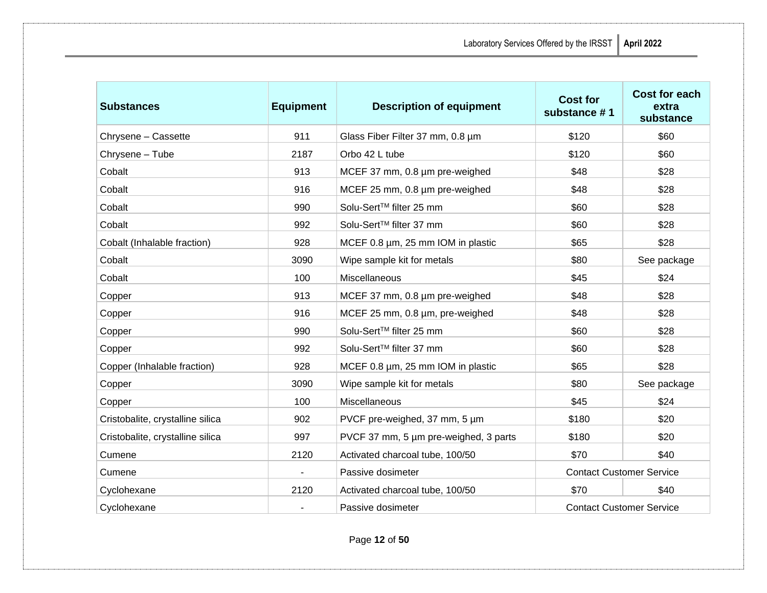| Substances | Equipment | Description of equipment | Cost for substance # 1 | Cost for each extra substance |
|---|---|---|---|---|
| Chrysene – Cassette | 911 | Glass Fiber Filter 37 mm, 0.8 µm | $120 | $60 |
| Chrysene – Tube | 2187 | Orbo 42 L tube | $120 | $60 |
| Cobalt | 913 | MCEF 37 mm, 0.8 µm pre-weighed | $48 | $28 |
| Cobalt | 916 | MCEF 25 mm, 0.8 µm pre-weighed | $48 | $28 |
| Cobalt | 990 | Solu-Sert™ filter 25 mm | $60 | $28 |
| Cobalt | 992 | Solu-Sert™ filter 37 mm | $60 | $28 |
| Cobalt (Inhalable fraction) | 928 | MCEF 0.8 µm, 25 mm IOM in plastic | $65 | $28 |
| Cobalt | 3090 | Wipe sample kit for metals | $80 | See package |
| Cobalt | 100 | Miscellaneous | $45 | $24 |
| Copper | 913 | MCEF 37 mm, 0.8 µm pre-weighed | $48 | $28 |
| Copper | 916 | MCEF 25 mm, 0.8 µm, pre-weighed | $48 | $28 |
| Copper | 990 | Solu-Sert™ filter 25 mm | $60 | $28 |
| Copper | 992 | Solu-Sert™ filter 37 mm | $60 | $28 |
| Copper (Inhalable fraction) | 928 | MCEF 0.8 µm, 25 mm IOM in plastic | $65 | $28 |
| Copper | 3090 | Wipe sample kit for metals | $80 | See package |
| Copper | 100 | Miscellaneous | $45 | $24 |
| Cristobalite, crystalline silica | 902 | PVCF pre-weighed, 37 mm, 5 µm | $180 | $20 |
| Cristobalite, crystalline silica | 997 | PVCF 37 mm, 5 µm pre-weighed, 3 parts | $180 | $20 |
| Cumene | 2120 | Activated charcoal tube, 100/50 | $70 | $40 |
| Cumene | - | Passive dosimeter | Contact Customer Service | |
| Cyclohexane | 2120 | Activated charcoal tube, 100/50 | $70 | $40 |
| Cyclohexane | - | Passive dosimeter | Contact Customer Service | |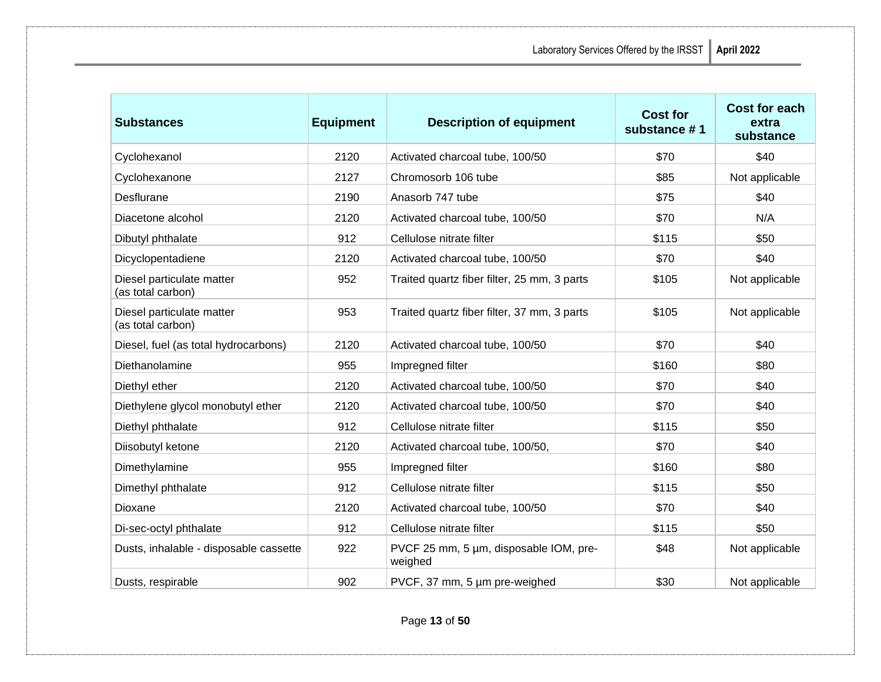| Substances | Equipment | Description of equipment | Cost for substance # 1 | Cost for each extra substance |
|---|---|---|---|---|
| Cyclohexanol | 2120 | Activated charcoal tube, 100/50 | $70 | $40 |
| Cyclohexanone | 2127 | Chromosorb 106 tube | $85 | Not applicable |
| Desflurane | 2190 | Anasorb 747 tube | $75 | $40 |
| Diacetone alcohol | 2120 | Activated charcoal tube, 100/50 | $70 | N/A |
| Dibutyl phthalate | 912 | Cellulose nitrate filter | $115 | $50 |
| Dicyclopentadiene | 2120 | Activated charcoal tube, 100/50 | $70 | $40 |
| Diesel particulate matter (as total carbon) | 952 | Traited quartz fiber filter, 25 mm, 3 parts | $105 | Not applicable |
| Diesel particulate matter (as total carbon) | 953 | Traited quartz fiber filter, 37 mm, 3 parts | $105 | Not applicable |
| Diesel, fuel (as total hydrocarbons) | 2120 | Activated charcoal tube, 100/50 | $70 | $40 |
| Diethanolamine | 955 | Impregned filter | $160 | $80 |
| Diethyl ether | 2120 | Activated charcoal tube, 100/50 | $70 | $40 |
| Diethylene glycol monobutyl ether | 2120 | Activated charcoal tube, 100/50 | $70 | $40 |
| Diethyl phthalate | 912 | Cellulose nitrate filter | $115 | $50 |
| Diisobutyl ketone | 2120 | Activated charcoal tube, 100/50, | $70 | $40 |
| Dimethylamine | 955 | Impregned filter | $160 | $80 |
| Dimethyl phthalate | 912 | Cellulose nitrate filter | $115 | $50 |
| Dioxane | 2120 | Activated charcoal tube, 100/50 | $70 | $40 |
| Di-sec-octyl phthalate | 912 | Cellulose nitrate filter | $115 | $50 |
| Dusts, inhalable - disposable cassette | 922 | PVCF 25 mm, 5 µm, disposable IOM, pre-weighed | $48 | Not applicable |
| Dusts, respirable | 902 | PVCF, 37 mm, 5 µm pre-weighed | $30 | Not applicable |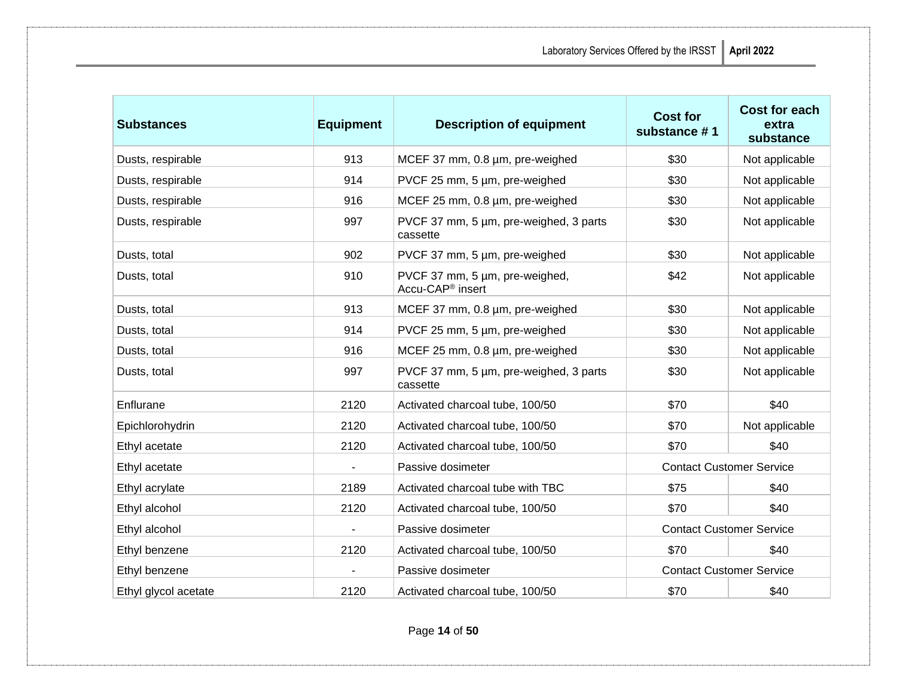| Substances | Equipment | Description of equipment | Cost for substance # 1 | Cost for each extra substance |
|---|---|---|---|---|
| Dusts, respirable | 913 | MCEF 37 mm, 0.8 µm, pre-weighed | $30 | Not applicable |
| Dusts, respirable | 914 | PVCF 25 mm, 5 µm, pre-weighed | $30 | Not applicable |
| Dusts, respirable | 916 | MCEF 25 mm, 0.8 µm, pre-weighed | $30 | Not applicable |
| Dusts, respirable | 997 | PVCF 37 mm, 5 µm, pre-weighed, 3 parts cassette | $30 | Not applicable |
| Dusts, total | 902 | PVCF 37 mm, 5 µm, pre-weighed | $30 | Not applicable |
| Dusts, total | 910 | PVCF 37 mm, 5 µm, pre-weighed, Accu-CAP® insert | $42 | Not applicable |
| Dusts, total | 913 | MCEF 37 mm, 0.8 µm, pre-weighed | $30 | Not applicable |
| Dusts, total | 914 | PVCF 25 mm, 5 µm, pre-weighed | $30 | Not applicable |
| Dusts, total | 916 | MCEF 25 mm, 0.8 µm, pre-weighed | $30 | Not applicable |
| Dusts, total | 997 | PVCF 37 mm, 5 µm, pre-weighed, 3 parts cassette | $30 | Not applicable |
| Enflurane | 2120 | Activated charcoal tube, 100/50 | $70 | $40 |
| Epichlorohydrin | 2120 | Activated charcoal tube, 100/50 | $70 | Not applicable |
| Ethyl acetate | 2120 | Activated charcoal tube, 100/50 | $70 | $40 |
| Ethyl acetate | - | Passive dosimeter | Contact Customer Service | |
| Ethyl acrylate | 2189 | Activated charcoal tube with TBC | $75 | $40 |
| Ethyl alcohol | 2120 | Activated charcoal tube, 100/50 | $70 | $40 |
| Ethyl alcohol | - | Passive dosimeter | Contact Customer Service | |
| Ethyl benzene | 2120 | Activated charcoal tube, 100/50 | $70 | $40 |
| Ethyl benzene | - | Passive dosimeter | Contact Customer Service | |
| Ethyl glycol acetate | 2120 | Activated charcoal tube, 100/50 | $70 | $40 |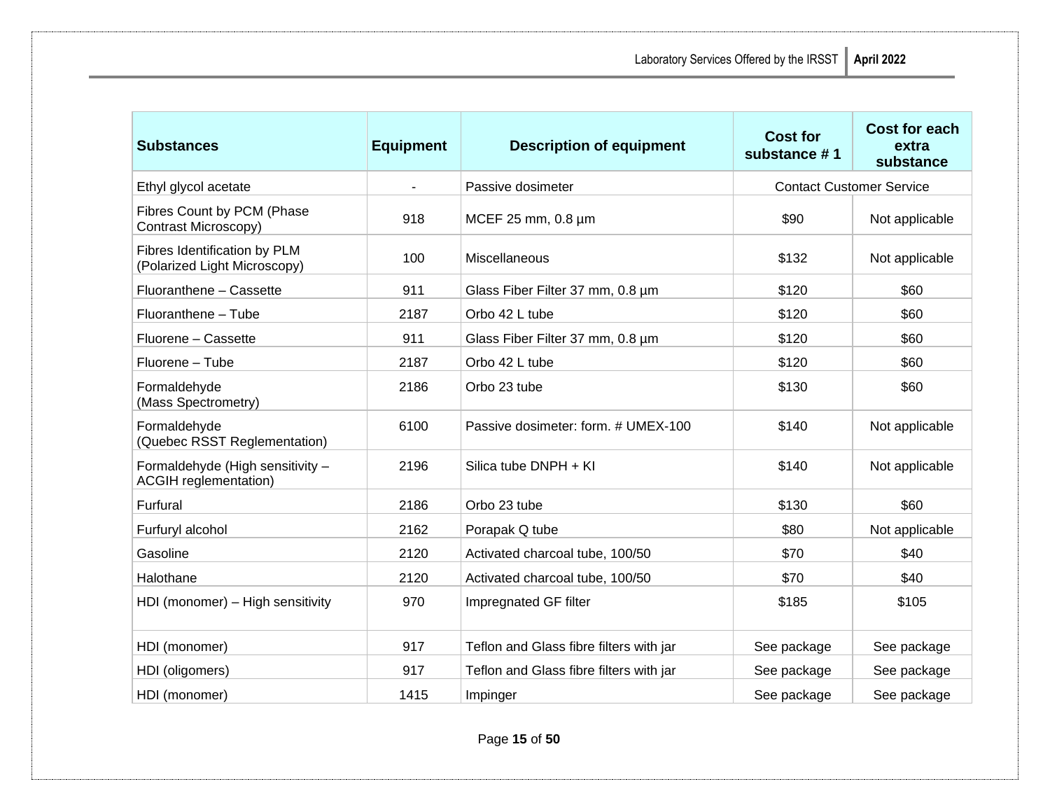| Substances | Equipment | Description of equipment | Cost for substance # 1 | Cost for each extra substance |
|---|---|---|---|---|
| Ethyl glycol acetate | - | Passive dosimeter | Contact Customer Service | |
| Fibres Count by PCM (Phase Contrast Microscopy) | 918 | MCEF 25 mm, 0.8 µm | $90 | Not applicable |
| Fibres Identification by PLM (Polarized Light Microscopy) | 100 | Miscellaneous | $132 | Not applicable |
| Fluoranthene – Cassette | 911 | Glass Fiber Filter 37 mm, 0.8 µm | $120 | $60 |
| Fluoranthene – Tube | 2187 | Orbo 42 L tube | $120 | $60 |
| Fluorene – Cassette | 911 | Glass Fiber Filter 37 mm, 0.8 µm | $120 | $60 |
| Fluorene – Tube | 2187 | Orbo 42 L tube | $120 | $60 |
| Formaldehyde (Mass Spectrometry) | 2186 | Orbo 23 tube | $130 | $60 |
| Formaldehyde (Quebec RSST Reglementation) | 6100 | Passive dosimeter: form. # UMEX-100 | $140 | Not applicable |
| Formaldehyde (High sensitivity – ACGIH reglementation) | 2196 | Silica tube DNPH + KI | $140 | Not applicable |
| Furfural | 2186 | Orbo 23 tube | $130 | $60 |
| Furfuryl alcohol | 2162 | Porapak Q tube | $80 | Not applicable |
| Gasoline | 2120 | Activated charcoal tube, 100/50 | $70 | $40 |
| Halothane | 2120 | Activated charcoal tube, 100/50 | $70 | $40 |
| HDI (monomer) – High sensitivity | 970 | Impregnated GF filter | $185 | $105 |
| HDI (monomer) | 917 | Teflon and Glass fibre filters with jar | See package | See package |
| HDI (oligomers) | 917 | Teflon and Glass fibre filters with jar | See package | See package |
| HDI (monomer) | 1415 | Impinger | See package | See package |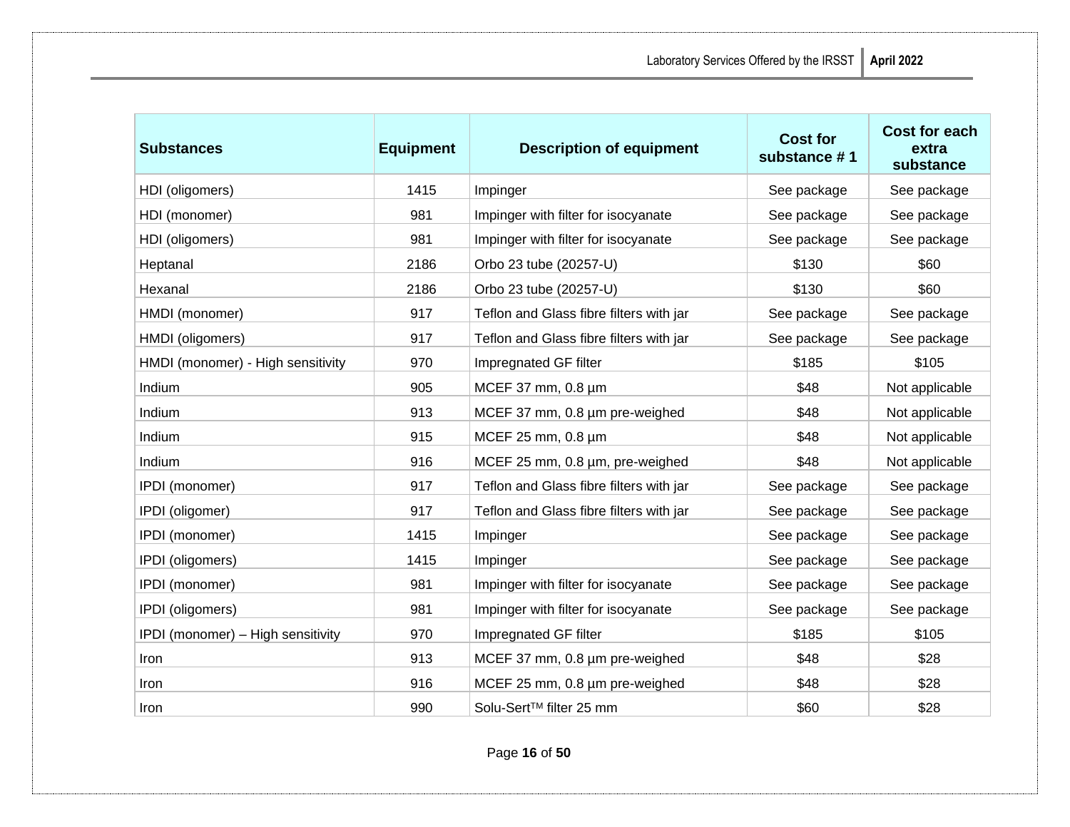| Substances | Equipment | Description of equipment | Cost for substance # 1 | Cost for each extra substance |
|---|---|---|---|---|
| HDI (oligomers) | 1415 | Impinger | See package | See package |
| HDI (monomer) | 981 | Impinger with filter for isocyanate | See package | See package |
| HDI (oligomers) | 981 | Impinger with filter for isocyanate | See package | See package |
| Heptanal | 2186 | Orbo 23 tube (20257-U) | $130 | $60 |
| Hexanal | 2186 | Orbo 23 tube (20257-U) | $130 | $60 |
| HMDI (monomer) | 917 | Teflon and Glass fibre filters with jar | See package | See package |
| HMDI (oligomers) | 917 | Teflon and Glass fibre filters with jar | See package | See package |
| HMDI (monomer) - High sensitivity | 970 | Impregnated GF filter | $185 | $105 |
| Indium | 905 | MCEF 37 mm, 0.8 µm | $48 | Not applicable |
| Indium | 913 | MCEF 37 mm, 0.8 µm pre-weighed | $48 | Not applicable |
| Indium | 915 | MCEF 25 mm, 0.8 µm | $48 | Not applicable |
| Indium | 916 | MCEF 25 mm, 0.8 µm, pre-weighed | $48 | Not applicable |
| IPDI (monomer) | 917 | Teflon and Glass fibre filters with jar | See package | See package |
| IPDI (oligomer) | 917 | Teflon and Glass fibre filters with jar | See package | See package |
| IPDI (monomer) | 1415 | Impinger | See package | See package |
| IPDI (oligomers) | 1415 | Impinger | See package | See package |
| IPDI (monomer) | 981 | Impinger with filter for isocyanate | See package | See package |
| IPDI (oligomers) | 981 | Impinger with filter for isocyanate | See package | See package |
| IPDI (monomer) – High sensitivity | 970 | Impregnated GF filter | $185 | $105 |
| Iron | 913 | MCEF 37 mm, 0.8 µm pre-weighed | $48 | $28 |
| Iron | 916 | MCEF 25 mm, 0.8 µm pre-weighed | $48 | $28 |
| Iron | 990 | Solu-Sert™ filter 25 mm | $60 | $28 |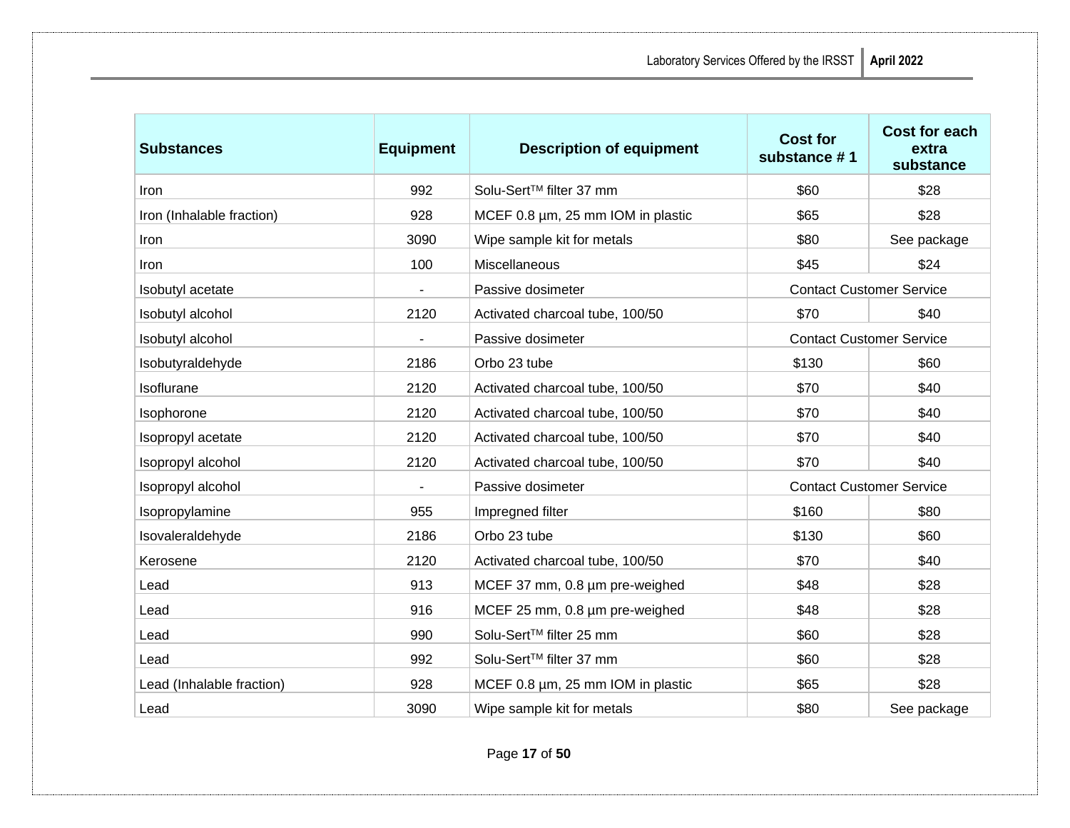| Substances | Equipment | Description of equipment | Cost for substance # 1 | Cost for each extra substance |
|---|---|---|---|---|
| Iron | 992 | Solu-Sert™ filter 37 mm | $60 | $28 |
| Iron (Inhalable fraction) | 928 | MCEF 0.8 µm, 25 mm IOM in plastic | $65 | $28 |
| Iron | 3090 | Wipe sample kit for metals | $80 | See package |
| Iron | 100 | Miscellaneous | $45 | $24 |
| Isobutyl acetate | - | Passive dosimeter | Contact Customer Service | |
| Isobutyl alcohol | 2120 | Activated charcoal tube, 100/50 | $70 | $40 |
| Isobutyl alcohol | - | Passive dosimeter | Contact Customer Service | |
| Isobutyraldehyde | 2186 | Orbo 23 tube | $130 | $60 |
| Isoflurane | 2120 | Activated charcoal tube, 100/50 | $70 | $40 |
| Isophorone | 2120 | Activated charcoal tube, 100/50 | $70 | $40 |
| Isopropyl acetate | 2120 | Activated charcoal tube, 100/50 | $70 | $40 |
| Isopropyl alcohol | 2120 | Activated charcoal tube, 100/50 | $70 | $40 |
| Isopropyl alcohol | - | Passive dosimeter | Contact Customer Service | |
| Isopropylamine | 955 | Impregned filter | $160 | $80 |
| Isovaleraldehyde | 2186 | Orbo 23 tube | $130 | $60 |
| Kerosene | 2120 | Activated charcoal tube, 100/50 | $70 | $40 |
| Lead | 913 | MCEF 37 mm, 0.8 µm pre-weighed | $48 | $28 |
| Lead | 916 | MCEF 25 mm, 0.8 µm pre-weighed | $48 | $28 |
| Lead | 990 | Solu-Sert™ filter 25 mm | $60 | $28 |
| Lead | 992 | Solu-Sert™ filter 37 mm | $60 | $28 |
| Lead (Inhalable fraction) | 928 | MCEF 0.8 µm, 25 mm IOM in plastic | $65 | $28 |
| Lead | 3090 | Wipe sample kit for metals | $80 | See package |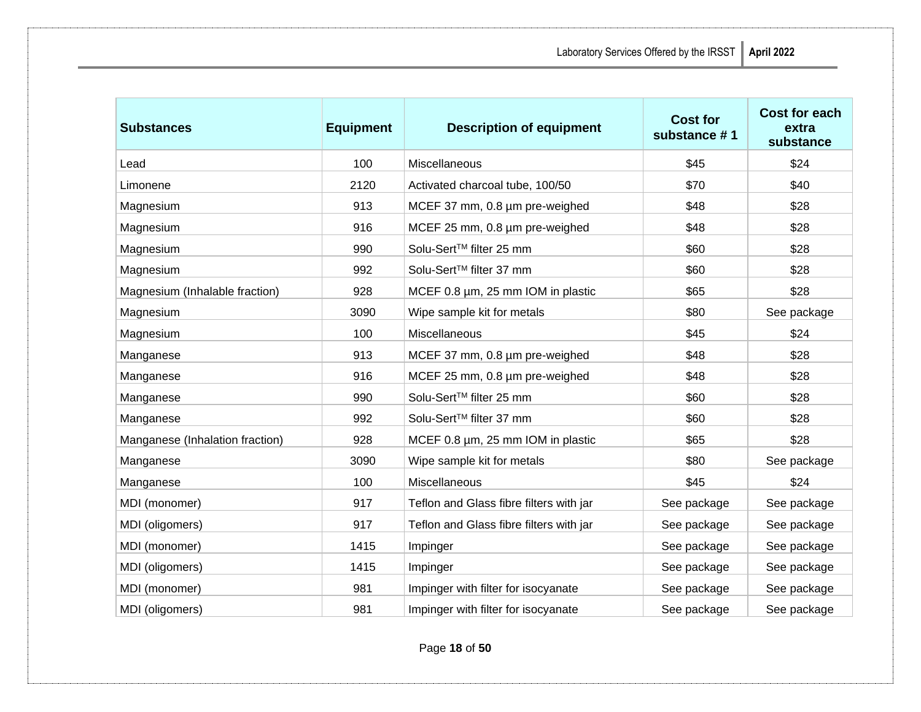| Substances | Equipment | Description of equipment | Cost for substance # 1 | Cost for each extra substance |
|---|---|---|---|---|
| Lead | 100 | Miscellaneous | $45 | $24 |
| Limonene | 2120 | Activated charcoal tube, 100/50 | $70 | $40 |
| Magnesium | 913 | MCEF 37 mm, 0.8 µm pre-weighed | $48 | $28 |
| Magnesium | 916 | MCEF 25 mm, 0.8 µm pre-weighed | $48 | $28 |
| Magnesium | 990 | Solu-Sert™ filter 25 mm | $60 | $28 |
| Magnesium | 992 | Solu-Sert™ filter 37 mm | $60 | $28 |
| Magnesium (Inhalable fraction) | 928 | MCEF 0.8 µm, 25 mm IOM in plastic | $65 | $28 |
| Magnesium | 3090 | Wipe sample kit for metals | $80 | See package |
| Magnesium | 100 | Miscellaneous | $45 | $24 |
| Manganese | 913 | MCEF 37 mm, 0.8 µm pre-weighed | $48 | $28 |
| Manganese | 916 | MCEF 25 mm, 0.8 µm pre-weighed | $48 | $28 |
| Manganese | 990 | Solu-Sert™ filter 25 mm | $60 | $28 |
| Manganese | 992 | Solu-Sert™ filter 37 mm | $60 | $28 |
| Manganese (Inhalation fraction) | 928 | MCEF 0.8 µm, 25 mm IOM in plastic | $65 | $28 |
| Manganese | 3090 | Wipe sample kit for metals | $80 | See package |
| Manganese | 100 | Miscellaneous | $45 | $24 |
| MDI (monomer) | 917 | Teflon and Glass fibre filters with jar | See package | See package |
| MDI (oligomers) | 917 | Teflon and Glass fibre filters with jar | See package | See package |
| MDI (monomer) | 1415 | Impinger | See package | See package |
| MDI (oligomers) | 1415 | Impinger | See package | See package |
| MDI (monomer) | 981 | Impinger with filter for isocyanate | See package | See package |
| MDI (oligomers) | 981 | Impinger with filter for isocyanate | See package | See package |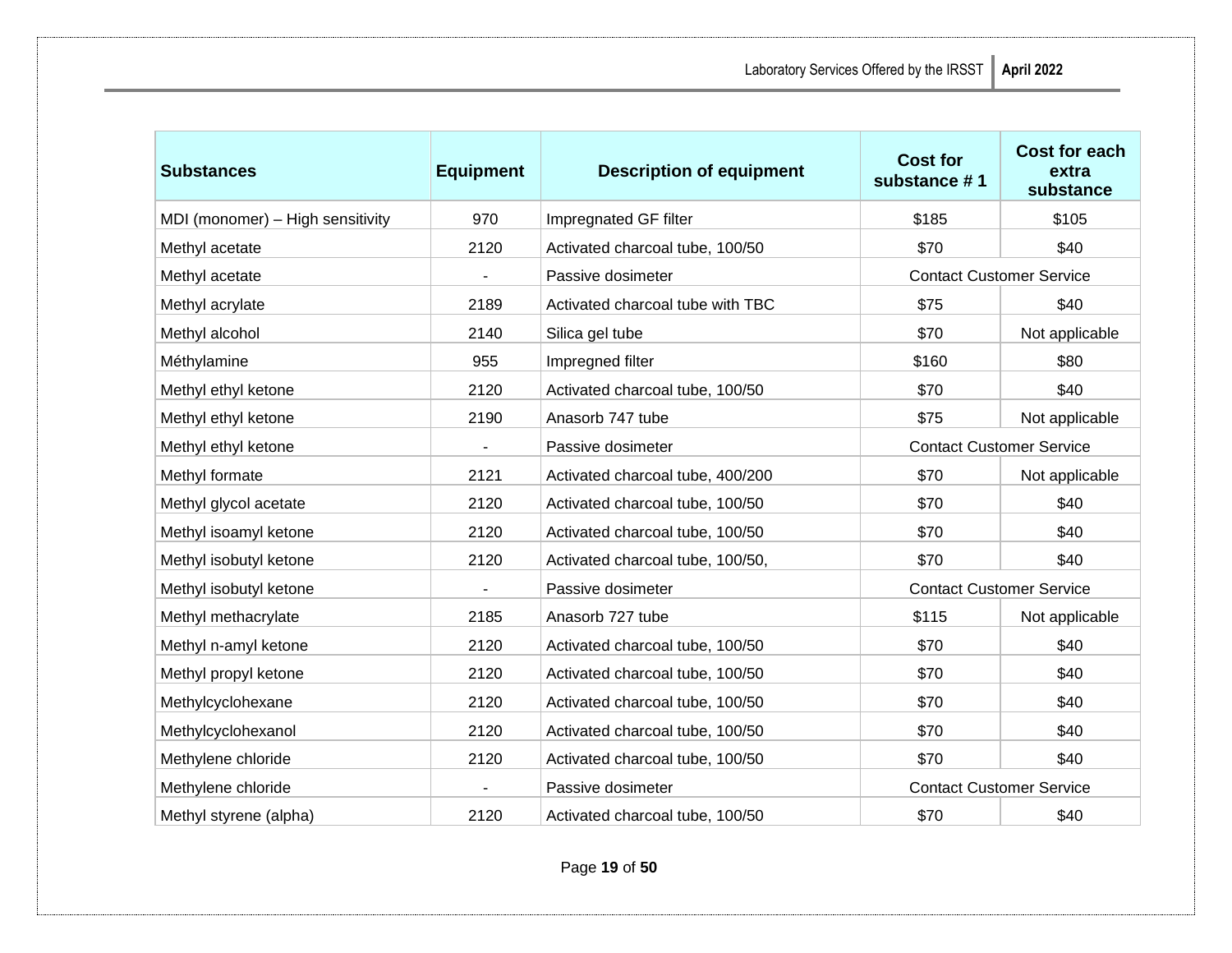| Substances | Equipment | Description of equipment | Cost for substance # 1 | Cost for each extra substance |
|---|---|---|---|---|
| MDI (monomer) – High sensitivity | 970 | Impregnated GF filter | $185 | $105 |
| Methyl acetate | 2120 | Activated charcoal tube, 100/50 | $70 | $40 |
| Methyl acetate | - | Passive dosimeter | Contact Customer Service | |
| Methyl acrylate | 2189 | Activated charcoal tube with TBC | $75 | $40 |
| Methyl alcohol | 2140 | Silica gel tube | $70 | Not applicable |
| Méthylamine | 955 | Impregned filter | $160 | $80 |
| Methyl ethyl ketone | 2120 | Activated charcoal tube, 100/50 | $70 | $40 |
| Methyl ethyl ketone | 2190 | Anasorb 747 tube | $75 | Not applicable |
| Methyl ethyl ketone | - | Passive dosimeter | Contact Customer Service | |
| Methyl formate | 2121 | Activated charcoal tube, 400/200 | $70 | Not applicable |
| Methyl glycol acetate | 2120 | Activated charcoal tube, 100/50 | $70 | $40 |
| Methyl isoamyl ketone | 2120 | Activated charcoal tube, 100/50 | $70 | $40 |
| Methyl isobutyl ketone | 2120 | Activated charcoal tube, 100/50, | $70 | $40 |
| Methyl isobutyl ketone | - | Passive dosimeter | Contact Customer Service | |
| Methyl methacrylate | 2185 | Anasorb 727 tube | $115 | Not applicable |
| Methyl n-amyl ketone | 2120 | Activated charcoal tube, 100/50 | $70 | $40 |
| Methyl propyl ketone | 2120 | Activated charcoal tube, 100/50 | $70 | $40 |
| Methylcyclohexane | 2120 | Activated charcoal tube, 100/50 | $70 | $40 |
| Methylcyclohexanol | 2120 | Activated charcoal tube, 100/50 | $70 | $40 |
| Methylene chloride | 2120 | Activated charcoal tube, 100/50 | $70 | $40 |
| Methylene chloride | - | Passive dosimeter | Contact Customer Service | |
| Methyl styrene (alpha) | 2120 | Activated charcoal tube, 100/50 | $70 | $40 |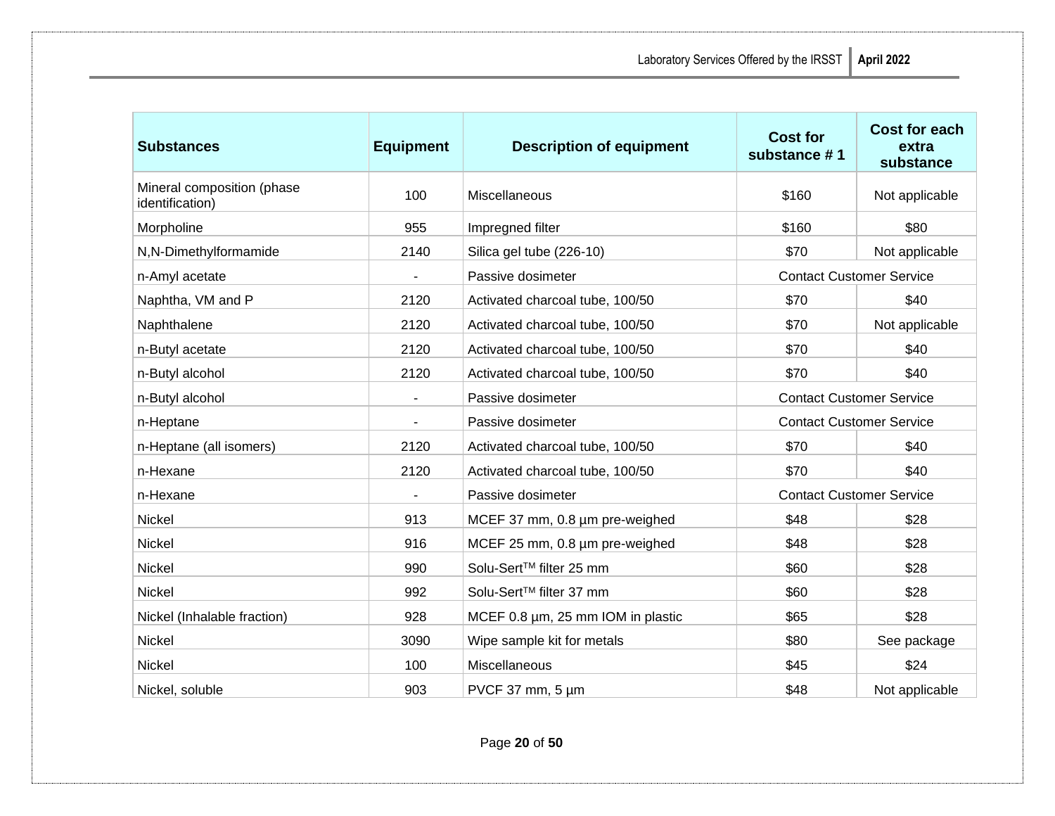| Substances | Equipment | Description of equipment | Cost for substance # 1 | Cost for each extra substance |
| --- | --- | --- | --- | --- |
| Mineral composition (phase identification) | 100 | Miscellaneous | $160 | Not applicable |
| Morpholine | 955 | Impregned filter | $160 | $80 |
| N,N-Dimethylformamide | 2140 | Silica gel tube (226-10) | $70 | Not applicable |
| n-Amyl acetate | - | Passive dosimeter | Contact Customer Service | |
| Naphtha, VM and P | 2120 | Activated charcoal tube, 100/50 | $70 | $40 |
| Naphthalene | 2120 | Activated charcoal tube, 100/50 | $70 | Not applicable |
| n-Butyl acetate | 2120 | Activated charcoal tube, 100/50 | $70 | $40 |
| n-Butyl alcohol | 2120 | Activated charcoal tube, 100/50 | $70 | $40 |
| n-Butyl alcohol | - | Passive dosimeter | Contact Customer Service | |
| n-Heptane | - | Passive dosimeter | Contact Customer Service | |
| n-Heptane (all isomers) | 2120 | Activated charcoal tube, 100/50 | $70 | $40 |
| n-Hexane | 2120 | Activated charcoal tube, 100/50 | $70 | $40 |
| n-Hexane | - | Passive dosimeter | Contact Customer Service | |
| Nickel | 913 | MCEF 37 mm, 0.8 µm pre-weighed | $48 | $28 |
| Nickel | 916 | MCEF 25 mm, 0.8 µm pre-weighed | $48 | $28 |
| Nickel | 990 | Solu-SertTM filter 25 mm | $60 | $28 |
| Nickel | 992 | Solu-SertTM filter 37 mm | $60 | $28 |
| Nickel (Inhalable fraction) | 928 | MCEF 0.8 µm, 25 mm IOM in plastic | $65 | $28 |
| Nickel | 3090 | Wipe sample kit for metals | $80 | See package |
| Nickel | 100 | Miscellaneous | $45 | $24 |
| Nickel, soluble | 903 | PVCF 37 mm, 5 µm | $48 | Not applicable |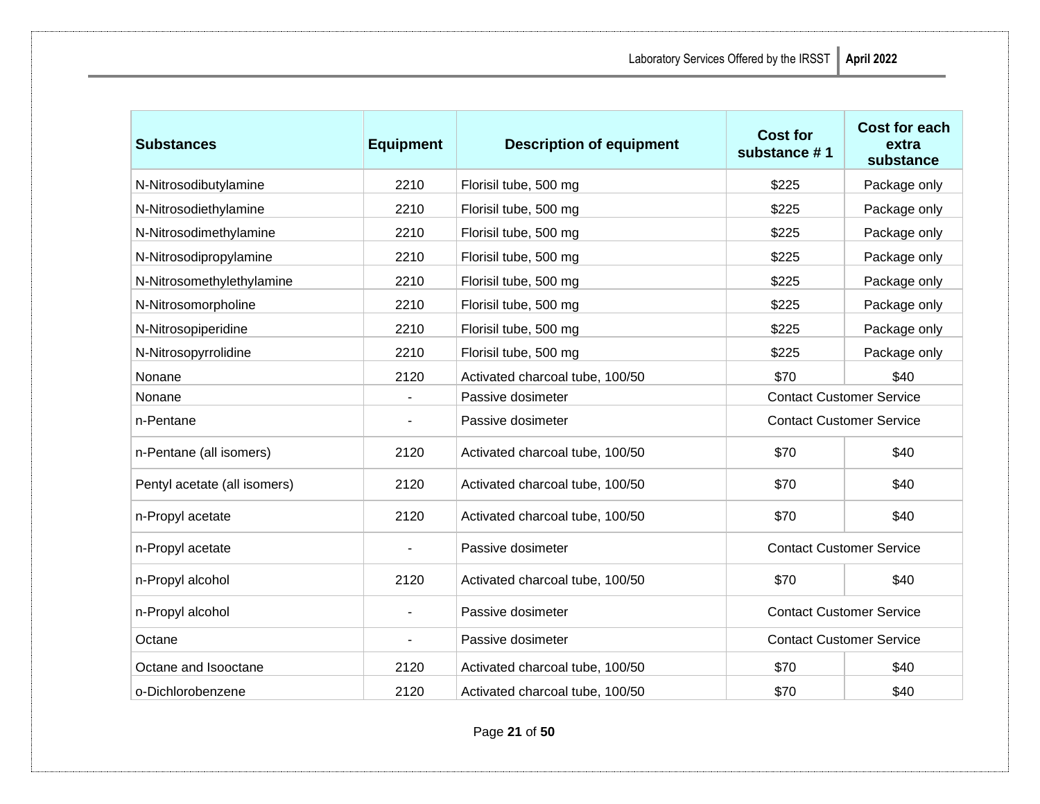| Substances | Equipment | Description of equipment | Cost for substance # 1 | Cost for each extra substance |
|---|---|---|---|---|
| N-Nitrosodibutylamine | 2210 | Florisil tube, 500 mg | $225 | Package only |
| N-Nitrosodiethylamine | 2210 | Florisil tube, 500 mg | $225 | Package only |
| N-Nitrosodimethylamine | 2210 | Florisil tube, 500 mg | $225 | Package only |
| N-Nitrosodipropylamine | 2210 | Florisil tube, 500 mg | $225 | Package only |
| N-Nitrosomethylethylamine | 2210 | Florisil tube, 500 mg | $225 | Package only |
| N-Nitrosomorpholine | 2210 | Florisil tube, 500 mg | $225 | Package only |
| N-Nitrosopiperidine | 2210 | Florisil tube, 500 mg | $225 | Package only |
| N-Nitrosopyrrolidine | 2210 | Florisil tube, 500 mg | $225 | Package only |
| Nonane | 2120 | Activated charcoal tube, 100/50 | $70 | $40 |
| Nonane | - | Passive dosimeter | Contact Customer Service | |
| n-Pentane | - | Passive dosimeter | Contact Customer Service | |
| n-Pentane (all isomers) | 2120 | Activated charcoal tube, 100/50 | $70 | $40 |
| Pentyl acetate (all isomers) | 2120 | Activated charcoal tube, 100/50 | $70 | $40 |
| n-Propyl acetate | 2120 | Activated charcoal tube, 100/50 | $70 | $40 |
| n-Propyl acetate | - | Passive dosimeter | Contact Customer Service | |
| n-Propyl alcohol | 2120 | Activated charcoal tube, 100/50 | $70 | $40 |
| n-Propyl alcohol | - | Passive dosimeter | Contact Customer Service | |
| Octane | - | Passive dosimeter | Contact Customer Service | |
| Octane and Isooctane | 2120 | Activated charcoal tube, 100/50 | $70 | $40 |
| o-Dichlorobenzene | 2120 | Activated charcoal tube, 100/50 | $70 | $40 |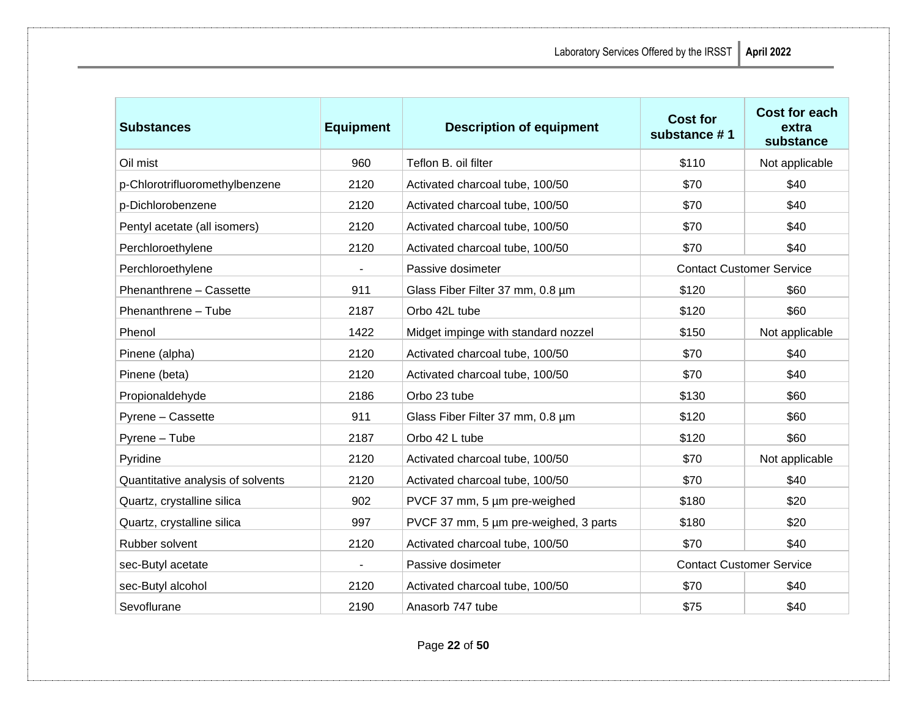| Substances | Equipment | Description of equipment | Cost for substance # 1 | Cost for each extra substance |
|---|---|---|---|---|
| Oil mist | 960 | Teflon B. oil filter | $110 | Not applicable |
| p-Chlorotrifluoromethylbenzene | 2120 | Activated charcoal tube, 100/50 | $70 | $40 |
| p-Dichlorobenzene | 2120 | Activated charcoal tube, 100/50 | $70 | $40 |
| Pentyl acetate (all isomers) | 2120 | Activated charcoal tube, 100/50 | $70 | $40 |
| Perchloroethylene | 2120 | Activated charcoal tube, 100/50 | $70 | $40 |
| Perchloroethylene | - | Passive dosimeter | Contact Customer Service | |
| Phenanthrene – Cassette | 911 | Glass Fiber Filter 37 mm, 0.8 µm | $120 | $60 |
| Phenanthrene – Tube | 2187 | Orbo 42L tube | $120 | $60 |
| Phenol | 1422 | Midget impinge with standard nozzel | $150 | Not applicable |
| Pinene (alpha) | 2120 | Activated charcoal tube, 100/50 | $70 | $40 |
| Pinene (beta) | 2120 | Activated charcoal tube, 100/50 | $70 | $40 |
| Propionaldehyde | 2186 | Orbo 23 tube | $130 | $60 |
| Pyrene – Cassette | 911 | Glass Fiber Filter 37 mm, 0.8 µm | $120 | $60 |
| Pyrene – Tube | 2187 | Orbo 42 L tube | $120 | $60 |
| Pyridine | 2120 | Activated charcoal tube, 100/50 | $70 | Not applicable |
| Quantitative analysis of solvents | 2120 | Activated charcoal tube, 100/50 | $70 | $40 |
| Quartz, crystalline silica | 902 | PVCF 37 mm, 5 µm pre-weighed | $180 | $20 |
| Quartz, crystalline silica | 997 | PVCF 37 mm, 5 µm pre-weighed, 3 parts | $180 | $20 |
| Rubber solvent | 2120 | Activated charcoal tube, 100/50 | $70 | $40 |
| sec-Butyl acetate | - | Passive dosimeter | Contact Customer Service | |
| sec-Butyl alcohol | 2120 | Activated charcoal tube, 100/50 | $70 | $40 |
| Sevoflurane | 2190 | Anasorb 747 tube | $75 | $40 |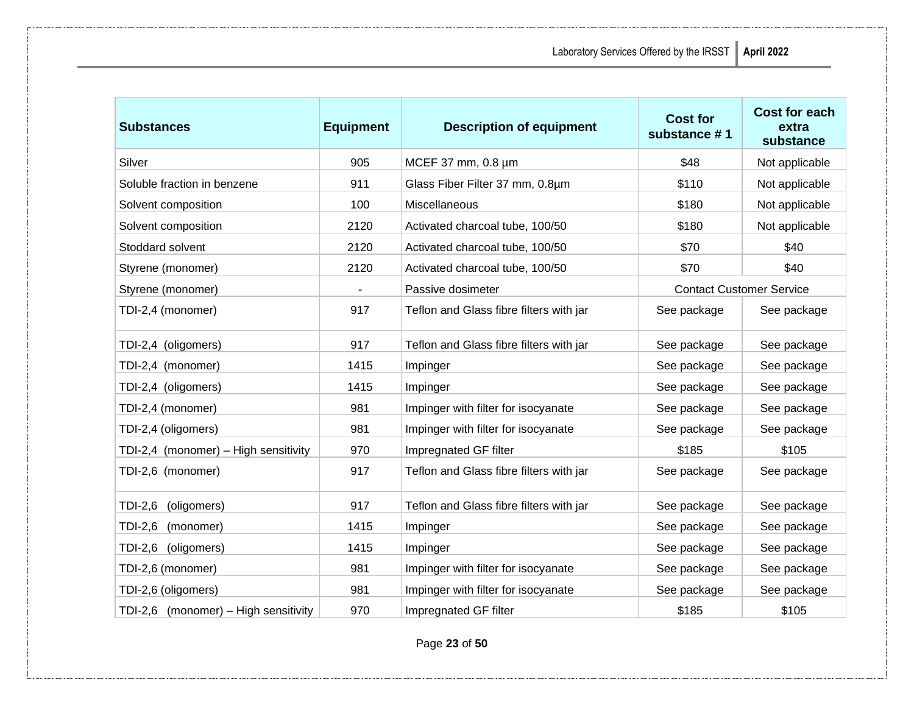| Substances | Equipment | Description of equipment | Cost for substance # 1 | Cost for each extra substance |
|---|---|---|---|---|
| Silver | 905 | MCEF 37 mm, 0.8 µm | $48 | Not applicable |
| Soluble fraction in benzene | 911 | Glass Fiber Filter 37 mm, 0.8µm | $110 | Not applicable |
| Solvent composition | 100 | Miscellaneous | $180 | Not applicable |
| Solvent composition | 2120 | Activated charcoal tube, 100/50 | $180 | Not applicable |
| Stoddard solvent | 2120 | Activated charcoal tube, 100/50 | $70 | $40 |
| Styrene (monomer) | 2120 | Activated charcoal tube, 100/50 | $70 | $40 |
| Styrene (monomer) | - | Passive dosimeter | Contact Customer Service | |
| TDI-2,4 (monomer) | 917 | Teflon and Glass fibre filters with jar | See package | See package |
| TDI-2,4 (oligomers) | 917 | Teflon and Glass fibre filters with jar | See package | See package |
| TDI-2,4 (monomer) | 1415 | Impinger | See package | See package |
| TDI-2,4 (oligomers) | 1415 | Impinger | See package | See package |
| TDI-2,4 (monomer) | 981 | Impinger with filter for isocyanate | See package | See package |
| TDI-2,4 (oligomers) | 981 | Impinger with filter for isocyanate | See package | See package |
| TDI-2,4 (monomer) – High sensitivity | 970 | Impregnated GF filter | $185 | $105 |
| TDI-2,6 (monomer) | 917 | Teflon and Glass fibre filters with jar | See package | See package |
| TDI-2,6 (oligomers) | 917 | Teflon and Glass fibre filters with jar | See package | See package |
| TDI-2,6 (monomer) | 1415 | Impinger | See package | See package |
| TDI-2,6 (oligomers) | 1415 | Impinger | See package | See package |
| TDI-2,6 (monomer) | 981 | Impinger with filter for isocyanate | See package | See package |
| TDI-2,6 (oligomers) | 981 | Impinger with filter for isocyanate | See package | See package |
| TDI-2,6 (monomer) – High sensitivity | 970 | Impregnated GF filter | $185 | $105 |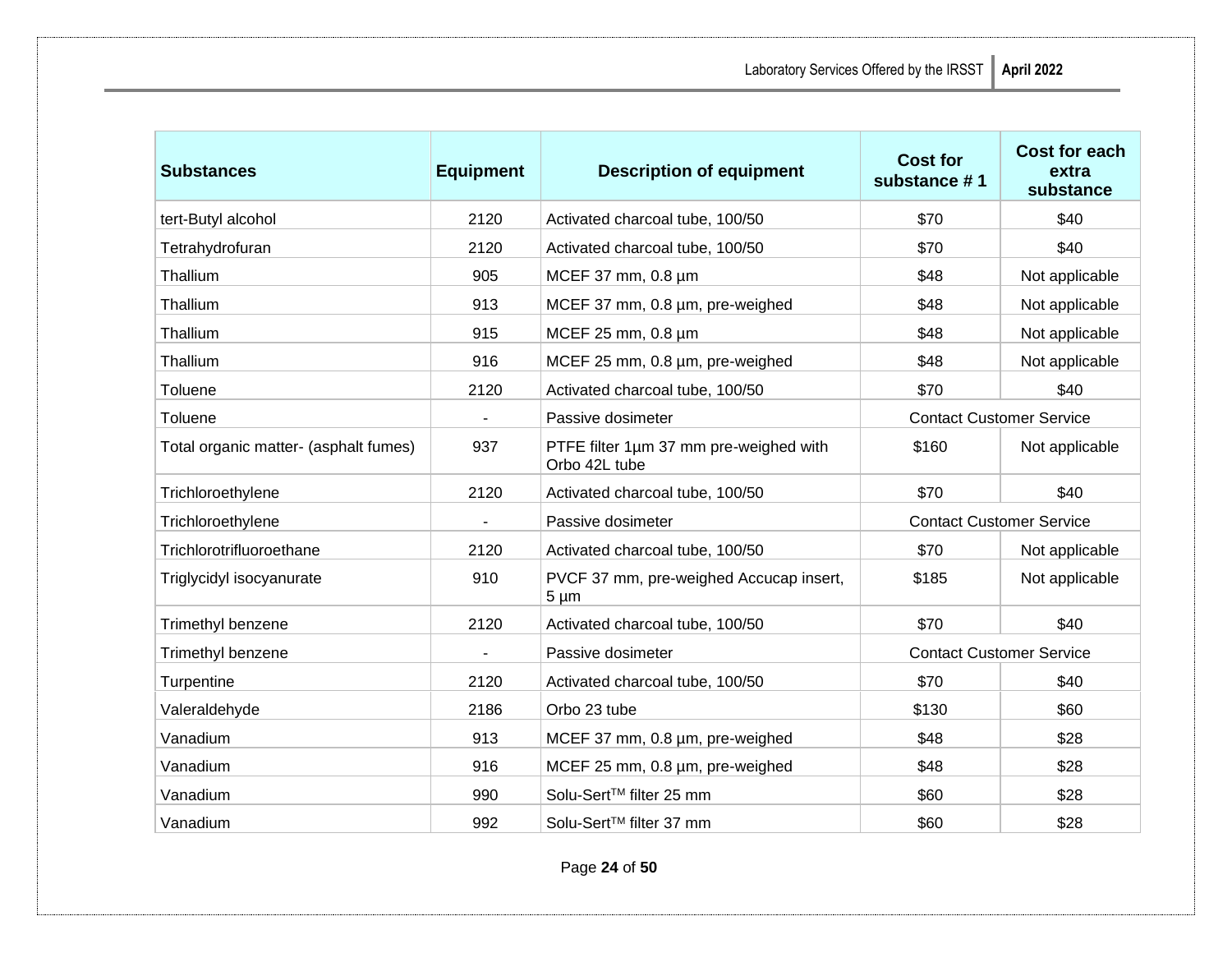| Substances | Equipment | Description of equipment | Cost for substance # 1 | Cost for each extra substance |
|---|---|---|---|---|
| tert-Butyl alcohol | 2120 | Activated charcoal tube, 100/50 | $70 | $40 |
| Tetrahydrofuran | 2120 | Activated charcoal tube, 100/50 | $70 | $40 |
| Thallium | 905 | MCEF 37 mm, 0.8 µm | $48 | Not applicable |
| Thallium | 913 | MCEF 37 mm, 0.8 µm, pre-weighed | $48 | Not applicable |
| Thallium | 915 | MCEF 25 mm, 0.8 µm | $48 | Not applicable |
| Thallium | 916 | MCEF 25 mm, 0.8 µm, pre-weighed | $48 | Not applicable |
| Toluene | 2120 | Activated charcoal tube, 100/50 | $70 | $40 |
| Toluene | - | Passive dosimeter | Contact Customer Service | |
| Total organic matter- (asphalt fumes) | 937 | PTFE filter 1µm 37 mm pre-weighed with Orbo 42L tube | $160 | Not applicable |
| Trichloroethylene | 2120 | Activated charcoal tube, 100/50 | $70 | $40 |
| Trichloroethylene | - | Passive dosimeter | Contact Customer Service | |
| Trichlorotrifluoroethane | 2120 | Activated charcoal tube, 100/50 | $70 | Not applicable |
| Triglycidyl isocyanurate | 910 | PVCF 37 mm, pre-weighed Accucap insert, 5 µm | $185 | Not applicable |
| Trimethyl benzene | 2120 | Activated charcoal tube, 100/50 | $70 | $40 |
| Trimethyl benzene | - | Passive dosimeter | Contact Customer Service | |
| Turpentine | 2120 | Activated charcoal tube, 100/50 | $70 | $40 |
| Valeraldehyde | 2186 | Orbo 23 tube | $130 | $60 |
| Vanadium | 913 | MCEF 37 mm, 0.8 µm, pre-weighed | $48 | $28 |
| Vanadium | 916 | MCEF 25 mm, 0.8 µm, pre-weighed | $48 | $28 |
| Vanadium | 990 | Solu-Sert™ filter 25 mm | $60 | $28 |
| Vanadium | 992 | Solu-Sert™ filter 37 mm | $60 | $28 |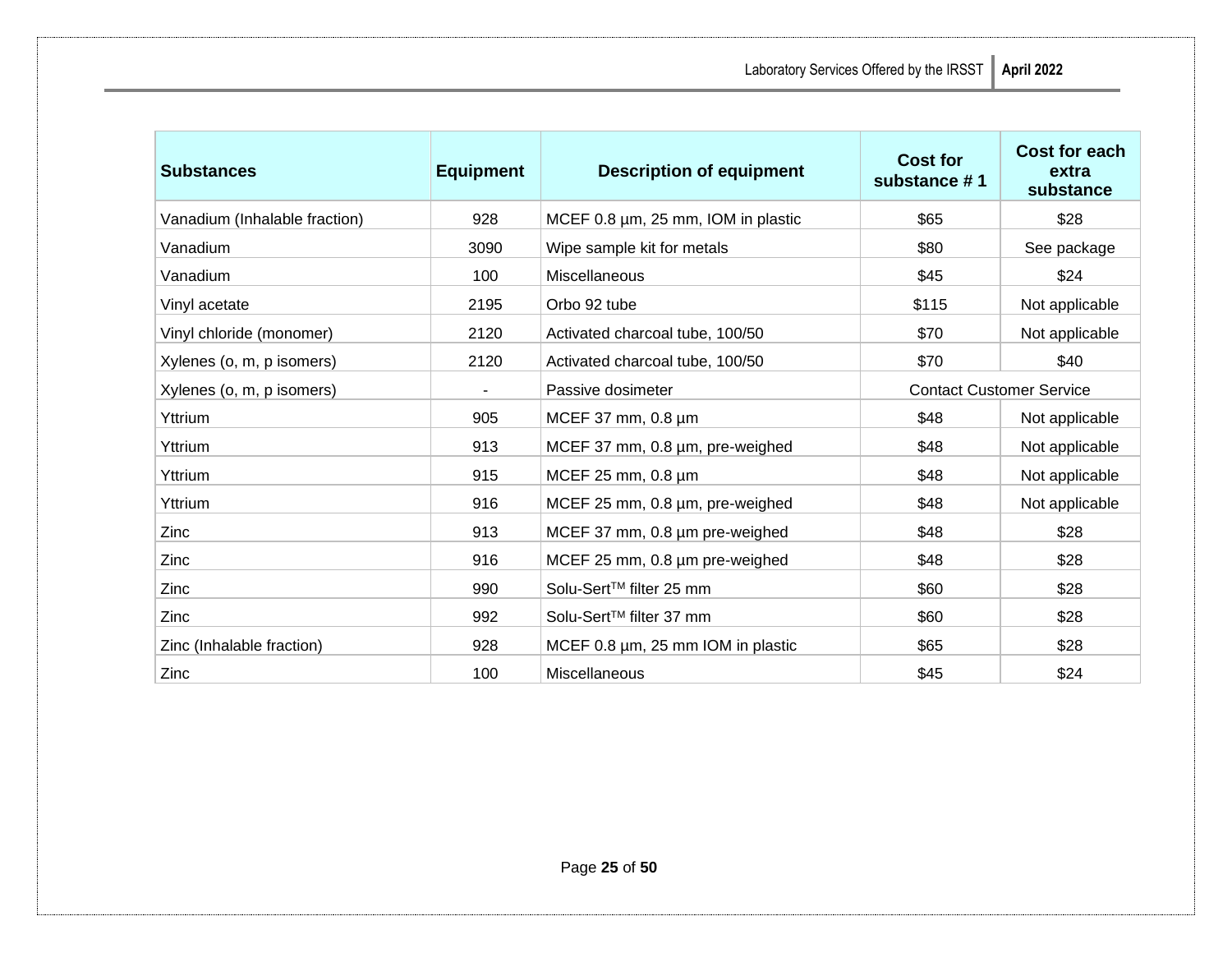| Substances | Equipment | Description of equipment | Cost for substance # 1 | Cost for each extra substance |
|---|---|---|---|---|
| Vanadium (Inhalable fraction) | 928 | MCEF 0.8 µm, 25 mm, IOM in plastic | $65 | $28 |
| Vanadium | 3090 | Wipe sample kit for metals | $80 | See package |
| Vanadium | 100 | Miscellaneous | $45 | $24 |
| Vinyl acetate | 2195 | Orbo 92 tube | $115 | Not applicable |
| Vinyl chloride (monomer) | 2120 | Activated charcoal tube, 100/50 | $70 | Not applicable |
| Xylenes (o, m, p isomers) | 2120 | Activated charcoal tube, 100/50 | $70 | $40 |
| Xylenes (o, m, p isomers) | - | Passive dosimeter | Contact Customer Service | |
| Yttrium | 905 | MCEF 37 mm, 0.8 µm | $48 | Not applicable |
| Yttrium | 913 | MCEF 37 mm, 0.8 µm, pre-weighed | $48 | Not applicable |
| Yttrium | 915 | MCEF 25 mm, 0.8 µm | $48 | Not applicable |
| Yttrium | 916 | MCEF 25 mm, 0.8 µm, pre-weighed | $48 | Not applicable |
| Zinc | 913 | MCEF 37 mm, 0.8 µm pre-weighed | $48 | $28 |
| Zinc | 916 | MCEF 25 mm, 0.8 µm pre-weighed | $48 | $28 |
| Zinc | 990 | Solu-Sert™ filter 25 mm | $60 | $28 |
| Zinc | 992 | Solu-Sert™ filter 37 mm | $60 | $28 |
| Zinc (Inhalable fraction) | 928 | MCEF 0.8 µm, 25 mm IOM in plastic | $65 | $28 |
| Zinc | 100 | Miscellaneous | $45 | $24 |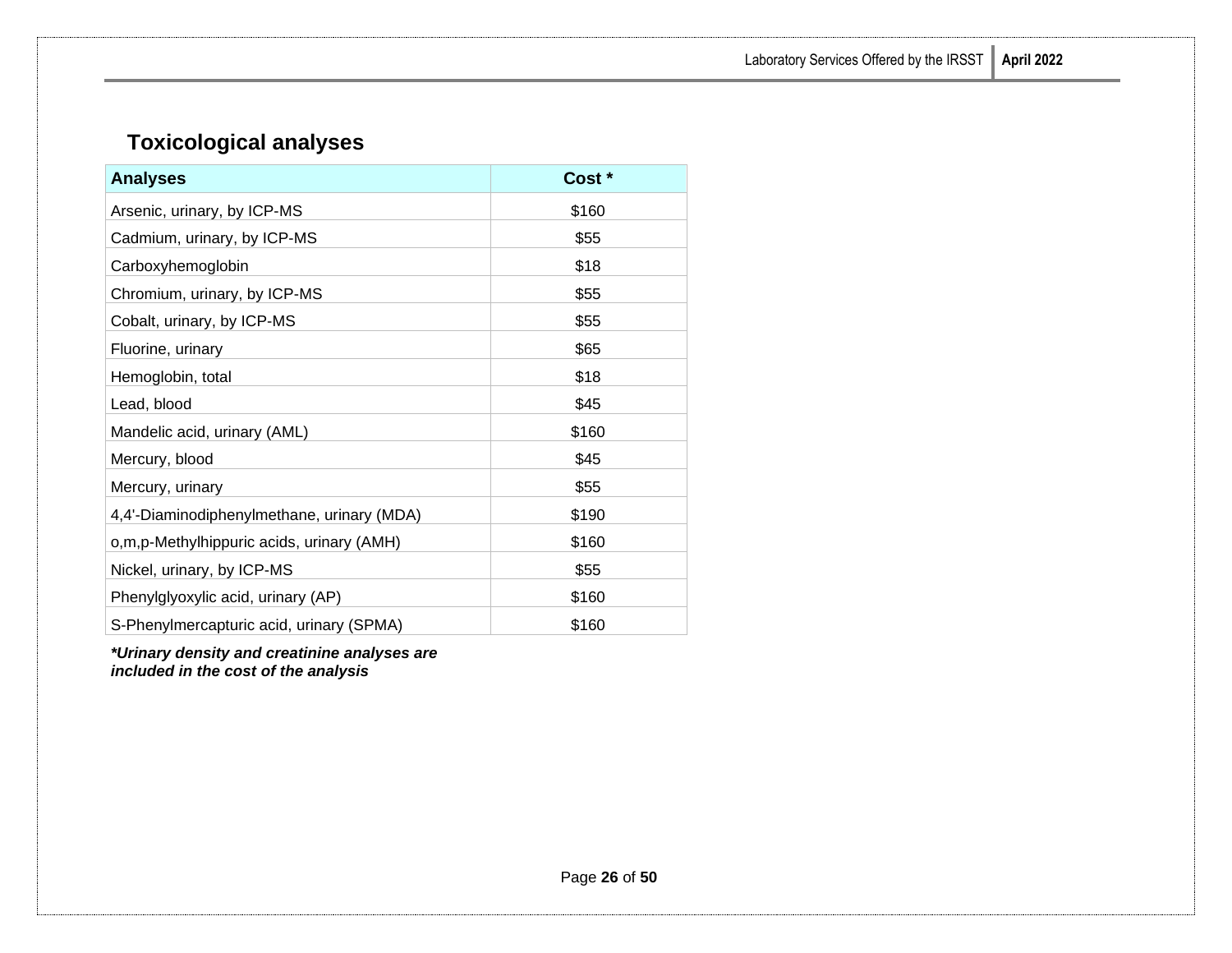## Toxicological analyses

| Analyses | Cost * |
|---|---|
| Arsenic, urinary, by ICP-MS | $160 |
| Cadmium, urinary, by ICP-MS | $55 |
| Carboxyhemoglobin | $18 |
| Chromium, urinary, by ICP-MS | $55 |
| Cobalt, urinary, by ICP-MS | $55 |
| Fluorine, urinary | $65 |
| Hemoglobin, total | $18 |
| Lead, blood | $45 |
| Mandelic acid, urinary (AML) | $160 |
| Mercury, blood | $45 |
| Mercury, urinary | $55 |
| 4,4'-Diaminodiphenylmethane, urinary (MDA) | $190 |
| o,m,p-Methylhippuric acids, urinary (AMH) | $160 |
| Nickel, urinary, by ICP-MS | $55 |
| Phenylglyoxylic acid, urinary (AP) | $160 |
| S-Phenylmercapturic acid, urinary (SPMA) | $160 |

***Urinary density and creatinine analyses are included in the cost of the analysis***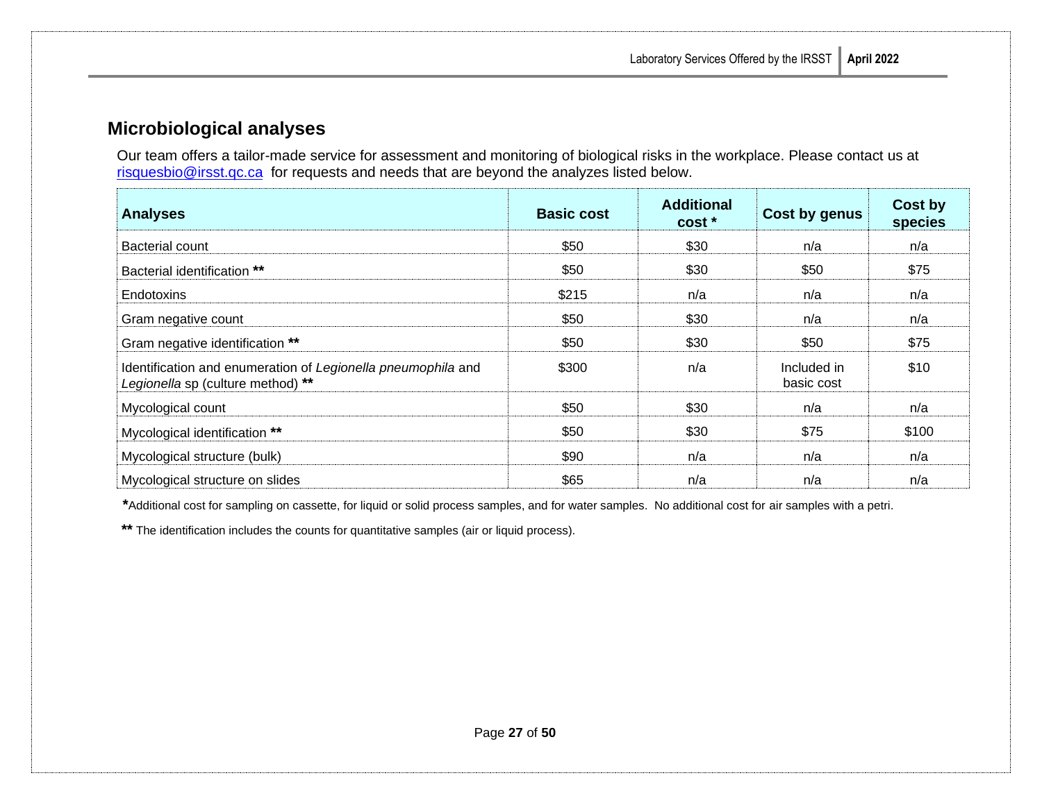## Microbiological analyses

Our team offers a tailor-made service for assessment and monitoring of biological risks in the workplace. Please contact us at risquesbio@irsst.qc.ca for requests and needs that are beyond the analyzes listed below.

| Analyses | Basic cost | Additional cost * | Cost by genus | Cost by species |
|---|---|---|---|---|
| Bacterial count | $50 | $30 | n/a | n/a |
| Bacterial identification ** | $50 | $30 | $50 | $75 |
| Endotoxins | $215 | n/a | n/a | n/a |
| Gram negative count | $50 | $30 | n/a | n/a |
| Gram negative identification ** | $50 | $30 | $50 | $75 |
| Identification and enumeration of *Legionella pneumophila* and *Legionella* sp (culture method) ** | $300 | n/a | Included in basic cost | $10 |
| Mycological count | $50 | $30 | n/a | n/a |
| Mycological identification ** | $50 | $30 | $75 | $100 |
| Mycological structure (bulk) | $90 | n/a | n/a | n/a |
| Mycological structure on slides | $65 | n/a | n/a | n/a |

**\***Additional cost for sampling on cassette, for liquid or solid process samples, and for water samples. No additional cost for air samples with a petri.

**\*\*** The identification includes the counts for quantitative samples (air or liquid process).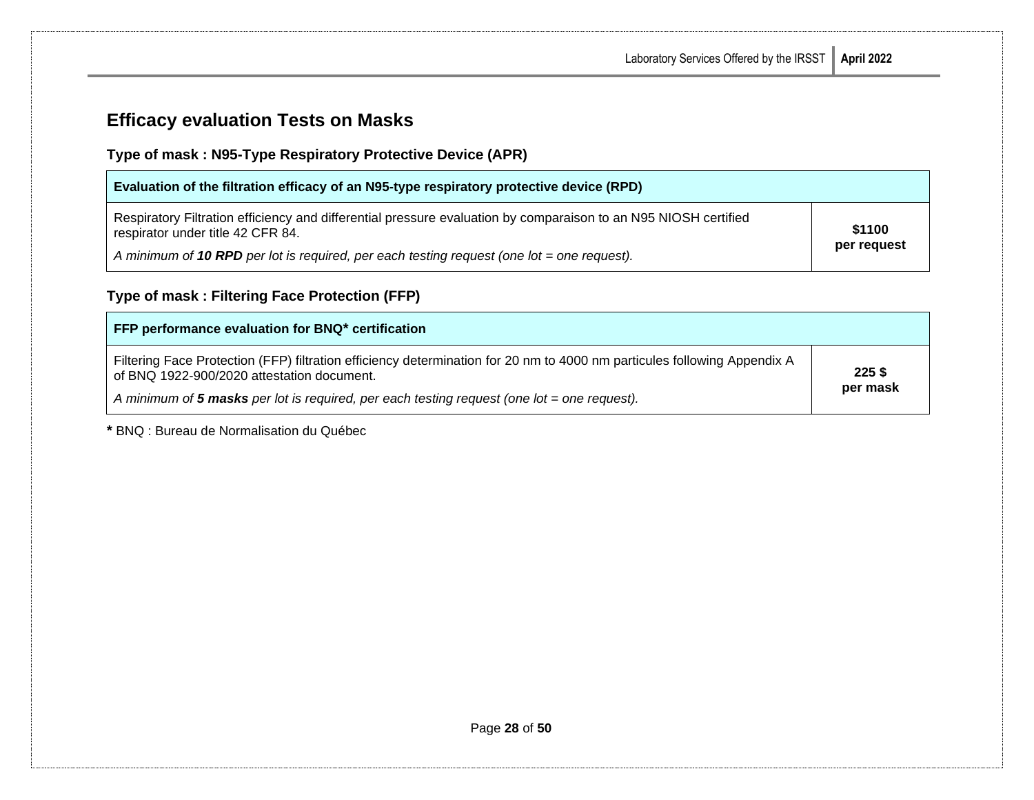## Efficacy evaluation Tests on Masks

### Type of mask : N95-Type Respiratory Protective Device (APR)

| Evaluation of the filtration efficacy of an N95-type respiratory protective device (RPD) | |
|---|---|
| Respiratory Filtration efficiency and differential pressure evaluation by comparaison to an N95 NIOSH certified respirator under title 42 CFR 84.<br>*A minimum of **10 RPD** per lot is required, per each testing request (one lot = one request).* | **$1100 per request** |

### Type of mask : Filtering Face Protection (FFP)

| FFP performance evaluation for BNQ* certification | |
|---|---|
| Filtering Face Protection (FFP) filtration efficiency determination for 20 nm to 4000 nm particules following Appendix A of BNQ 1922-900/2020 attestation document.<br>*A minimum of **5 masks** per lot is required, per each testing request (one lot = one request).* | **225 $ per mask** |

**\*** BNQ : Bureau de Normalisation du Québec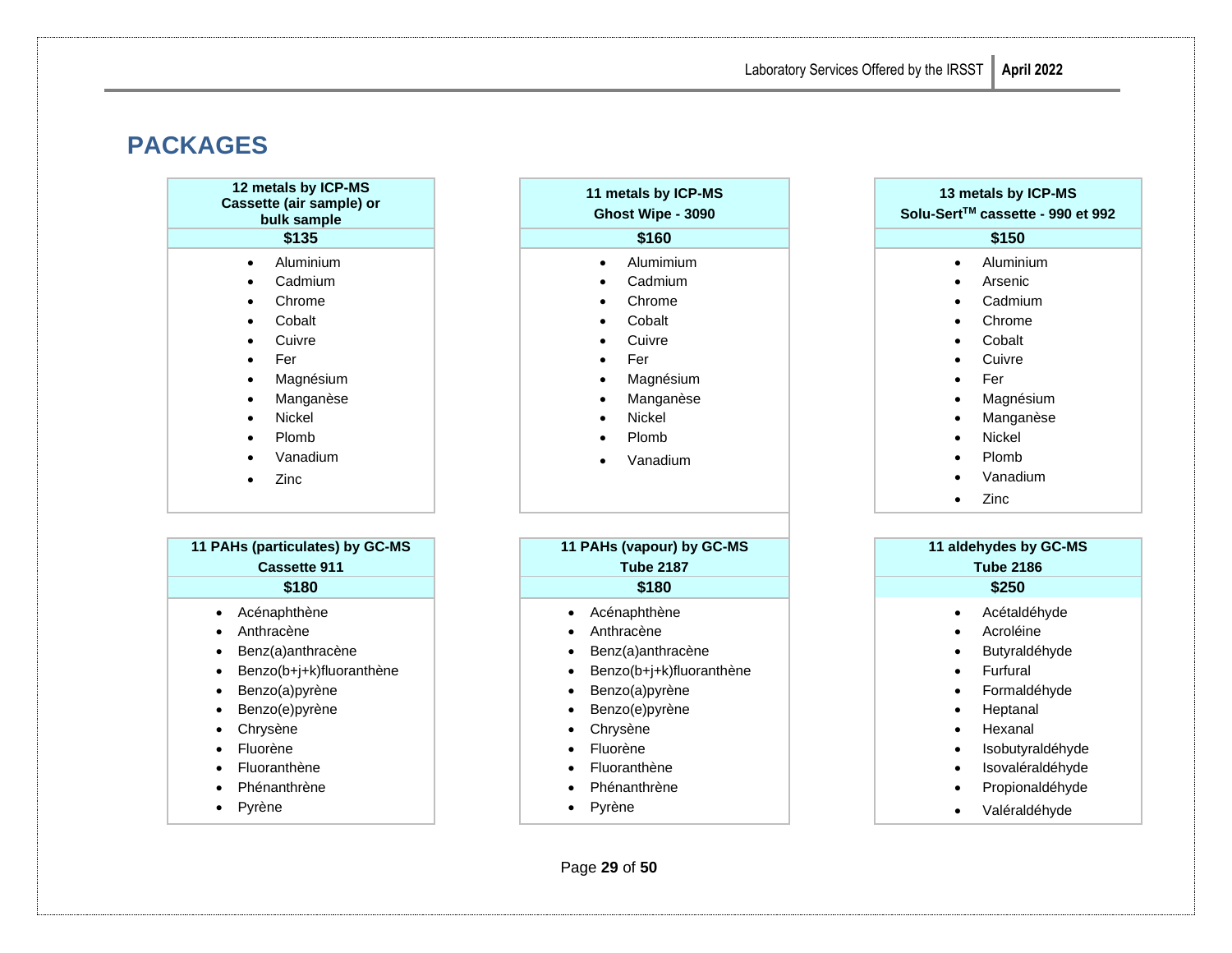# PACKAGES

| 12 metals by ICP-MS<br>Cassette (air sample) or bulk sample | 11 metals by ICP-MS<br>Ghost Wipe - 3090 | 13 metals by ICP-MS<br>Solu-Sert™ cassette - 990 et 992 |
|---|---|---|
| **$135** | **$160** | **$150** |
| • Aluminium<br>• Cadmium<br>• Chrome<br>• Cobalt<br>• Cuivre<br>• Fer<br>• Magnésium<br>• Manganèse<br>• Nickel<br>• Plomb<br>• Vanadium<br>• Zinc | • Alumimium<br>• Cadmium<br>• Chrome<br>• Cobalt<br>• Cuivre<br>• Fer<br>• Magnésium<br>• Manganèse<br>• Nickel<br>• Plomb<br>• Vanadium | • Aluminium<br>• Arsenic<br>• Cadmium<br>• Chrome<br>• Cobalt<br>• Cuivre<br>• Fer<br>• Magnésium<br>• Manganèse<br>• Nickel<br>• Plomb<br>• Vanadium<br>• Zinc |

| 11 PAHs (particulates) by GC-MS<br>Cassette 911 | 11 PAHs (vapour) by GC-MS<br>Tube 2187 | 11 aldehydes by GC-MS<br>Tube 2186 |
|---|---|---|
| **$180** | **$180** | **$250** |
| • Acénaphthène<br>• Anthracène<br>• Benz(a)anthracène<br>• Benzo(b+j+k)fluoranthène<br>• Benzo(a)pyrène<br>• Benzo(e)pyrène<br>• Chrysène<br>• Fluorène<br>• Fluoranthène<br>• Phénanthrène<br>• Pyrène | • Acénaphthène<br>• Anthracène<br>• Benz(a)anthracène<br>• Benzo(b+j+k)fluoranthène<br>• Benzo(a)pyrène<br>• Benzo(e)pyrène<br>• Chrysène<br>• Fluorène<br>• Fluoranthène<br>• Phénanthrène<br>• Pyrène | • Acétaldéhyde<br>• Acroléine<br>• Butyraldéhyde<br>• Furfural<br>• Formaldéhyde<br>• Heptanal<br>• Hexanal<br>• Isobutyraldéhyde<br>• Isovaléraldéhyde<br>• Propionaldéhyde<br>• Valéraldéhyde |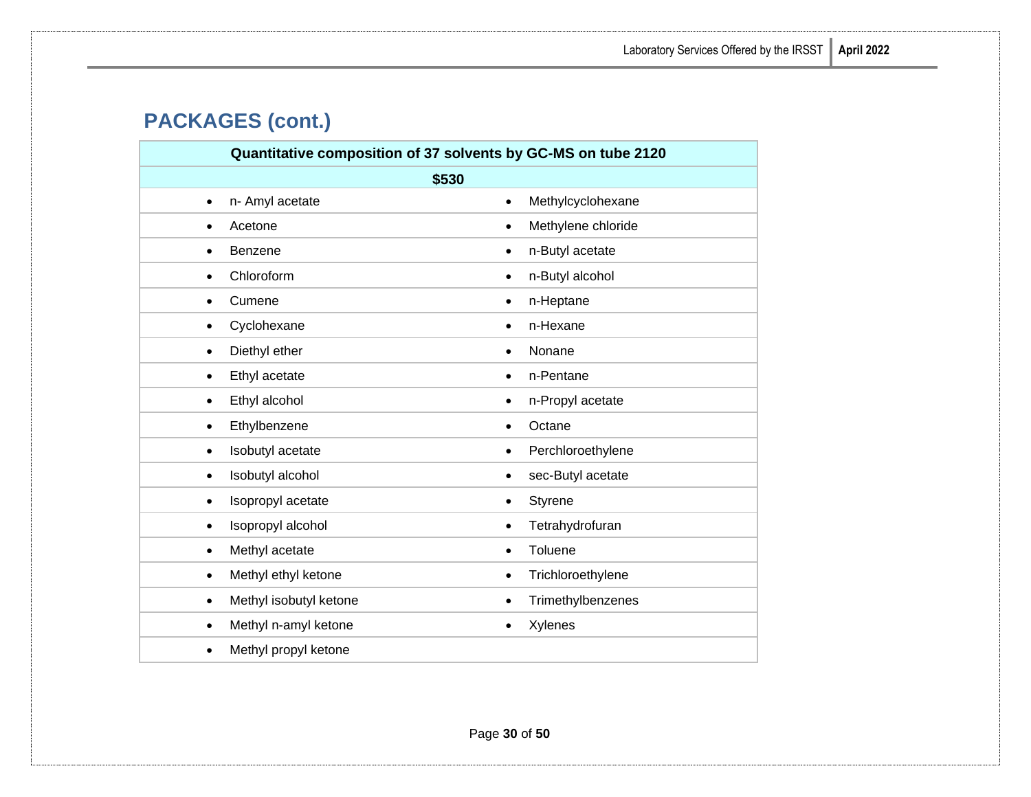## PACKAGES (cont.)

| Quantitative composition of 37 solvents by GC-MS on tube 2120 | |
|---|---|
| **$530** | |
| • n- Amyl acetate | • Methylcyclohexane |
| • Acetone | • Methylene chloride |
| • Benzene | • n-Butyl acetate |
| • Chloroform | • n-Butyl alcohol |
| • Cumene | • n-Heptane |
| • Cyclohexane | • n-Hexane |
| • Diethyl ether | • Nonane |
| • Ethyl acetate | • n-Pentane |
| • Ethyl alcohol | • n-Propyl acetate |
| • Ethylbenzene | • Octane |
| • Isobutyl acetate | • Perchloroethylene |
| • Isobutyl alcohol | • sec-Butyl acetate |
| • Isopropyl acetate | • Styrene |
| • Isopropyl alcohol | • Tetrahydrofuran |
| • Methyl acetate | • Toluene |
| • Methyl ethyl ketone | • Trichloroethylene |
| • Methyl isobutyl ketone | • Trimethylbenzenes |
| • Methyl n-amyl ketone | • Xylenes |
| • Methyl propyl ketone | |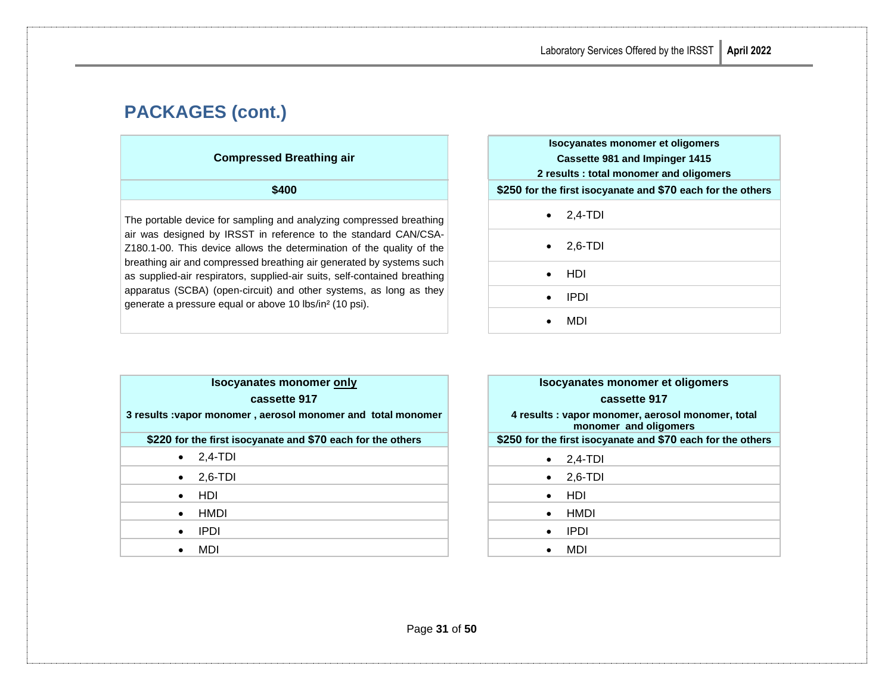## PACKAGES (cont.)

| Compressed Breathing air |
|---|
| **$400** |
| The portable device for sampling and analyzing compressed breathing air was designed by IRSST in reference to the standard CAN/CSA-Z180.1-00. This device allows the determination of the quality of the breathing air and compressed breathing air generated by systems such as supplied-air respirators, supplied-air suits, self-contained breathing apparatus (SCBA) (open-circuit) and other systems, as long as they generate a pressure equal or above 10 lbs/in² (10 psi). |

| Isocyanates monomer et oligomers<br>Cassette 981 and Impinger 1415<br>2 results : total monomer and oligomers |
|---|
| **$250 for the first isocyanate and $70 each for the others** |
| • 2,4-TDI |
| • 2,6-TDI |
| • HDI |
| • IPDI |
| • MDI |

| Isocyanates monomer <u>only</u><br>cassette 917<br>3 results :vapor monomer , aerosol monomer and total monomer |
|---|
| **$220 for the first isocyanate and $70 each for the others** |
| • 2,4-TDI |
| • 2,6-TDI |
| • HDI |
| • HMDI |
| • IPDI |
| • MDI |

| Isocyanates monomer et oligomers<br>cassette 917<br>4 results : vapor monomer, aerosol monomer, total monomer and oligomers |
|---|
| **$250 for the first isocyanate and $70 each for the others** |
| • 2,4-TDI |
| • 2,6-TDI |
| • HDI |
| • HMDI |
| • IPDI |
| • MDI |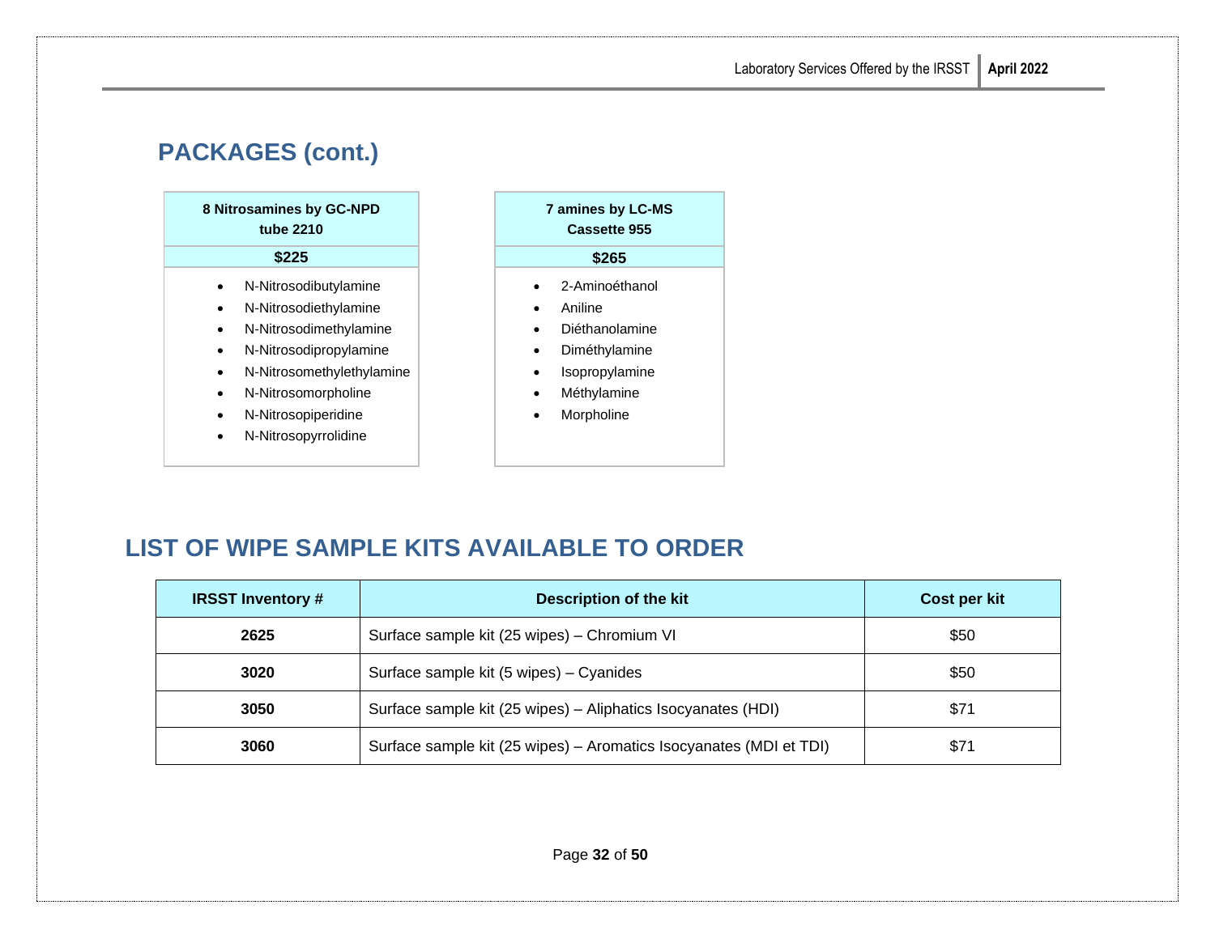## PACKAGES (cont.)

| 8 Nitrosamines by GC-NPD tube 2210 |
|---|
| **$225** |
| • N-Nitrosodibutylamine<br>• N-Nitrosodiethylamine<br>• N-Nitrosodimethylamine<br>• N-Nitrosodipropylamine<br>• N-Nitrosomethylethylamine<br>• N-Nitrosomorpholine<br>• N-Nitrosopiperidine<br>• N-Nitrosopyrrolidine |

| 7 amines by LC-MS Cassette 955 |
|---|
| **$265** |
| • 2-Aminoéthanol<br>• Aniline<br>• Diéthanolamine<br>• Diméthylamine<br>• Isopropylamine<br>• Méthylamine<br>• Morpholine |

## LIST OF WIPE SAMPLE KITS AVAILABLE TO ORDER

| IRSST Inventory # | Description of the kit | Cost per kit |
|---|---|---|
| **2625** | Surface sample kit (25 wipes) – Chromium VI | $50 |
| **3020** | Surface sample kit (5 wipes) – Cyanides | $50 |
| **3050** | Surface sample kit (25 wipes) – Aliphatics Isocyanates (HDI) | $71 |
| **3060** | Surface sample kit (25 wipes) – Aromatics Isocyanates (MDI et TDI) | $71 |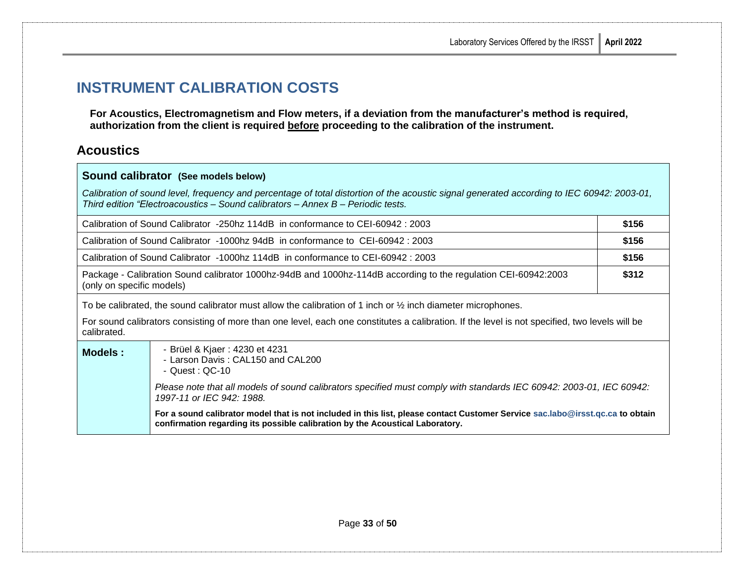# INSTRUMENT CALIBRATION COSTS

**For Acoustics, Electromagnetism and Flow meters, if a deviation from the manufacturer's method is required, authorization from the client is required before proceeding to the calibration of the instrument.**

## Acoustics

### Sound calibrator (See models below)

*Calibration of sound level, frequency and percentage of total distortion of the acoustic signal generated according to IEC 60942: 2003-01, Third edition "Electroacoustics – Sound calibrators – Annex B – Periodic tests.*

| Service | Cost |
|---|---|
| Calibration of Sound Calibrator -250hz 114dB in conformance to CEI-60942 : 2003 | **$156** |
| Calibration of Sound Calibrator -1000hz 94dB in conformance to CEI-60942 : 2003 | **$156** |
| Calibration of Sound Calibrator -1000hz 114dB in conformance to CEI-60942 : 2003 | **$156** |
| Package - Calibration Sound calibrator 1000hz-94dB and 1000hz-114dB according to the regulation CEI-60942:2003 (only on specific models) | **$312** |

To be calibrated, the sound calibrator must allow the calibration of 1 inch or ½ inch diameter microphones.

For sound calibrators consisting of more than one level, each one constitutes a calibration. If the level is not specified, two levels will be calibrated.

**Models :**

- Brüel & Kjaer : 4230 et 4231
- Larson Davis : CAL150 and CAL200
- Quest : QC-10

*Please note that all models of sound calibrators specified must comply with standards IEC 60942: 2003-01, IEC 60942: 1997-11 or IEC 942: 1988.*

**For a sound calibrator model that is not included in this list, please contact Customer Service sac.labo@irsst.qc.ca to obtain confirmation regarding its possible calibration by the Acoustical Laboratory.**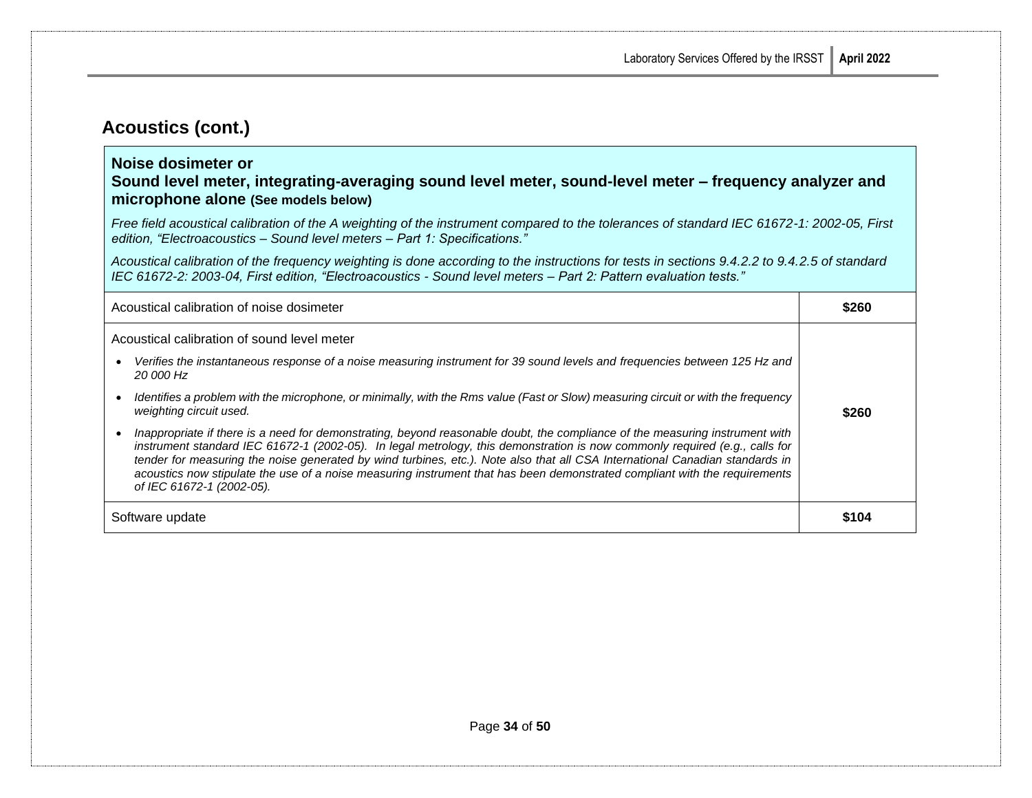## Acoustics (cont.)

| **Noise dosimeter or**<br>**Sound level meter, integrating-averaging sound level meter, sound-level meter – frequency analyzer and microphone alone** **(See models below)**<br><br>*Free field acoustical calibration of the A weighting of the instrument compared to the tolerances of standard IEC 61672-1: 2002-05, First edition, "Electroacoustics – Sound level meters – Part 1: Specifications."*<br><br>*Acoustical calibration of the frequency weighting is done according to the instructions for tests in sections 9.4.2.2 to 9.4.2.5 of standard IEC 61672-2: 2003-04, First edition, "Electroacoustics - Sound level meters – Part 2: Pattern evaluation tests."* | |
|---|---|
| Acoustical calibration of noise dosimeter | **$260** |
| Acoustical calibration of sound level meter<br>• *Verifies the instantaneous response of a noise measuring instrument for 39 sound levels and frequencies between 125 Hz and 20 000 Hz*<br>• *Identifies a problem with the microphone, or minimally, with the Rms value (Fast or Slow) measuring circuit or with the frequency weighting circuit used.*<br>• *Inappropriate if there is a need for demonstrating, beyond reasonable doubt, the compliance of the measuring instrument with instrument standard IEC 61672-1 (2002-05). In legal metrology, this demonstration is now commonly required (e.g., calls for tender for measuring the noise generated by wind turbines, etc.). Note also that all CSA International Canadian standards in acoustics now stipulate the use of a noise measuring instrument that has been demonstrated compliant with the requirements of IEC 61672-1 (2002-05).* | **$260** |
| Software update | **$104** |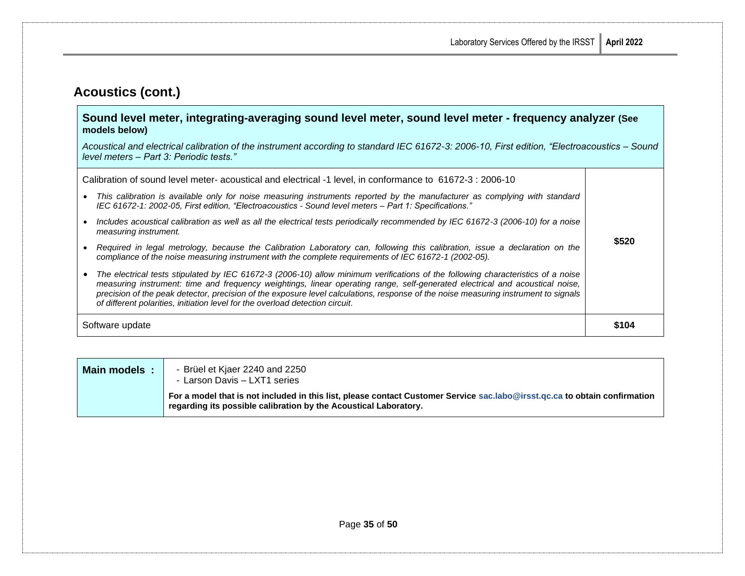# Acoustics (cont.)

| **Sound level meter, integrating-averaging sound level meter, sound level meter - frequency analyzer (See models below)**<br><br>*Acoustical and electrical calibration of the instrument according to standard IEC 61672-3: 2006-10, First edition, "Electroacoustics – Sound level meters – Part 3: Periodic tests."* | |
|---|---|
| Calibration of sound level meter- acoustical and electrical -1 level, in conformance to 61672-3 : 2006-10<br><br>• *This calibration is available only for noise measuring instruments reported by the manufacturer as complying with standard IEC 61672-1: 2002-05, First edition, "Electroacoustics - Sound level meters – Part 1: Specifications."*<br>• *Includes acoustical calibration as well as all the electrical tests periodically recommended by IEC 61672-3 (2006-10) for a noise measuring instrument.*<br>• *Required in legal metrology, because the Calibration Laboratory can, following this calibration, issue a declaration on the compliance of the noise measuring instrument with the complete requirements of IEC 61672-1 (2002-05).*<br>• *The electrical tests stipulated by IEC 61672-3 (2006-10) allow minimum verifications of the following characteristics of a noise measuring instrument: time and frequency weightings, linear operating range, self-generated electrical and acoustical noise, precision of the peak detector, precision of the exposure level calculations, response of the noise measuring instrument to signals of different polarities, initiation level for the overload detection circuit.* | **$520** |
| Software update | **$104** |

| **Main models :** | - Brüel et Kjaer 2240 and 2250<br>- Larson Davis – LXT1 series<br><br>**For a model that is not included in this list, please contact Customer Service sac.labo@irsst.qc.ca to obtain confirmation regarding its possible calibration by the Acoustical Laboratory.** |
|---|---|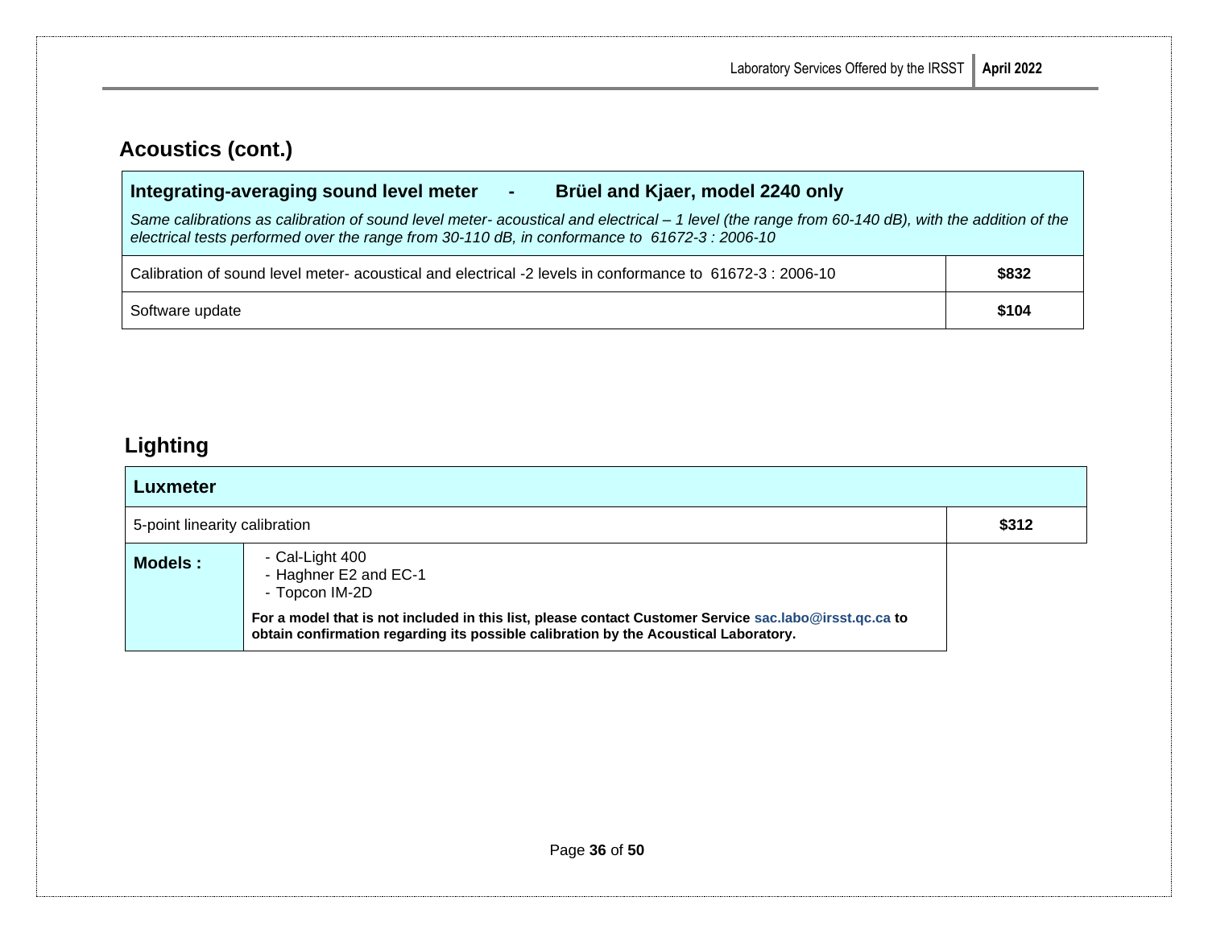## Acoustics (cont.)

| **Integrating-averaging sound level meter - Brüel and Kjaer, model 2240 only**<br>*Same calibrations as calibration of sound level meter- acoustical and electrical – 1 level (the range from 60-140 dB), with the addition of the electrical tests performed over the range from 30-110 dB, in conformance to 61672-3 : 2006-10* | |
|---|---|
| Calibration of sound level meter- acoustical and electrical -2 levels in conformance to 61672-3 : 2006-10 | **$832** |
| Software update | **$104** |

## Lighting

| **Luxmeter** | | |
|---|---|---|
| 5-point linearity calibration | | **$312** |
| **Models :** | - Cal-Light 400<br>- Haghner E2 and EC-1<br>- Topcon IM-2D<br>**For a model that is not included in this list, please contact Customer Service sac.labo@irsst.qc.ca to obtain confirmation regarding its possible calibration by the Acoustical Laboratory.** | |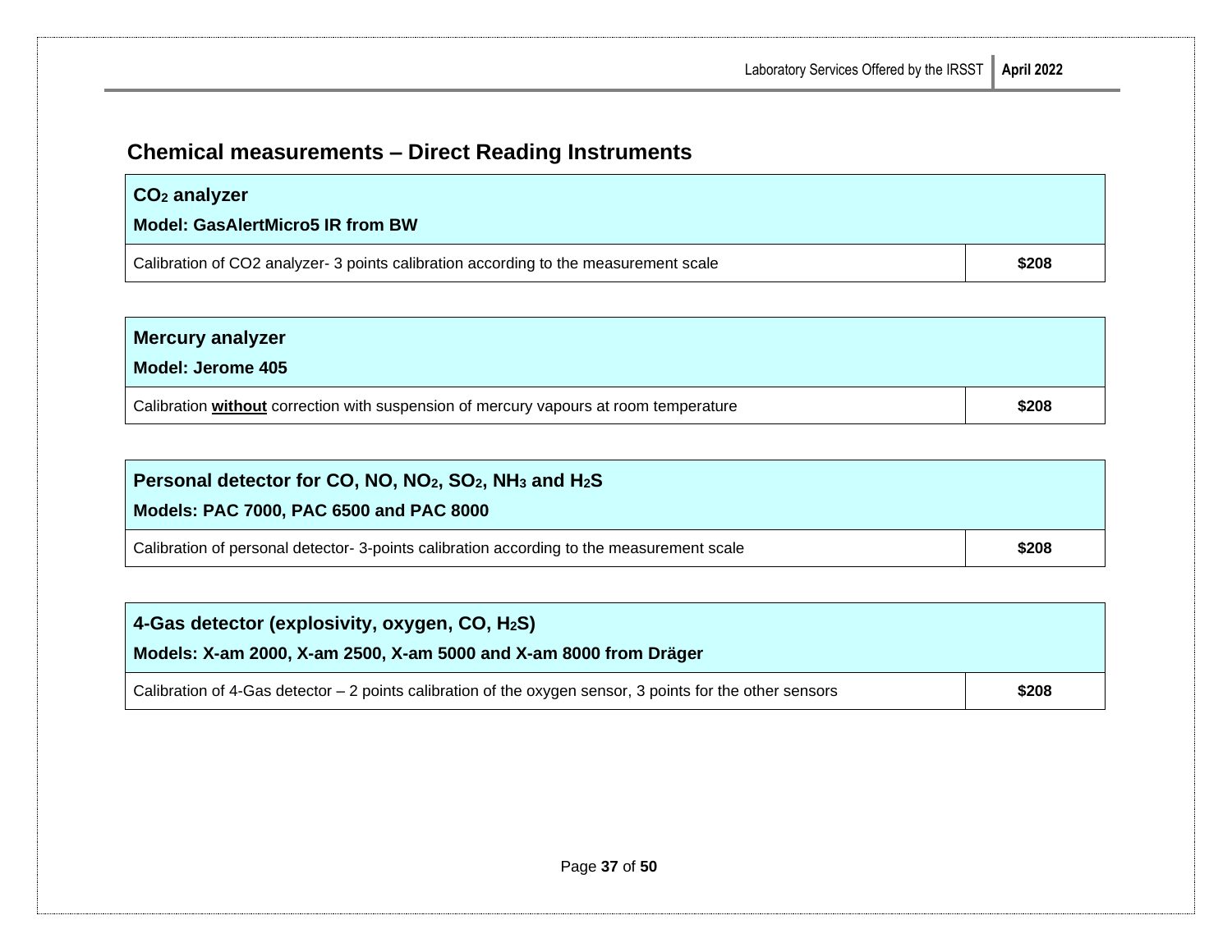## Chemical measurements – Direct Reading Instruments

| **$CO_2$ analyzer**<br>**Model: GasAlertMicro5 IR from BW** | |
|---|---|
| Calibration of CO2 analyzer- 3 points calibration according to the measurement scale | **$208** |

| **Mercury analyzer**<br>**Model: Jerome 405** | |
|---|---|
| Calibration **without** correction with suspension of mercury vapours at room temperature | **$208** |

| **Personal detector for CO, NO, $NO_2$, $SO_2$, $NH_3$ and $H_2S$**<br>**Models: PAC 7000, PAC 6500 and PAC 8000** | |
|---|---|
| Calibration of personal detector- 3-points calibration according to the measurement scale | **$208** |

| **4-Gas detector (explosivity, oxygen, CO, $H_2S$)**<br>**Models: X-am 2000, X-am 2500, X-am 5000 and X-am 8000 from Dräger** | |
|---|---|
| Calibration of 4-Gas detector – 2 points calibration of the oxygen sensor, 3 points for the other sensors | **$208** |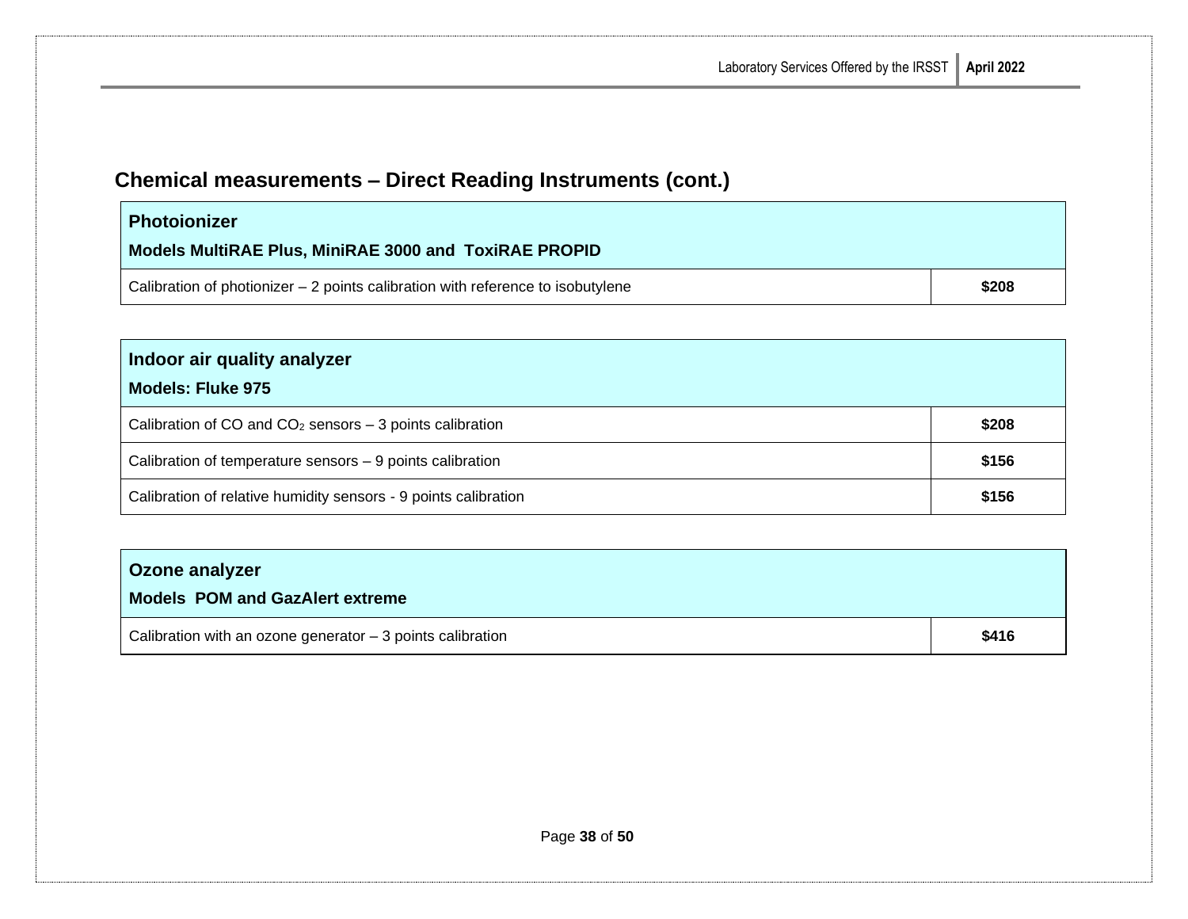## Chemical measurements – Direct Reading Instruments (cont.)

| **Photoionizer**<br>**Models MultiRAE Plus, MiniRAE 3000 and ToxiRAE PROPID** | |
|---|---|
| Calibration of photionizer – 2 points calibration with reference to isobutylene | **$208** |

| **Indoor air quality analyzer**<br>**Models: Fluke 975** | |
|---|---|
| Calibration of CO and $CO_2$ sensors – 3 points calibration | **$208** |
| Calibration of temperature sensors – 9 points calibration | **$156** |
| Calibration of relative humidity sensors - 9 points calibration | **$156** |

| **Ozone analyzer**<br>**Models POM and GazAlert extreme** | |
|---|---|
| Calibration with an ozone generator – 3 points calibration | **$416** |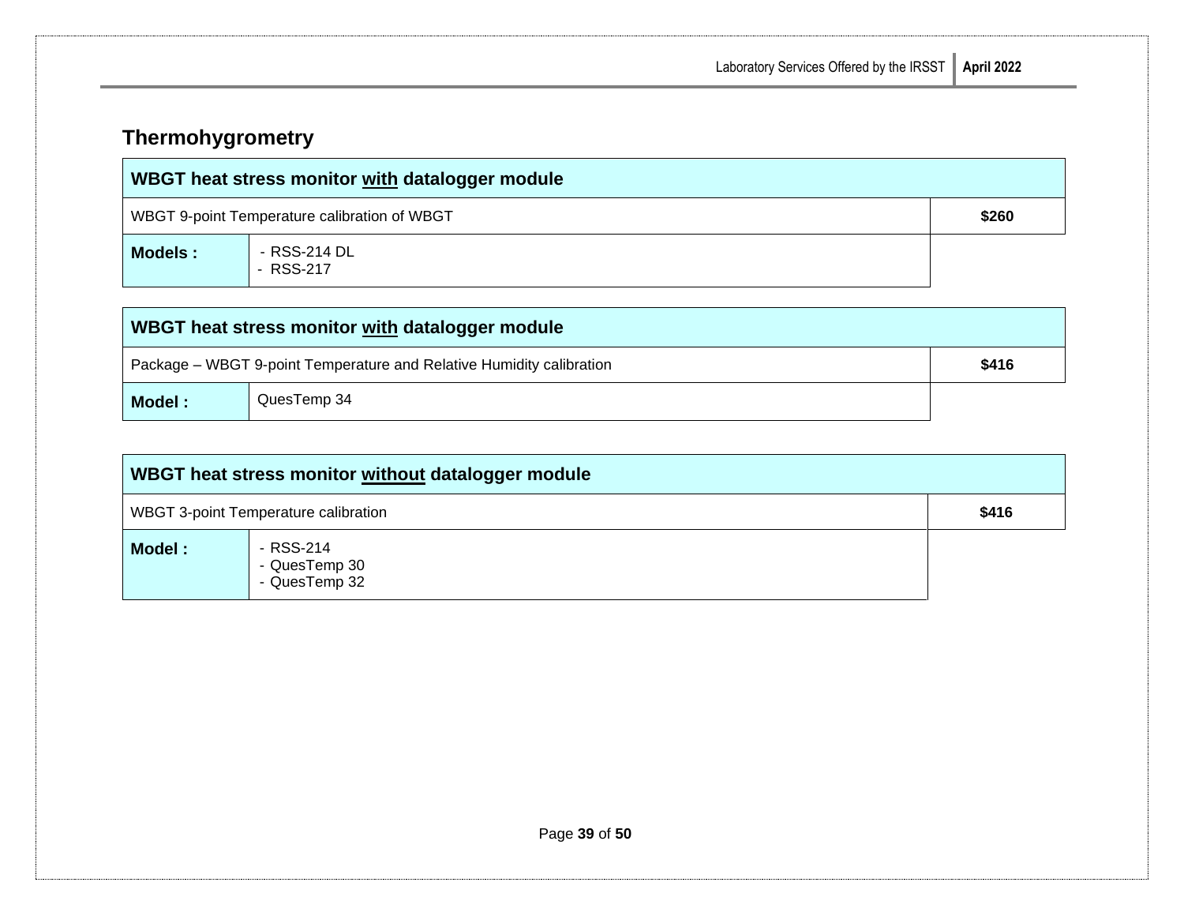## Thermohygrometry

| WBGT heat stress monitor **with** datalogger module | | |
|---|---|---|
| WBGT 9-point Temperature calibration of WBGT | | **$260** |
| **Models :** | - RSS-214 DL<br>- RSS-217 | |

| WBGT heat stress monitor **with** datalogger module | | |
|---|---|---|
| Package – WBGT 9-point Temperature and Relative Humidity calibration | | **$416** |
| **Model :** | QuesTemp 34 | |

| WBGT heat stress monitor **without** datalogger module | | |
|---|---|---|
| WBGT 3-point Temperature calibration | | **$416** |
| **Model :** | - RSS-214<br>- QuesTemp 30<br>- QuesTemp 32 | |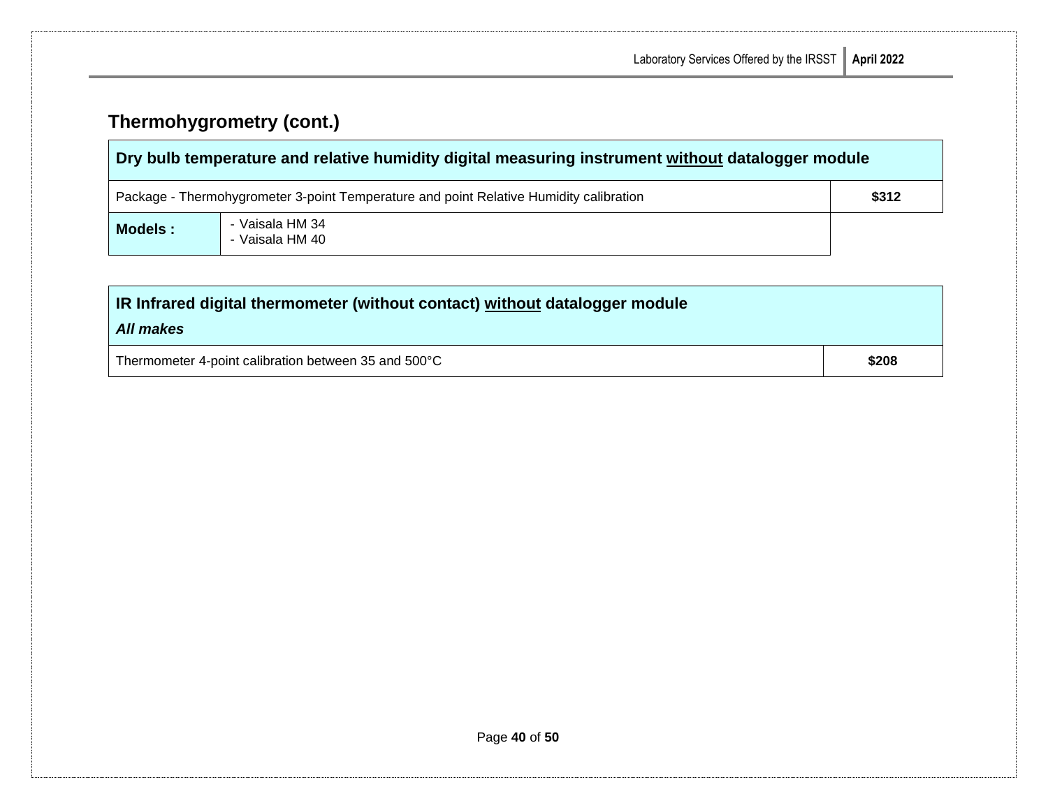## Thermohygrometry (cont.)

| **Dry bulb temperature and relative humidity digital measuring instrument <u>without</u> datalogger module** | | |
|---|---|---|
| Package - Thermohygrometer 3-point Temperature and point Relative Humidity calibration | | **$312** |
| **Models :** | - Vaisala HM 34<br>- Vaisala HM 40 | |

| **IR Infrared digital thermometer (without contact) <u>without</u> datalogger module**<br>***All makes*** | |
|---|---|
| Thermometer 4-point calibration between 35 and 500°C | **$208** |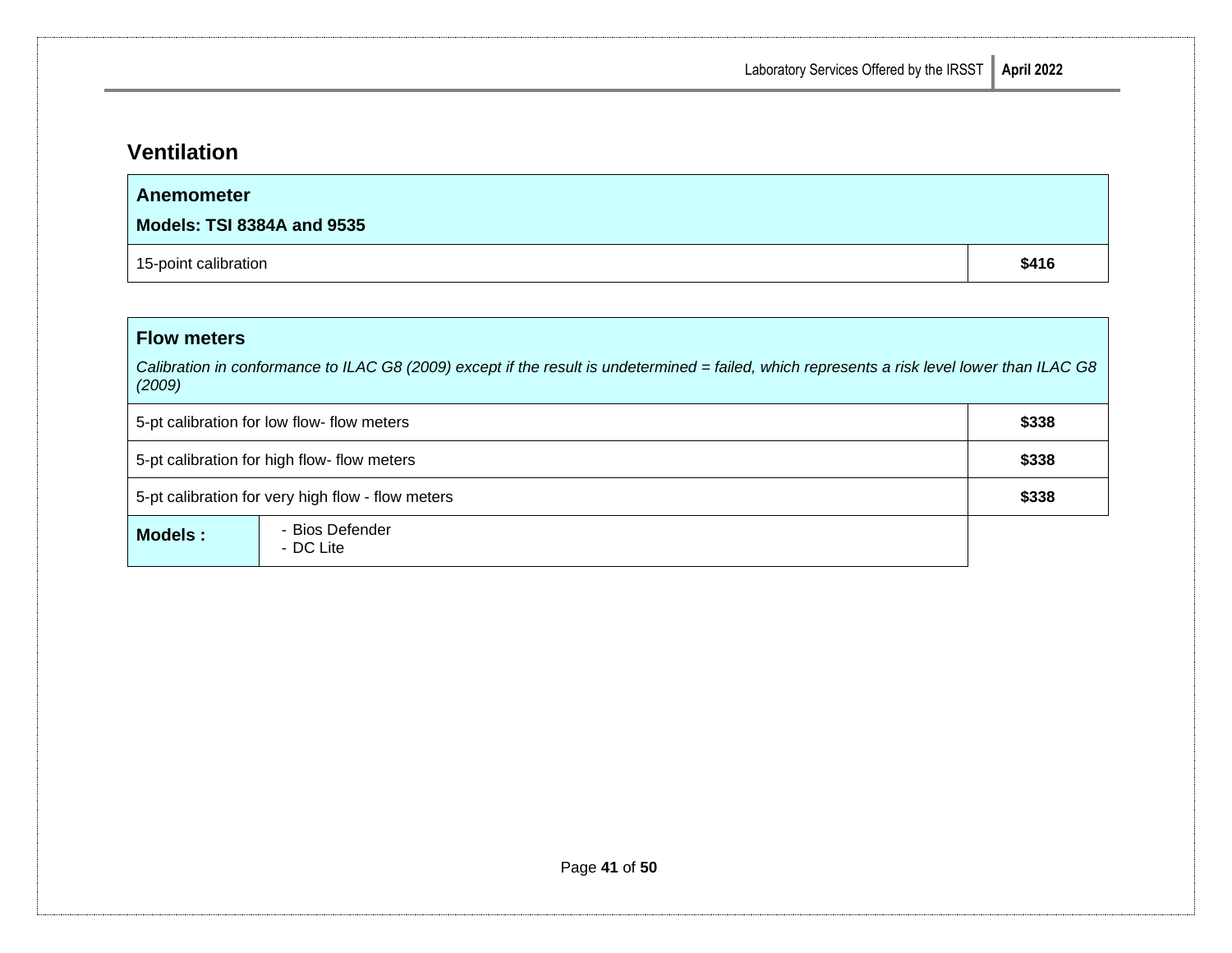## Ventilation

| **Anemometer**<br>**Models: TSI 8384A and 9535** | |
|---|---|
| 15-point calibration | **$416** |

| **Flow meters**<br>*Calibration in conformance to ILAC G8 (2009) except if the result is undetermined = failed, which represents a risk level lower than ILAC G8 (2009)* | | |
|---|---|---|
| 5-pt calibration for low flow- flow meters | | **$338** |
| 5-pt calibration for high flow- flow meters | | **$338** |
| 5-pt calibration for very high flow - flow meters | | **$338** |
| **Models :** | - Bios Defender<br>- DC Lite | |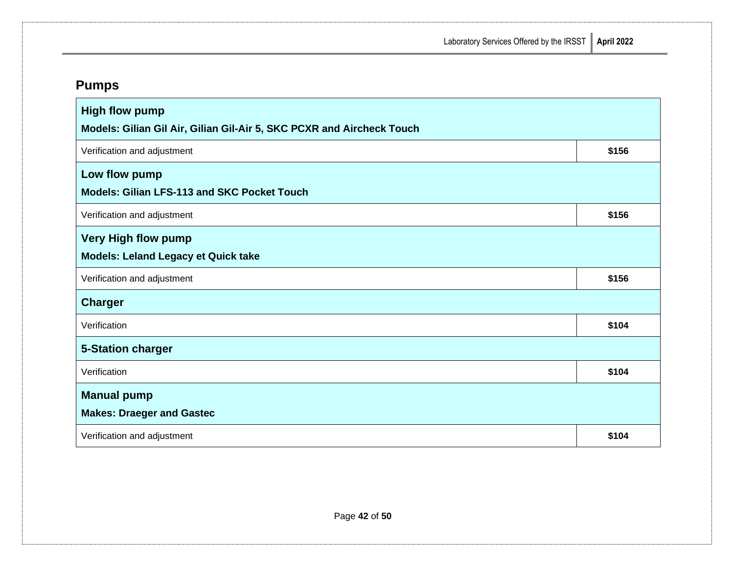## Pumps

| **High flow pump**<br>**Models: Gilian Gil Air, Gilian Gil-Air 5, SKC PCXR and Aircheck Touch** | |
|---|---|
| Verification and adjustment | **$156** |
| **Low flow pump**<br>**Models: Gilian LFS-113 and SKC Pocket Touch** | |
| Verification and adjustment | **$156** |
| **Very High flow pump**<br>**Models: Leland Legacy et Quick take** | |
| Verification and adjustment | **$156** |
| **Charger** | |
| Verification | **$104** |
| **5-Station charger** | |
| Verification | **$104** |
| **Manual pump**<br>**Makes: Draeger and Gastec** | |
| Verification and adjustment | **$104** |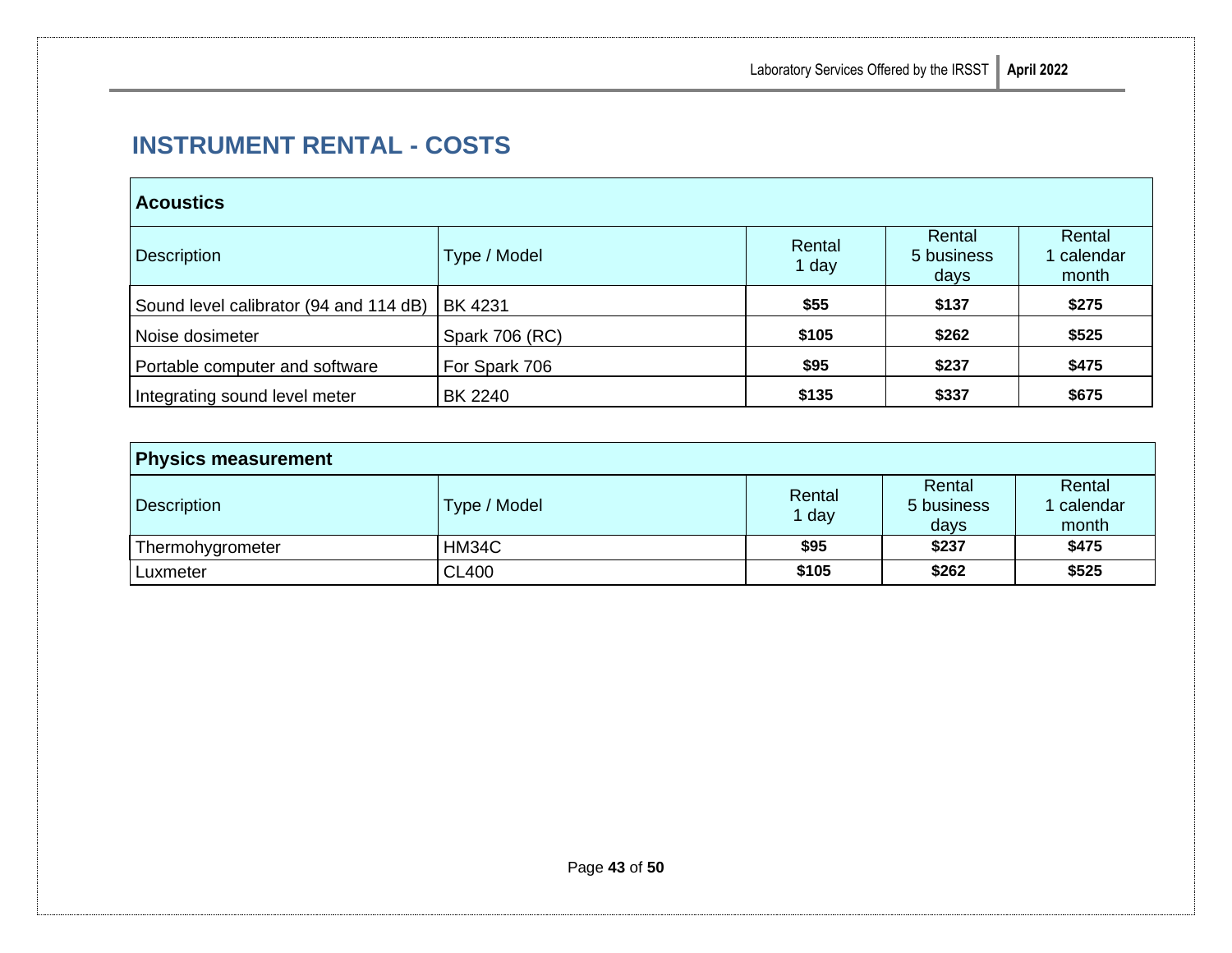## INSTRUMENT RENTAL - COSTS

| Acoustics | | | | |
|---|---|---|---|---|
| Description | Type / Model | Rental 1 day | Rental 5 business days | Rental 1 calendar month |
| Sound level calibrator (94 and 114 dB) | BK 4231 | **$55** | **$137** | **$275** |
| Noise dosimeter | Spark 706 (RC) | **$105** | **$262** | **$525** |
| Portable computer and software | For Spark 706 | **$95** | **$237** | **$475** |
| Integrating sound level meter | BK 2240 | **$135** | **$337** | **$675** |

| Physics measurement | | | | |
|---|---|---|---|---|
| Description | Type / Model | Rental 1 day | Rental 5 business days | Rental 1 calendar month |
| Thermohygrometer | HM34C | **$95** | **$237** | **$475** |
| Luxmeter | CL400 | **$105** | **$262** | **$525** |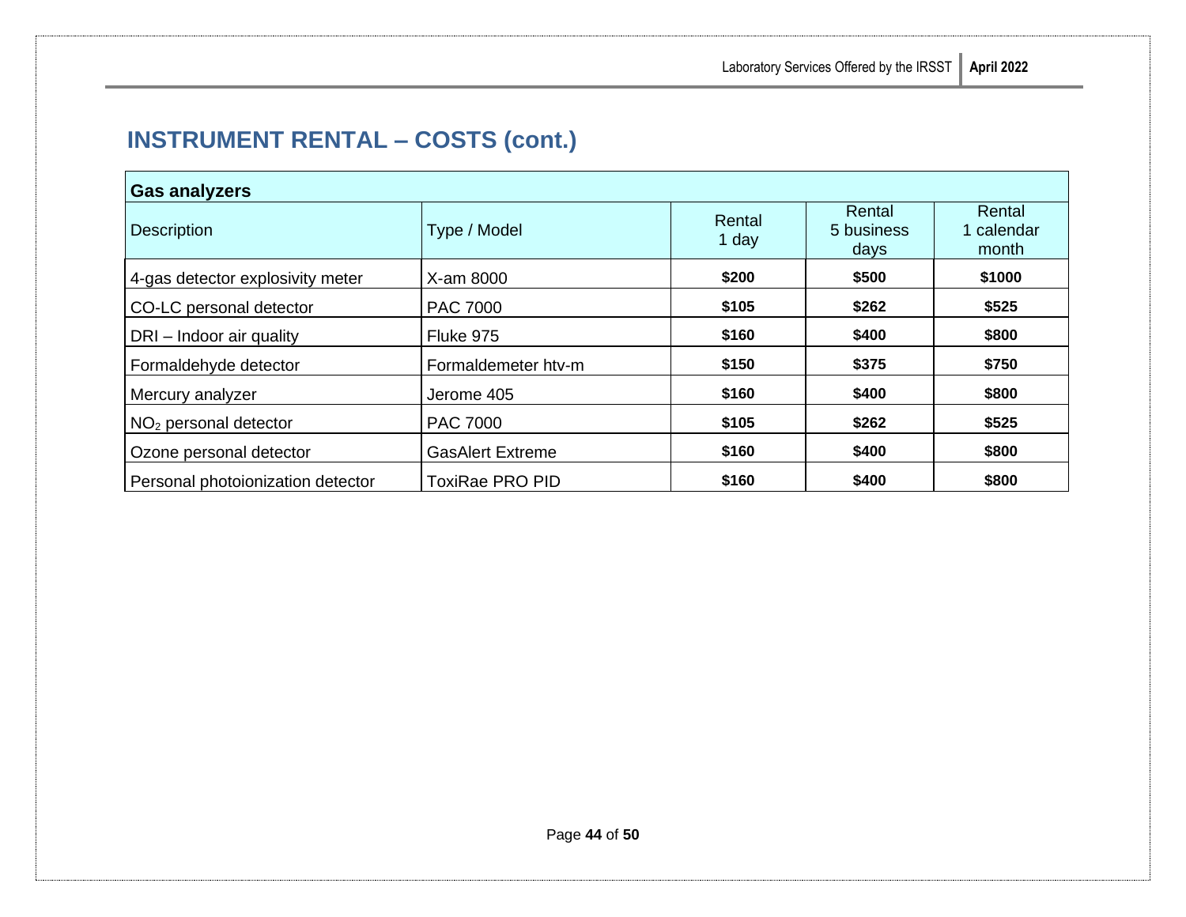## INSTRUMENT RENTAL – COSTS (cont.)

| Gas analyzers | | | | |
|---|---|---|---|---|
| Description | Type / Model | Rental 1 day | Rental 5 business days | Rental 1 calendar month |
| 4-gas detector explosivity meter | X-am 8000 | **$200** | **$500** | **$1000** |
| CO-LC personal detector | PAC 7000 | **$105** | **$262** | **$525** |
| DRI – Indoor air quality | Fluke 975 | **$160** | **$400** | **$800** |
| Formaldehyde detector | Formaldemeter htv-m | **$150** | **$375** | **$750** |
| Mercury analyzer | Jerome 405 | **$160** | **$400** | **$800** |
| $NO_2$ personal detector | PAC 7000 | **$105** | **$262** | **$525** |
| Ozone personal detector | GasAlert Extreme | **$160** | **$400** | **$800** |
| Personal photoionization detector | ToxiRae PRO PID | **$160** | **$400** | **$800** |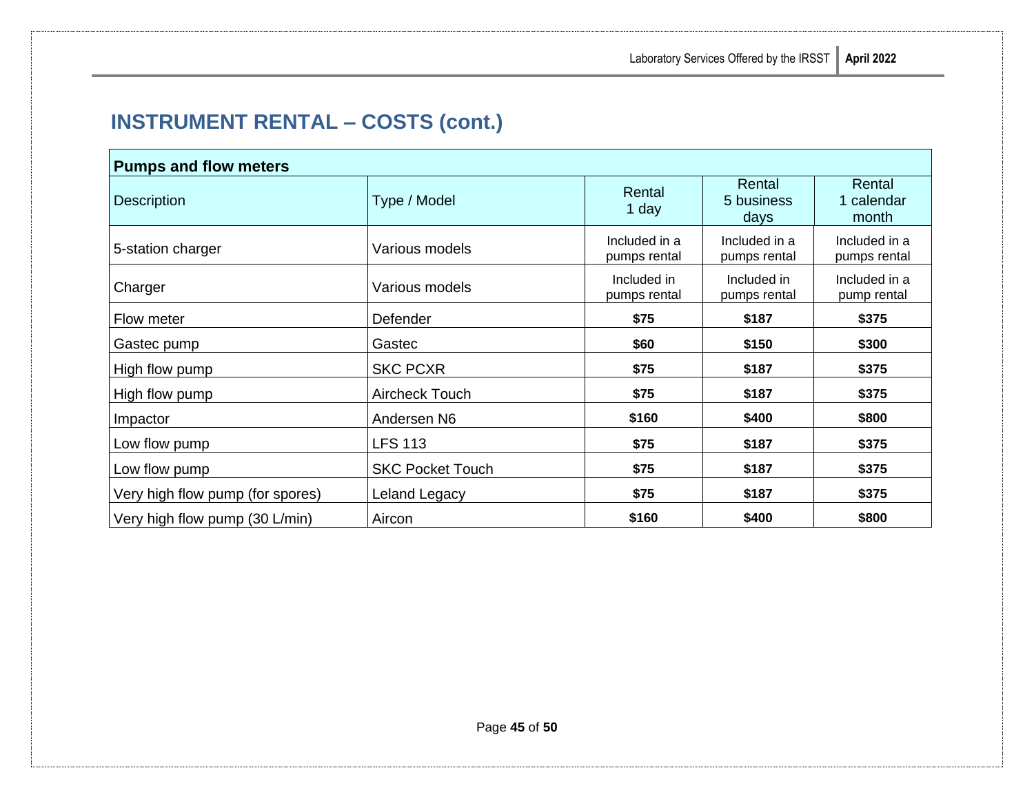## INSTRUMENT RENTAL – COSTS (cont.)

| Pumps and flow meters | | | | |
|---|---|---|---|---|
| Description | Type / Model | Rental 1 day | Rental 5 business days | Rental 1 calendar month |
| 5-station charger | Various models | Included in a pumps rental | Included in a pumps rental | Included in a pumps rental |
| Charger | Various models | Included in pumps rental | Included in pumps rental | Included in a pump rental |
| Flow meter | Defender | **$75** | **$187** | **$375** |
| Gastec pump | Gastec | **$60** | **$150** | **$300** |
| High flow pump | SKC PCXR | **$75** | **$187** | **$375** |
| High flow pump | Aircheck Touch | **$75** | **$187** | **$375** |
| Impactor | Andersen N6 | **$160** | **$400** | **$800** |
| Low flow pump | LFS 113 | **$75** | **$187** | **$375** |
| Low flow pump | SKC Pocket Touch | **$75** | **$187** | **$375** |
| Very high flow pump (for spores) | Leland Legacy | **$75** | **$187** | **$375** |
| Very high flow pump (30 L/min) | Aircon | **$160** | **$400** | **$800** |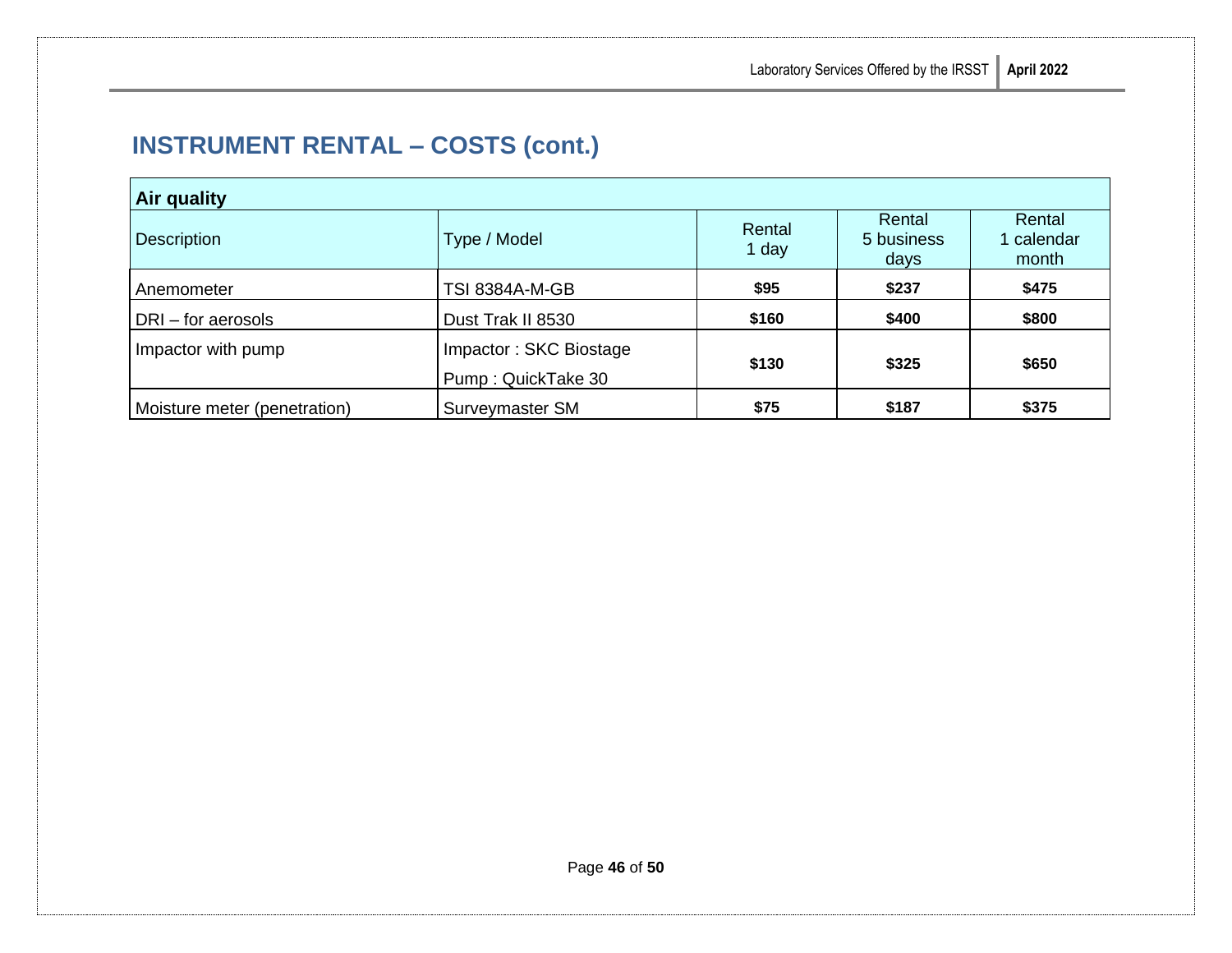## INSTRUMENT RENTAL – COSTS (cont.)

| Air quality | | | | |
|---|---|---|---|---|
| Description | Type / Model | Rental 1 day | Rental 5 business days | Rental 1 calendar month |
| Anemometer | TSI 8384A-M-GB | **$95** | **$237** | **$475** |
| DRI – for aerosols | Dust Trak II 8530 | **$160** | **$400** | **$800** |
| Impactor with pump | Impactor : SKC Biostage<br>Pump : QuickTake 30 | **$130** | **$325** | **$650** |
| Moisture meter (penetration) | Surveymaster SM | **$75** | **$187** | **$375** |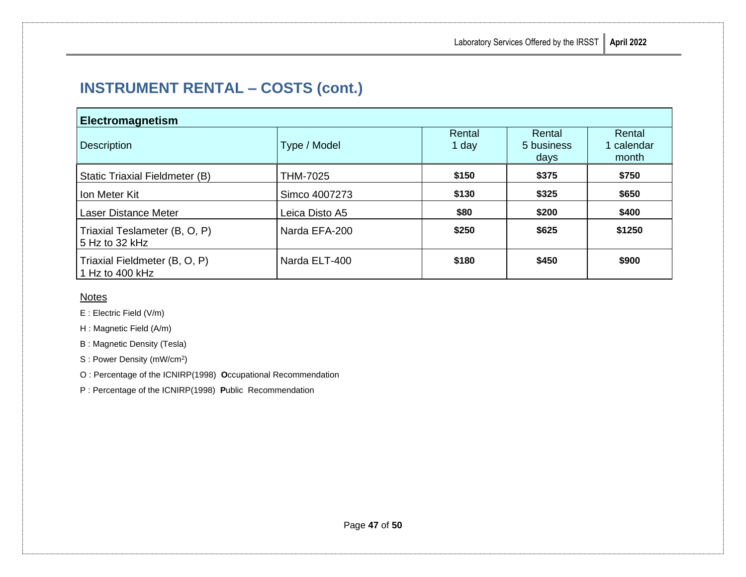# INSTRUMENT RENTAL – COSTS (cont.)

| **Electromagnetism** | | | | |
|---|---|---|---|---|
| Description | Type / Model | Rental 1 day | Rental 5 business days | Rental 1 calendar month |
| Static Triaxial Fieldmeter (B) | THM-7025 | **$150** | **$375** | **$750** |
| Ion Meter Kit | Simco 4007273 | **$130** | **$325** | **$650** |
| Laser Distance Meter | Leica Disto A5 | **$80** | **$200** | **$400** |
| Triaxial Teslameter (B, O, P) 5 Hz to 32 kHz | Narda EFA-200 | **$250** | **$625** | **$1250** |
| Triaxial Fieldmeter (B, O, P) 1 Hz to 400 kHz | Narda ELT-400 | **$180** | **$450** | **$900** |

Notes

E : Electric Field (V/m)

H : Magnetic Field (A/m)

B : Magnetic Density (Tesla)

S : Power Density ($mW/cm^2$)

O : Percentage of the ICNIRP(1998) **O**ccupational Recommendation

P : Percentage of the ICNIRP(1998) **P**ublic Recommendation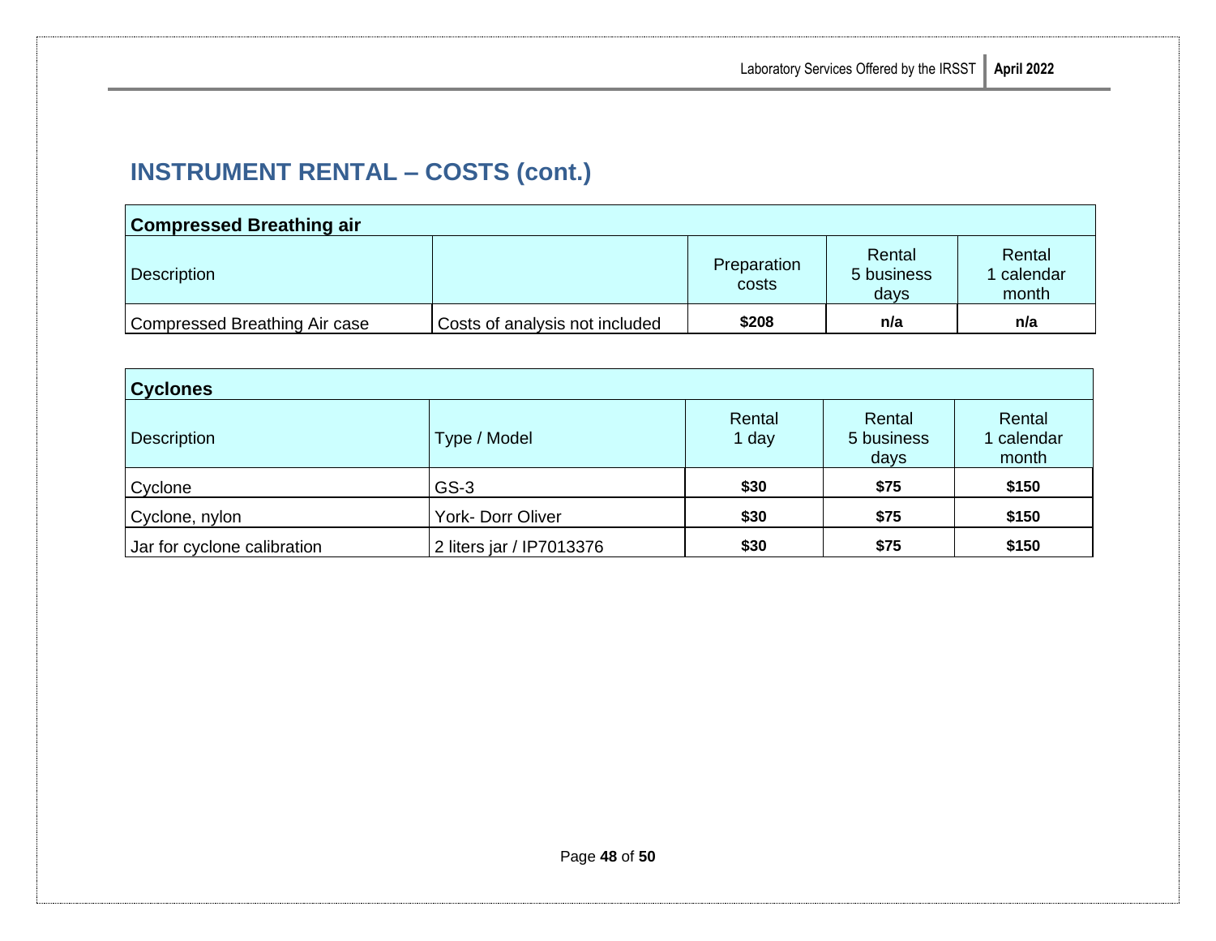## INSTRUMENT RENTAL – COSTS (cont.)

| Compressed Breathing air | | | | |
|---|---|---|---|---|
| Description | | Preparation costs | Rental 5 business days | Rental 1 calendar month |
| Compressed Breathing Air case | Costs of analysis not included | **$208** | **n/a** | **n/a** |

| Cyclones | | | | |
|---|---|---|---|---|
| Description | Type / Model | Rental 1 day | Rental 5 business days | Rental 1 calendar month |
| Cyclone | GS-3 | **$30** | **$75** | **$150** |
| Cyclone, nylon | York- Dorr Oliver | **$30** | **$75** | **$150** |
| Jar for cyclone calibration | 2 liters jar / IP7013376 | **$30** | **$75** | **$150** |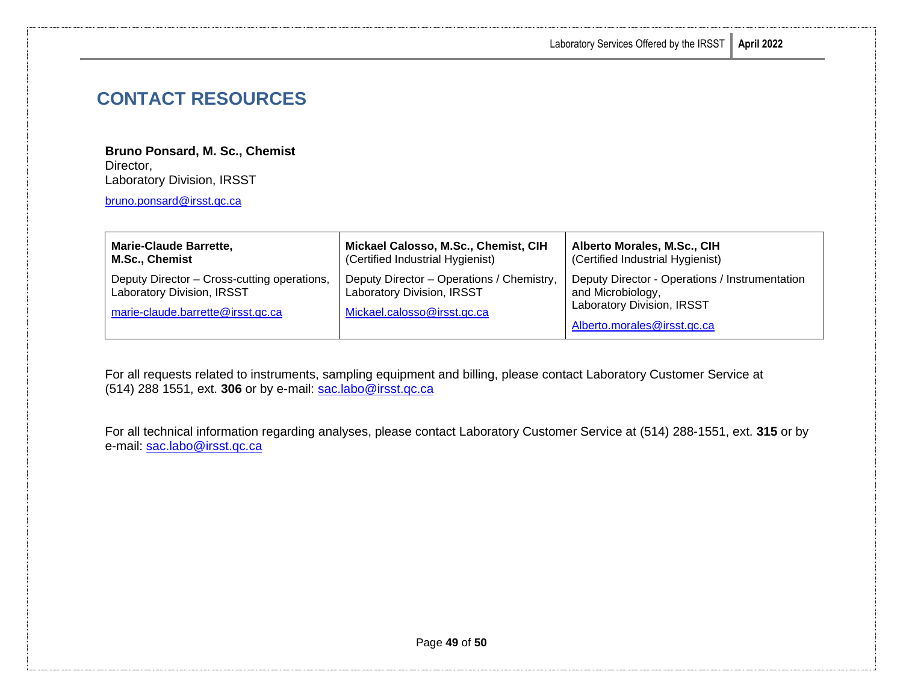# CONTACT RESOURCES

**Bruno Ponsard, M. Sc., Chemist**
Director,
Laboratory Division, IRSST

bruno.ponsard@irsst.qc.ca

| | | |
|---|---|---|
| **Marie-Claude Barrette, M.Sc., Chemist**<br><br>Deputy Director – Cross-cutting operations, Laboratory Division, IRSST<br><br>marie-claude.barrette@irsst.qc.ca | **Mickael Calosso, M.Sc., Chemist, CIH** (Certified Industrial Hygienist)<br><br>Deputy Director – Operations / Chemistry, Laboratory Division, IRSST<br><br>Mickael.calosso@irsst.qc.ca | **Alberto Morales, M.Sc., CIH** (Certified Industrial Hygienist)<br><br>Deputy Director - Operations / Instrumentation and Microbiology, Laboratory Division, IRSST<br><br>Alberto.morales@irsst.qc.ca |

For all requests related to instruments, sampling equipment and billing, please contact Laboratory Customer Service at (514) 288 1551, ext. **306** or by e-mail: sac.labo@irsst.qc.ca

For all technical information regarding analyses, please contact Laboratory Customer Service at (514) 288-1551, ext. **315** or by e-mail: sac.labo@irsst.qc.ca